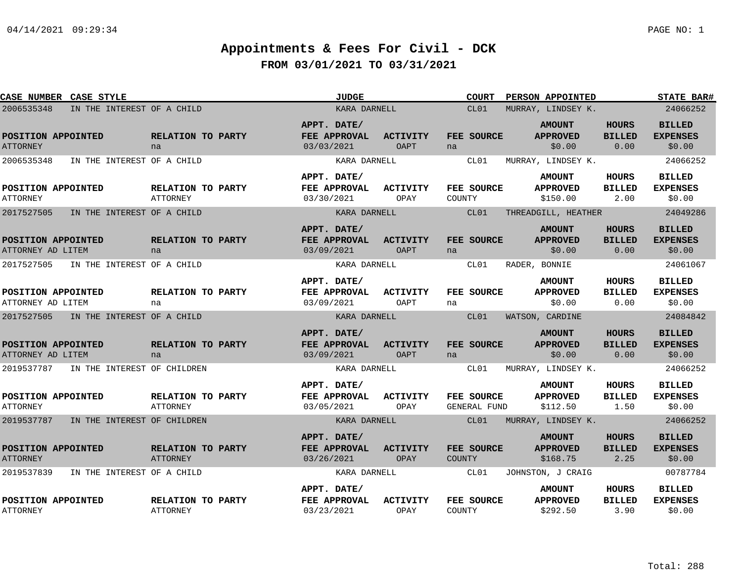# Appointments & Fees For Civil - DCK

## FROM 03/01/2021 TO 03/31/2021

| CASE NUMBER | CASE STYLE | POSITION APPOINTED | RELATION TO PARTY | JUDGE | APPT. DATE/ FEE APPROVAL | ACTIVITY | COURT | FEE SOURCE | PERSON APPOINTED | STATE BAR# | AMOUNT APPROVED | HOURS BILLED | BILLED EXPENSES |
|---|---|---|---|---|---|---|---|---|---|---|---|---|---|
| 2006535348 | IN THE INTEREST OF A CHILD | ATTORNEY | na | KARA DARNELL | 03/03/2021 | OAPT | CL01 | na | MURRAY, LINDSEY K. | 24066252 | $0.00 | 0.00 | $0.00 |
| 2006535348 | IN THE INTEREST OF A CHILD | ATTORNEY | ATTORNEY | KARA DARNELL | 03/30/2021 | OPAY | CL01 | COUNTY | MURRAY, LINDSEY K. | 24066252 | $150.00 | 2.00 | $0.00 |
| 2017527505 | IN THE INTEREST OF A CHILD | ATTORNEY AD LITEM | na | KARA DARNELL | 03/09/2021 | OAPT | CL01 | na | THREADGILL, HEATHER | 24049286 | $0.00 | 0.00 | $0.00 |
| 2017527505 | IN THE INTEREST OF A CHILD | ATTORNEY AD LITEM | na | KARA DARNELL | 03/09/2021 | OAPT | CL01 | na | RADER, BONNIE | 24061067 | $0.00 | 0.00 | $0.00 |
| 2017527505 | IN THE INTEREST OF A CHILD | ATTORNEY AD LITEM | na | KARA DARNELL | 03/09/2021 | OAPT | CL01 | na | WATSON, CARDINE | 24084842 | $0.00 | 0.00 | $0.00 |
| 2019537787 | IN THE INTEREST OF CHILDREN | ATTORNEY | ATTORNEY | KARA DARNELL | 03/05/2021 | OPAY | CL01 | GENERAL FUND | MURRAY, LINDSEY K. | 24066252 | $112.50 | 1.50 | $0.00 |
| 2019537787 | IN THE INTEREST OF CHILDREN | ATTORNEY | ATTORNEY | KARA DARNELL | 03/26/2021 | OPAY | CL01 | COUNTY | MURRAY, LINDSEY K. | 24066252 | $168.75 | 2.25 | $0.00 |
| 2019537839 | IN THE INTEREST OF A CHILD | ATTORNEY | ATTORNEY | KARA DARNELL | 03/23/2021 | OPAY | CL01 | COUNTY | JOHNSTON, J CRAIG | 00787784 | $292.50 | 3.90 | $0.00 |

Total: 288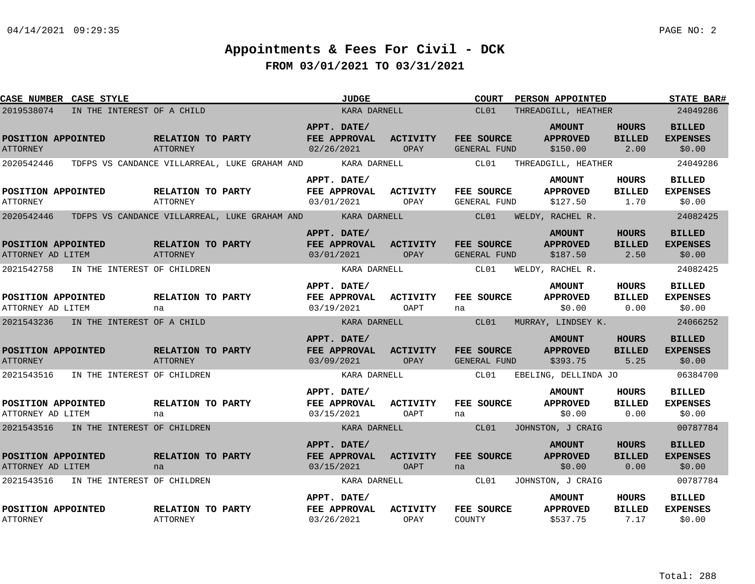# Appointments & Fees For Civil - DCK

## FROM 03/01/2021 TO 03/31/2021

| CASE NUMBER | CASE STYLE | JUDGE | COURT | PERSON APPOINTED | STATE BAR# |
|---|---|---|---|---|---|
| 2019538074 | IN THE INTEREST OF A CHILD | KARA DARNELL | CL01 | THREADGILL, HEATHER | 24049286 |

| POSITION APPOINTED | RELATION TO PARTY | APPT. DATE/ FEE APPROVAL | ACTIVITY | FEE SOURCE | AMOUNT APPROVED | HOURS BILLED | BILLED EXPENSES |
|---|---|---|---|---|---|---|---|
| ATTORNEY | ATTORNEY | 02/26/2021 | OPAY | GENERAL FUND | $150.00 | 2.00 | $0.00 |

| CASE NUMBER | CASE STYLE | JUDGE | COURT | PERSON APPOINTED | STATE BAR# |
|---|---|---|---|---|---|
| 2020542446 | TDFPS VS CANDANCE VILLARREAL, LUKE GRAHAM AND | KARA DARNELL | CL01 | THREADGILL, HEATHER | 24049286 |

| POSITION APPOINTED | RELATION TO PARTY | APPT. DATE/ FEE APPROVAL | ACTIVITY | FEE SOURCE | AMOUNT APPROVED | HOURS BILLED | BILLED EXPENSES |
|---|---|---|---|---|---|---|---|
| ATTORNEY | ATTORNEY | 03/01/2021 | OPAY | GENERAL FUND | $127.50 | 1.70 | $0.00 |

| CASE NUMBER | CASE STYLE | JUDGE | COURT | PERSON APPOINTED | STATE BAR# |
|---|---|---|---|---|---|
| 2020542446 | TDFPS VS CANDANCE VILLARREAL, LUKE GRAHAM AND | KARA DARNELL | CL01 | WELDY, RACHEL R. | 24082425 |

| POSITION APPOINTED | RELATION TO PARTY | APPT. DATE/ FEE APPROVAL | ACTIVITY | FEE SOURCE | AMOUNT APPROVED | HOURS BILLED | BILLED EXPENSES |
|---|---|---|---|---|---|---|---|
| ATTORNEY AD LITEM | ATTORNEY | 03/01/2021 | OPAY | GENERAL FUND | $187.50 | 2.50 | $0.00 |

| CASE NUMBER | CASE STYLE | JUDGE | COURT | PERSON APPOINTED | STATE BAR# |
|---|---|---|---|---|---|
| 2021542758 | IN THE INTEREST OF CHILDREN | KARA DARNELL | CL01 | WELDY, RACHEL R. | 24082425 |

| POSITION APPOINTED | RELATION TO PARTY | APPT. DATE/ FEE APPROVAL | ACTIVITY | FEE SOURCE | AMOUNT APPROVED | HOURS BILLED | BILLED EXPENSES |
|---|---|---|---|---|---|---|---|
| ATTORNEY AD LITEM | na | 03/19/2021 | OAPT | na | $0.00 | 0.00 | $0.00 |

| CASE NUMBER | CASE STYLE | JUDGE | COURT | PERSON APPOINTED | STATE BAR# |
|---|---|---|---|---|---|
| 2021543236 | IN THE INTEREST OF A CHILD | KARA DARNELL | CL01 | MURRAY, LINDSEY K. | 24066252 |

| POSITION APPOINTED | RELATION TO PARTY | APPT. DATE/ FEE APPROVAL | ACTIVITY | FEE SOURCE | AMOUNT APPROVED | HOURS BILLED | BILLED EXPENSES |
|---|---|---|---|---|---|---|---|
| ATTORNEY | ATTORNEY | 03/09/2021 | OPAY | GENERAL FUND | $393.75 | 5.25 | $0.00 |

| CASE NUMBER | CASE STYLE | JUDGE | COURT | PERSON APPOINTED | STATE BAR# |
|---|---|---|---|---|---|
| 2021543516 | IN THE INTEREST OF CHILDREN | KARA DARNELL | CL01 | EBELING, DELLINDA JO | 06384700 |

| POSITION APPOINTED | RELATION TO PARTY | APPT. DATE/ FEE APPROVAL | ACTIVITY | FEE SOURCE | AMOUNT APPROVED | HOURS BILLED | BILLED EXPENSES |
|---|---|---|---|---|---|---|---|
| ATTORNEY AD LITEM | na | 03/15/2021 | OAPT | na | $0.00 | 0.00 | $0.00 |

| CASE NUMBER | CASE STYLE | JUDGE | COURT | PERSON APPOINTED | STATE BAR# |
|---|---|---|---|---|---|
| 2021543516 | IN THE INTEREST OF CHILDREN | KARA DARNELL | CL01 | JOHNSTON, J CRAIG | 00787784 |

| POSITION APPOINTED | RELATION TO PARTY | APPT. DATE/ FEE APPROVAL | ACTIVITY | FEE SOURCE | AMOUNT APPROVED | HOURS BILLED | BILLED EXPENSES |
|---|---|---|---|---|---|---|---|
| ATTORNEY AD LITEM | na | 03/15/2021 | OAPT | na | $0.00 | 0.00 | $0.00 |

| CASE NUMBER | CASE STYLE | JUDGE | COURT | PERSON APPOINTED | STATE BAR# |
|---|---|---|---|---|---|
| 2021543516 | IN THE INTEREST OF CHILDREN | KARA DARNELL | CL01 | JOHNSTON, J CRAIG | 00787784 |

| POSITION APPOINTED | RELATION TO PARTY | APPT. DATE/ FEE APPROVAL | ACTIVITY | FEE SOURCE | AMOUNT APPROVED | HOURS BILLED | BILLED EXPENSES |
|---|---|---|---|---|---|---|---|
| ATTORNEY | ATTORNEY | 03/26/2021 | OPAY | COUNTY | $537.75 | 7.17 | $0.00 |

Total: 288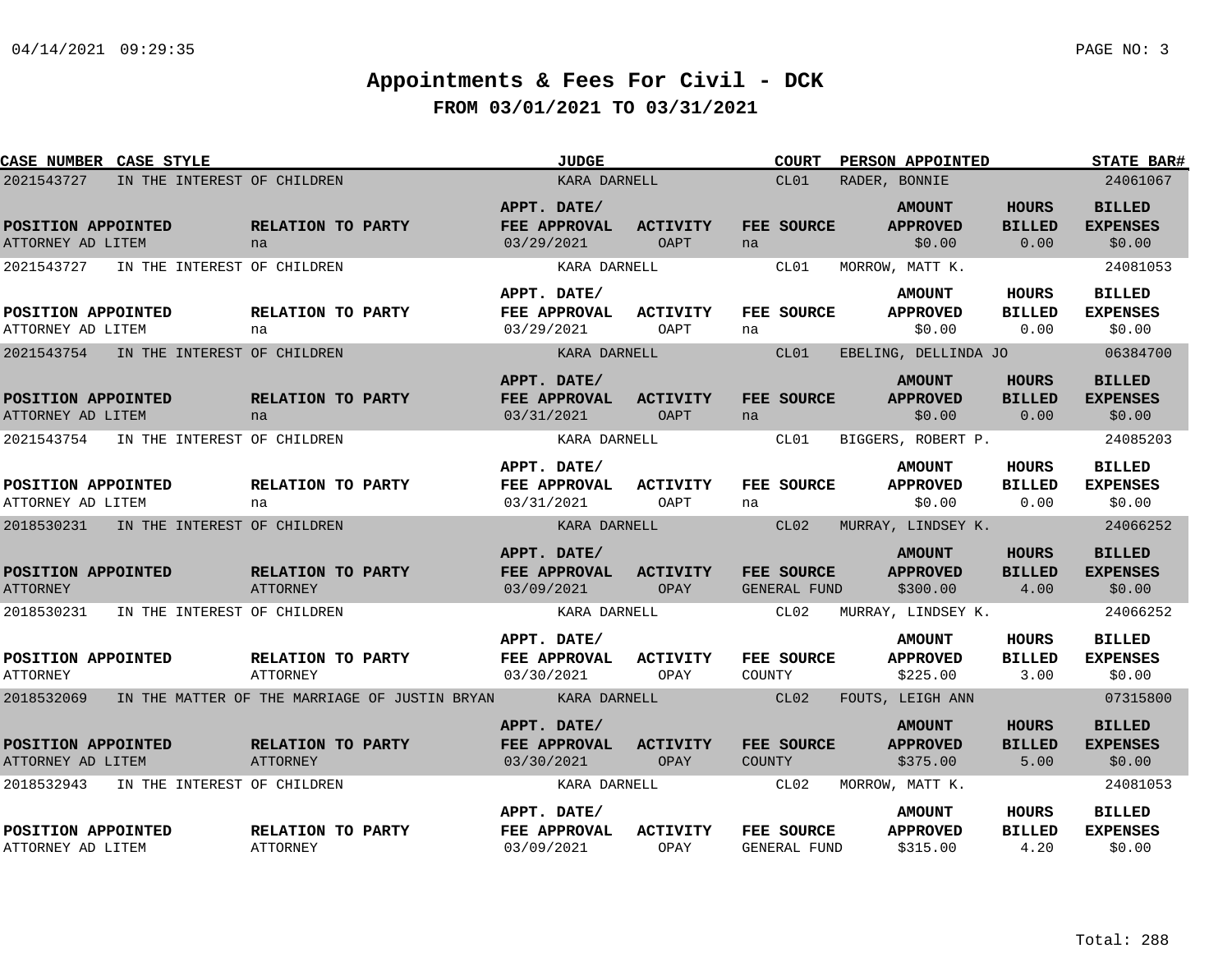# Appointments & Fees For Civil - DCK

## FROM 03/01/2021 TO 03/31/2021

| CASE NUMBER | CASE STYLE | JUDGE | COURT | PERSON APPOINTED | STATE BAR# |
|---|---|---|---|---|---|
| 2021543727 | IN THE INTEREST OF CHILDREN | KARA DARNELL | CL01 | RADER, BONNIE | 24061067 |

| POSITION APPOINTED | RELATION TO PARTY | APPT. DATE/ FEE APPROVAL | ACTIVITY | FEE SOURCE | AMOUNT APPROVED | HOURS BILLED | BILLED EXPENSES |
|---|---|---|---|---|---|---|---|
| ATTORNEY AD LITEM | na | 03/29/2021 | OAPT | na | $0.00 | 0.00 | $0.00 |

| CASE NUMBER | CASE STYLE | JUDGE | COURT | PERSON APPOINTED | STATE BAR# |
|---|---|---|---|---|---|
| 2021543727 | IN THE INTEREST OF CHILDREN | KARA DARNELL | CL01 | MORROW, MATT K. | 24081053 |

| POSITION APPOINTED | RELATION TO PARTY | APPT. DATE/ FEE APPROVAL | ACTIVITY | FEE SOURCE | AMOUNT APPROVED | HOURS BILLED | BILLED EXPENSES |
|---|---|---|---|---|---|---|---|
| ATTORNEY AD LITEM | na | 03/29/2021 | OAPT | na | $0.00 | 0.00 | $0.00 |

| CASE NUMBER | CASE STYLE | JUDGE | COURT | PERSON APPOINTED | STATE BAR# |
|---|---|---|---|---|---|
| 2021543754 | IN THE INTEREST OF CHILDREN | KARA DARNELL | CL01 | EBELING, DELLINDA JO | 06384700 |

| POSITION APPOINTED | RELATION TO PARTY | APPT. DATE/ FEE APPROVAL | ACTIVITY | FEE SOURCE | AMOUNT APPROVED | HOURS BILLED | BILLED EXPENSES |
|---|---|---|---|---|---|---|---|
| ATTORNEY AD LITEM | na | 03/31/2021 | OAPT | na | $0.00 | 0.00 | $0.00 |

| CASE NUMBER | CASE STYLE | JUDGE | COURT | PERSON APPOINTED | STATE BAR# |
|---|---|---|---|---|---|
| 2021543754 | IN THE INTEREST OF CHILDREN | KARA DARNELL | CL01 | BIGGERS, ROBERT P. | 24085203 |

| POSITION APPOINTED | RELATION TO PARTY | APPT. DATE/ FEE APPROVAL | ACTIVITY | FEE SOURCE | AMOUNT APPROVED | HOURS BILLED | BILLED EXPENSES |
|---|---|---|---|---|---|---|---|
| ATTORNEY AD LITEM | na | 03/31/2021 | OAPT | na | $0.00 | 0.00 | $0.00 |

| CASE NUMBER | CASE STYLE | JUDGE | COURT | PERSON APPOINTED | STATE BAR# |
|---|---|---|---|---|---|
| 2018530231 | IN THE INTEREST OF CHILDREN | KARA DARNELL | CL02 | MURRAY, LINDSEY K. | 24066252 |

| POSITION APPOINTED | RELATION TO PARTY | APPT. DATE/ FEE APPROVAL | ACTIVITY | FEE SOURCE | AMOUNT APPROVED | HOURS BILLED | BILLED EXPENSES |
|---|---|---|---|---|---|---|---|
| ATTORNEY | ATTORNEY | 03/09/2021 | OPAY | GENERAL FUND | $300.00 | 4.00 | $0.00 |

| CASE NUMBER | CASE STYLE | JUDGE | COURT | PERSON APPOINTED | STATE BAR# |
|---|---|---|---|---|---|
| 2018530231 | IN THE INTEREST OF CHILDREN | KARA DARNELL | CL02 | MURRAY, LINDSEY K. | 24066252 |

| POSITION APPOINTED | RELATION TO PARTY | APPT. DATE/ FEE APPROVAL | ACTIVITY | FEE SOURCE | AMOUNT APPROVED | HOURS BILLED | BILLED EXPENSES |
|---|---|---|---|---|---|---|---|
| ATTORNEY | ATTORNEY | 03/30/2021 | OPAY | COUNTY | $225.00 | 3.00 | $0.00 |

| CASE NUMBER | CASE STYLE | JUDGE | COURT | PERSON APPOINTED | STATE BAR# |
|---|---|---|---|---|---|
| 2018532069 | IN THE MATTER OF THE MARRIAGE OF JUSTIN BRYAN | KARA DARNELL | CL02 | FOUTS, LEIGH ANN | 07315800 |

| POSITION APPOINTED | RELATION TO PARTY | APPT. DATE/ FEE APPROVAL | ACTIVITY | FEE SOURCE | AMOUNT APPROVED | HOURS BILLED | BILLED EXPENSES |
|---|---|---|---|---|---|---|---|
| ATTORNEY AD LITEM | ATTORNEY | 03/30/2021 | OPAY | COUNTY | $375.00 | 5.00 | $0.00 |

| CASE NUMBER | CASE STYLE | JUDGE | COURT | PERSON APPOINTED | STATE BAR# |
|---|---|---|---|---|---|
| 2018532943 | IN THE INTEREST OF CHILDREN | KARA DARNELL | CL02 | MORROW, MATT K. | 24081053 |

| POSITION APPOINTED | RELATION TO PARTY | APPT. DATE/ FEE APPROVAL | ACTIVITY | FEE SOURCE | AMOUNT APPROVED | HOURS BILLED | BILLED EXPENSES |
|---|---|---|---|---|---|---|---|
| ATTORNEY AD LITEM | ATTORNEY | 03/09/2021 | OPAY | GENERAL FUND | $315.00 | 4.20 | $0.00 |

Total: 288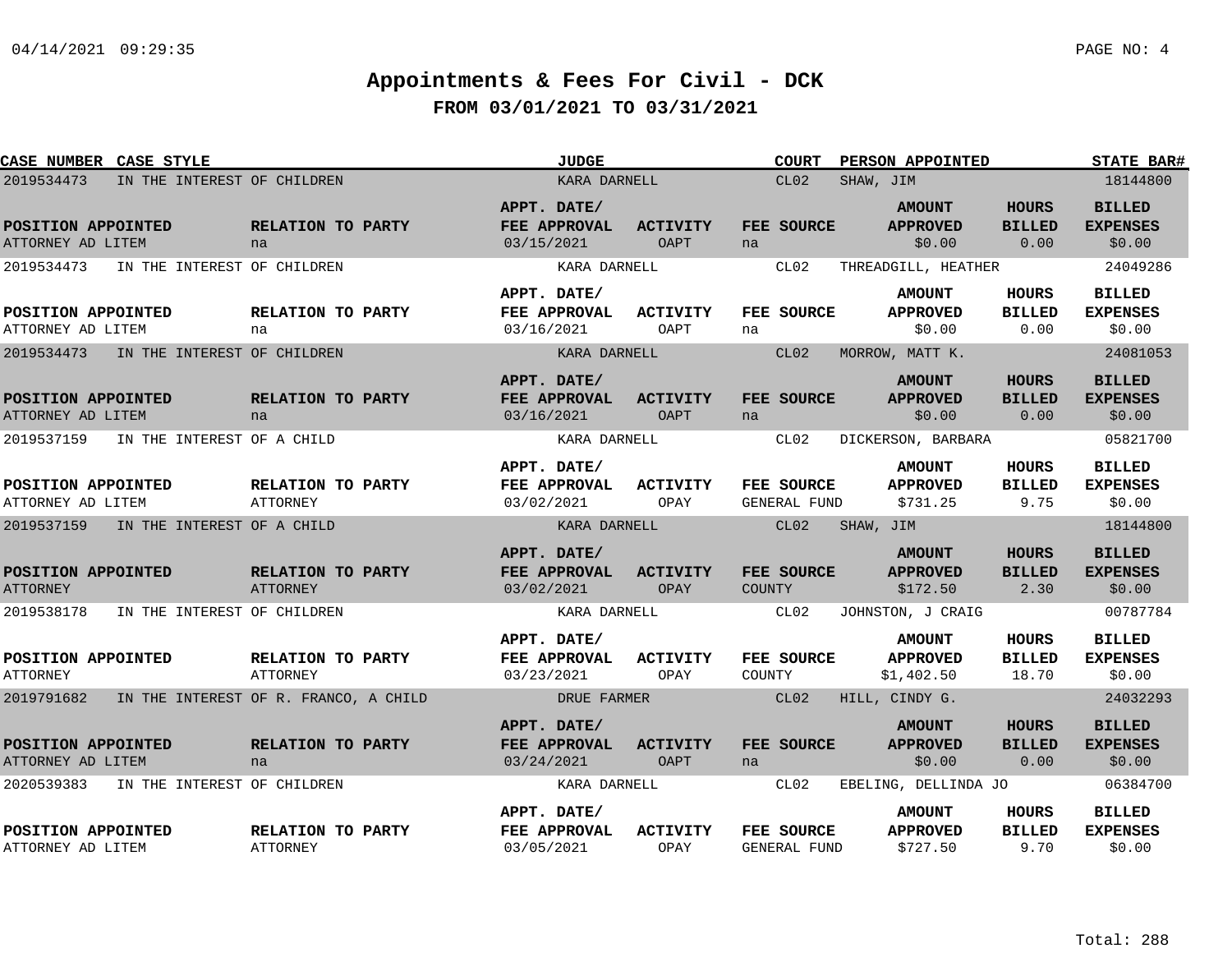# Appointments & Fees For Civil - DCK

## FROM 03/01/2021 TO 03/31/2021

| CASE NUMBER | CASE STYLE | JUDGE | COURT | PERSON APPOINTED | STATE BAR# |
|---|---|---|---|---|---|
| 2019534473 | IN THE INTEREST OF CHILDREN | KARA DARNELL | CL02 | SHAW, JIM | 18144800 |

| POSITION APPOINTED | RELATION TO PARTY | APPT. DATE/ FEE APPROVAL | ACTIVITY | FEE SOURCE | AMOUNT APPROVED | HOURS BILLED | BILLED EXPENSES |
|---|---|---|---|---|---|---|---|
| ATTORNEY AD LITEM | na | 03/15/2021 | OAPT | na | $0.00 | 0.00 | $0.00 |

| CASE NUMBER | CASE STYLE | JUDGE | COURT | PERSON APPOINTED | STATE BAR# |
|---|---|---|---|---|---|
| 2019534473 | IN THE INTEREST OF CHILDREN | KARA DARNELL | CL02 | THREADGILL, HEATHER | 24049286 |

| POSITION APPOINTED | RELATION TO PARTY | APPT. DATE/ FEE APPROVAL | ACTIVITY | FEE SOURCE | AMOUNT APPROVED | HOURS BILLED | BILLED EXPENSES |
|---|---|---|---|---|---|---|---|
| ATTORNEY AD LITEM | na | 03/16/2021 | OAPT | na | $0.00 | 0.00 | $0.00 |

| CASE NUMBER | CASE STYLE | JUDGE | COURT | PERSON APPOINTED | STATE BAR# |
|---|---|---|---|---|---|
| 2019534473 | IN THE INTEREST OF CHILDREN | KARA DARNELL | CL02 | MORROW, MATT K. | 24081053 |

| POSITION APPOINTED | RELATION TO PARTY | APPT. DATE/ FEE APPROVAL | ACTIVITY | FEE SOURCE | AMOUNT APPROVED | HOURS BILLED | BILLED EXPENSES |
|---|---|---|---|---|---|---|---|
| ATTORNEY AD LITEM | na | 03/16/2021 | OAPT | na | $0.00 | 0.00 | $0.00 |

| CASE NUMBER | CASE STYLE | JUDGE | COURT | PERSON APPOINTED | STATE BAR# |
|---|---|---|---|---|---|
| 2019537159 | IN THE INTEREST OF A CHILD | KARA DARNELL | CL02 | DICKERSON, BARBARA | 05821700 |

| POSITION APPOINTED | RELATION TO PARTY | APPT. DATE/ FEE APPROVAL | ACTIVITY | FEE SOURCE | AMOUNT APPROVED | HOURS BILLED | BILLED EXPENSES |
|---|---|---|---|---|---|---|---|
| ATTORNEY AD LITEM | ATTORNEY | 03/02/2021 | OPAY | GENERAL FUND | $731.25 | 9.75 | $0.00 |

| CASE NUMBER | CASE STYLE | JUDGE | COURT | PERSON APPOINTED | STATE BAR# |
|---|---|---|---|---|---|
| 2019537159 | IN THE INTEREST OF A CHILD | KARA DARNELL | CL02 | SHAW, JIM | 18144800 |

| POSITION APPOINTED | RELATION TO PARTY | APPT. DATE/ FEE APPROVAL | ACTIVITY | FEE SOURCE | AMOUNT APPROVED | HOURS BILLED | BILLED EXPENSES |
|---|---|---|---|---|---|---|---|
| ATTORNEY | ATTORNEY | 03/02/2021 | OPAY | COUNTY | $172.50 | 2.30 | $0.00 |

| CASE NUMBER | CASE STYLE | JUDGE | COURT | PERSON APPOINTED | STATE BAR# |
|---|---|---|---|---|---|
| 2019538178 | IN THE INTEREST OF CHILDREN | KARA DARNELL | CL02 | JOHNSTON, J CRAIG | 00787784 |

| POSITION APPOINTED | RELATION TO PARTY | APPT. DATE/ FEE APPROVAL | ACTIVITY | FEE SOURCE | AMOUNT APPROVED | HOURS BILLED | BILLED EXPENSES |
|---|---|---|---|---|---|---|---|
| ATTORNEY | ATTORNEY | 03/23/2021 | OPAY | COUNTY | $1,402.50 | 18.70 | $0.00 |

| CASE NUMBER | CASE STYLE | JUDGE | COURT | PERSON APPOINTED | STATE BAR# |
|---|---|---|---|---|---|
| 2019791682 | IN THE INTEREST OF R. FRANCO, A CHILD | DRUE FARMER | CL02 | HILL, CINDY G. | 24032293 |

| POSITION APPOINTED | RELATION TO PARTY | APPT. DATE/ FEE APPROVAL | ACTIVITY | FEE SOURCE | AMOUNT APPROVED | HOURS BILLED | BILLED EXPENSES |
|---|---|---|---|---|---|---|---|
| ATTORNEY AD LITEM | na | 03/24/2021 | OAPT | na | $0.00 | 0.00 | $0.00 |

| CASE NUMBER | CASE STYLE | JUDGE | COURT | PERSON APPOINTED | STATE BAR# |
|---|---|---|---|---|---|
| 2020539383 | IN THE INTEREST OF CHILDREN | KARA DARNELL | CL02 | EBELING, DELLINDA JO | 06384700 |

| POSITION APPOINTED | RELATION TO PARTY | APPT. DATE/ FEE APPROVAL | ACTIVITY | FEE SOURCE | AMOUNT APPROVED | HOURS BILLED | BILLED EXPENSES |
|---|---|---|---|---|---|---|---|
| ATTORNEY AD LITEM | ATTORNEY | 03/05/2021 | OPAY | GENERAL FUND | $727.50 | 9.70 | $0.00 |

Total: 288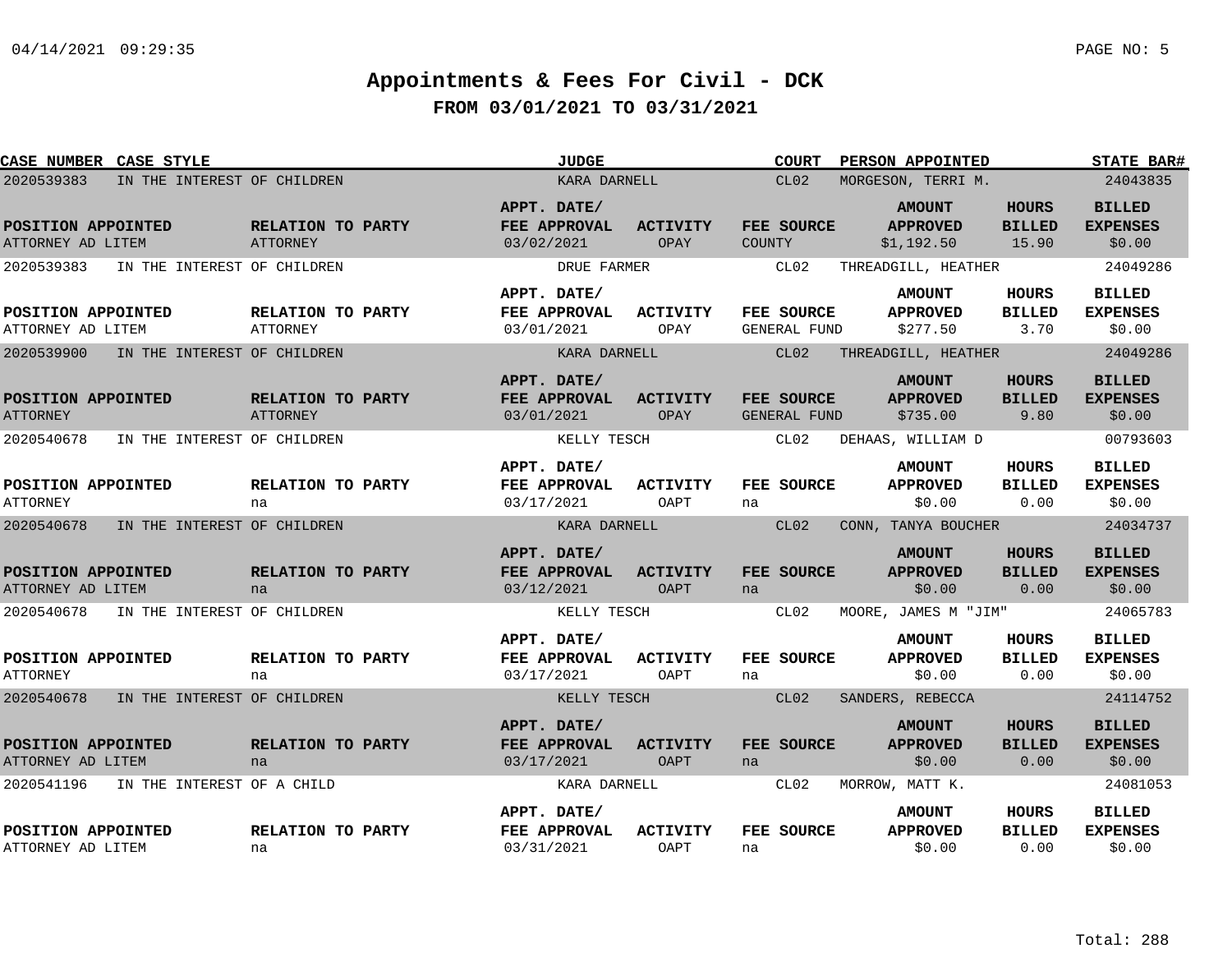# Appointments & Fees For Civil - DCK

## FROM 03/01/2021 TO 03/31/2021

| CASE NUMBER | CASE STYLE | JUDGE | COURT | PERSON APPOINTED | STATE BAR# |
|---|---|---|---|---|---|
| 2020539383 | IN THE INTEREST OF CHILDREN | KARA DARNELL | CL02 | MORGESON, TERRI M. | 24043835 |

| POSITION APPOINTED | RELATION TO PARTY | APPT. DATE/ FEE APPROVAL | ACTIVITY | FEE SOURCE | AMOUNT APPROVED | HOURS BILLED | BILLED EXPENSES |
|---|---|---|---|---|---|---|---|
| ATTORNEY AD LITEM | ATTORNEY | 03/02/2021 | OPAY | COUNTY | $1,192.50 | 15.90 | $0.00 |

| CASE NUMBER | CASE STYLE | JUDGE | COURT | PERSON APPOINTED | STATE BAR# |
|---|---|---|---|---|---|
| 2020539383 | IN THE INTEREST OF CHILDREN | DRUE FARMER | CL02 | THREADGILL, HEATHER | 24049286 |

| POSITION APPOINTED | RELATION TO PARTY | APPT. DATE/ FEE APPROVAL | ACTIVITY | FEE SOURCE | AMOUNT APPROVED | HOURS BILLED | BILLED EXPENSES |
|---|---|---|---|---|---|---|---|
| ATTORNEY AD LITEM | ATTORNEY | 03/01/2021 | OPAY | GENERAL FUND | $277.50 | 3.70 | $0.00 |

| CASE NUMBER | CASE STYLE | JUDGE | COURT | PERSON APPOINTED | STATE BAR# |
|---|---|---|---|---|---|
| 2020539900 | IN THE INTEREST OF CHILDREN | KARA DARNELL | CL02 | THREADGILL, HEATHER | 24049286 |

| POSITION APPOINTED | RELATION TO PARTY | APPT. DATE/ FEE APPROVAL | ACTIVITY | FEE SOURCE | AMOUNT APPROVED | HOURS BILLED | BILLED EXPENSES |
|---|---|---|---|---|---|---|---|
| ATTORNEY | ATTORNEY | 03/01/2021 | OPAY | GENERAL FUND | $735.00 | 9.80 | $0.00 |

| CASE NUMBER | CASE STYLE | JUDGE | COURT | PERSON APPOINTED | STATE BAR# |
|---|---|---|---|---|---|
| 2020540678 | IN THE INTEREST OF CHILDREN | KELLY TESCH | CL02 | DEHAAS, WILLIAM D | 00793603 |

| POSITION APPOINTED | RELATION TO PARTY | APPT. DATE/ FEE APPROVAL | ACTIVITY | FEE SOURCE | AMOUNT APPROVED | HOURS BILLED | BILLED EXPENSES |
|---|---|---|---|---|---|---|---|
| ATTORNEY | na | 03/17/2021 | OAPT | na | $0.00 | 0.00 | $0.00 |

| CASE NUMBER | CASE STYLE | JUDGE | COURT | PERSON APPOINTED | STATE BAR# |
|---|---|---|---|---|---|
| 2020540678 | IN THE INTEREST OF CHILDREN | KARA DARNELL | CL02 | CONN, TANYA BOUCHER | 24034737 |

| POSITION APPOINTED | RELATION TO PARTY | APPT. DATE/ FEE APPROVAL | ACTIVITY | FEE SOURCE | AMOUNT APPROVED | HOURS BILLED | BILLED EXPENSES |
|---|---|---|---|---|---|---|---|
| ATTORNEY AD LITEM | na | 03/12/2021 | OAPT | na | $0.00 | 0.00 | $0.00 |

| CASE NUMBER | CASE STYLE | JUDGE | COURT | PERSON APPOINTED | STATE BAR# |
|---|---|---|---|---|---|
| 2020540678 | IN THE INTEREST OF CHILDREN | KELLY TESCH | CL02 | MOORE, JAMES M "JIM" | 24065783 |

| POSITION APPOINTED | RELATION TO PARTY | APPT. DATE/ FEE APPROVAL | ACTIVITY | FEE SOURCE | AMOUNT APPROVED | HOURS BILLED | BILLED EXPENSES |
|---|---|---|---|---|---|---|---|
| ATTORNEY | na | 03/17/2021 | OAPT | na | $0.00 | 0.00 | $0.00 |

| CASE NUMBER | CASE STYLE | JUDGE | COURT | PERSON APPOINTED | STATE BAR# |
|---|---|---|---|---|---|
| 2020540678 | IN THE INTEREST OF CHILDREN | KELLY TESCH | CL02 | SANDERS, REBECCA | 24114752 |

| POSITION APPOINTED | RELATION TO PARTY | APPT. DATE/ FEE APPROVAL | ACTIVITY | FEE SOURCE | AMOUNT APPROVED | HOURS BILLED | BILLED EXPENSES |
|---|---|---|---|---|---|---|---|
| ATTORNEY AD LITEM | na | 03/17/2021 | OAPT | na | $0.00 | 0.00 | $0.00 |

| CASE NUMBER | CASE STYLE | JUDGE | COURT | PERSON APPOINTED | STATE BAR# |
|---|---|---|---|---|---|
| 2020541196 | IN THE INTEREST OF A CHILD | KARA DARNELL | CL02 | MORROW, MATT K. | 24081053 |

| POSITION APPOINTED | RELATION TO PARTY | APPT. DATE/ FEE APPROVAL | ACTIVITY | FEE SOURCE | AMOUNT APPROVED | HOURS BILLED | BILLED EXPENSES |
|---|---|---|---|---|---|---|---|
| ATTORNEY AD LITEM | na | 03/31/2021 | OAPT | na | $0.00 | 0.00 | $0.00 |

Total: 288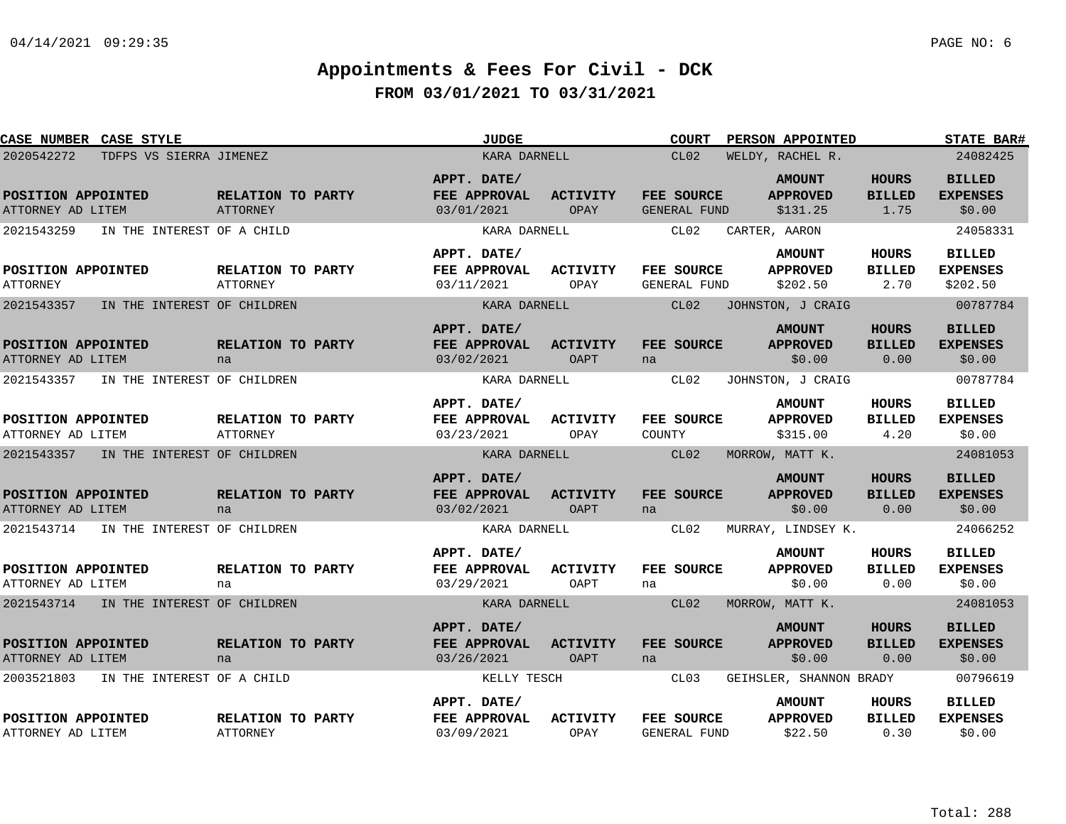# Appointments & Fees For Civil - DCK

## FROM 03/01/2021 TO 03/31/2021

| CASE NUMBER | CASE STYLE | JUDGE | COURT | PERSON APPOINTED | STATE BAR# |
|---|---|---|---|---|---|

| CASE NUMBER | CASE STYLE | JUDGE | COURT | PERSON APPOINTED | STATE BAR# | POSITION APPOINTED | RELATION TO PARTY | APPT. DATE/ FEE APPROVAL | ACTIVITY | FEE SOURCE | AMOUNT APPROVED | HOURS BILLED | BILLED EXPENSES |
|---|---|---|---|---|---|---|---|---|---|---|---|---|---|
| 2020542272 | TDFPS VS SIERRA JIMENEZ | KARA DARNELL | CL02 | WELDY, RACHEL R. | 24082425 | ATTORNEY AD LITEM | ATTORNEY | 03/01/2021 | OPAY | GENERAL FUND | $131.25 | 1.75 | $0.00 |
| 2021543259 | IN THE INTEREST OF A CHILD | KARA DARNELL | CL02 | CARTER, AARON | 24058331 | ATTORNEY | ATTORNEY | 03/11/2021 | OPAY | GENERAL FUND | $202.50 | 2.70 | $202.50 |
| 2021543357 | IN THE INTEREST OF CHILDREN | KARA DARNELL | CL02 | JOHNSTON, J CRAIG | 00787784 | ATTORNEY AD LITEM | na | 03/02/2021 | OAPT | na | $0.00 | 0.00 | $0.00 |
| 2021543357 | IN THE INTEREST OF CHILDREN | KARA DARNELL | CL02 | JOHNSTON, J CRAIG | 00787784 | ATTORNEY AD LITEM | ATTORNEY | 03/23/2021 | OPAY | COUNTY | $315.00 | 4.20 | $0.00 |
| 2021543357 | IN THE INTEREST OF CHILDREN | KARA DARNELL | CL02 | MORROW, MATT K. | 24081053 | ATTORNEY AD LITEM | na | 03/02/2021 | OAPT | na | $0.00 | 0.00 | $0.00 |
| 2021543714 | IN THE INTEREST OF CHILDREN | KARA DARNELL | CL02 | MURRAY, LINDSEY K. | 24066252 | ATTORNEY AD LITEM | na | 03/29/2021 | OAPT | na | $0.00 | 0.00 | $0.00 |
| 2021543714 | IN THE INTEREST OF CHILDREN | KARA DARNELL | CL02 | MORROW, MATT K. | 24081053 | ATTORNEY AD LITEM | na | 03/26/2021 | OAPT | na | $0.00 | 0.00 | $0.00 |
| 2003521803 | IN THE INTEREST OF A CHILD | KELLY TESCH | CL03 | GEIHSLER, SHANNON BRADY | 00796619 | ATTORNEY AD LITEM | ATTORNEY | 03/09/2021 | OPAY | GENERAL FUND | $22.50 | 0.30 | $0.00 |

Total: 288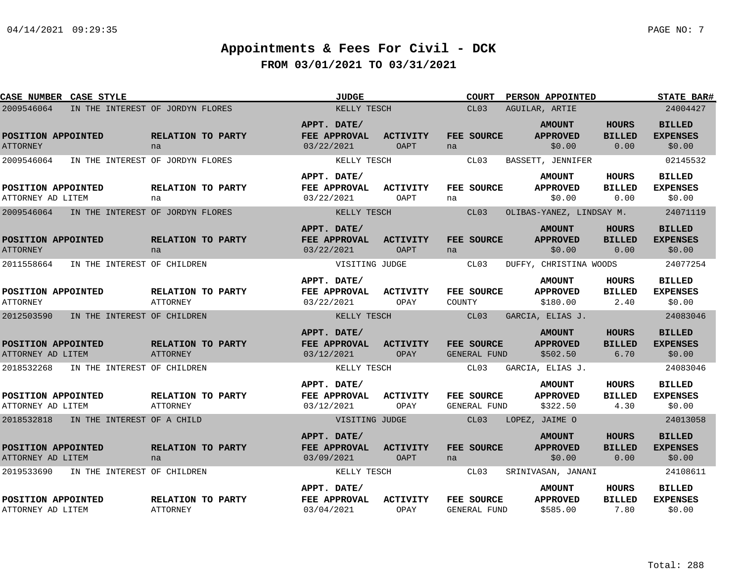# Appointments & Fees For Civil - DCK

## FROM 03/01/2021 TO 03/31/2021

| CASE NUMBER | CASE STYLE | JUDGE | COURT | PERSON APPOINTED | STATE BAR# |
|---|---|---|---|---|---|
| 2009546064 | IN THE INTEREST OF JORDYN FLORES | KELLY TESCH | CL03 | AGUILAR, ARTIE | 24004427 |

| POSITION APPOINTED | RELATION TO PARTY | APPT. DATE/ FEE APPROVAL | ACTIVITY | FEE SOURCE | AMOUNT APPROVED | HOURS BILLED | BILLED EXPENSES |
|---|---|---|---|---|---|---|---|
| ATTORNEY | na | 03/22/2021 | OAPT | na | $0.00 | 0.00 | $0.00 |

| CASE NUMBER | CASE STYLE | JUDGE | COURT | PERSON APPOINTED | STATE BAR# |
|---|---|---|---|---|---|
| 2009546064 | IN THE INTEREST OF JORDYN FLORES | KELLY TESCH | CL03 | BASSETT, JENNIFER | 02145532 |

| POSITION APPOINTED | RELATION TO PARTY | APPT. DATE/ FEE APPROVAL | ACTIVITY | FEE SOURCE | AMOUNT APPROVED | HOURS BILLED | BILLED EXPENSES |
|---|---|---|---|---|---|---|---|
| ATTORNEY AD LITEM | na | 03/22/2021 | OAPT | na | $0.00 | 0.00 | $0.00 |

| CASE NUMBER | CASE STYLE | JUDGE | COURT | PERSON APPOINTED | STATE BAR# |
|---|---|---|---|---|---|
| 2009546064 | IN THE INTEREST OF JORDYN FLORES | KELLY TESCH | CL03 | OLIBAS-YANEZ, LINDSAY M. | 24071119 |

| POSITION APPOINTED | RELATION TO PARTY | APPT. DATE/ FEE APPROVAL | ACTIVITY | FEE SOURCE | AMOUNT APPROVED | HOURS BILLED | BILLED EXPENSES |
|---|---|---|---|---|---|---|---|
| ATTORNEY | na | 03/22/2021 | OAPT | na | $0.00 | 0.00 | $0.00 |

| CASE NUMBER | CASE STYLE | JUDGE | COURT | PERSON APPOINTED | STATE BAR# |
|---|---|---|---|---|---|
| 2011558664 | IN THE INTEREST OF CHILDREN | VISITING JUDGE | CL03 | DUFFY, CHRISTINA WOODS | 24077254 |

| POSITION APPOINTED | RELATION TO PARTY | APPT. DATE/ FEE APPROVAL | ACTIVITY | FEE SOURCE | AMOUNT APPROVED | HOURS BILLED | BILLED EXPENSES |
|---|---|---|---|---|---|---|---|
| ATTORNEY | ATTORNEY | 03/22/2021 | OPAY | COUNTY | $180.00 | 2.40 | $0.00 |

| CASE NUMBER | CASE STYLE | JUDGE | COURT | PERSON APPOINTED | STATE BAR# |
|---|---|---|---|---|---|
| 2012503590 | IN THE INTEREST OF CHILDREN | KELLY TESCH | CL03 | GARCIA, ELIAS J. | 24083046 |

| POSITION APPOINTED | RELATION TO PARTY | APPT. DATE/ FEE APPROVAL | ACTIVITY | FEE SOURCE | AMOUNT APPROVED | HOURS BILLED | BILLED EXPENSES |
|---|---|---|---|---|---|---|---|
| ATTORNEY AD LITEM | ATTORNEY | 03/12/2021 | OPAY | GENERAL FUND | $502.50 | 6.70 | $0.00 |

| CASE NUMBER | CASE STYLE | JUDGE | COURT | PERSON APPOINTED | STATE BAR# |
|---|---|---|---|---|---|
| 2018532268 | IN THE INTEREST OF CHILDREN | KELLY TESCH | CL03 | GARCIA, ELIAS J. | 24083046 |

| POSITION APPOINTED | RELATION TO PARTY | APPT. DATE/ FEE APPROVAL | ACTIVITY | FEE SOURCE | AMOUNT APPROVED | HOURS BILLED | BILLED EXPENSES |
|---|---|---|---|---|---|---|---|
| ATTORNEY AD LITEM | ATTORNEY | 03/12/2021 | OPAY | GENERAL FUND | $322.50 | 4.30 | $0.00 |

| CASE NUMBER | CASE STYLE | JUDGE | COURT | PERSON APPOINTED | STATE BAR# |
|---|---|---|---|---|---|
| 2018532818 | IN THE INTEREST OF A CHILD | VISITING JUDGE | CL03 | LOPEZ, JAIME O | 24013058 |

| POSITION APPOINTED | RELATION TO PARTY | APPT. DATE/ FEE APPROVAL | ACTIVITY | FEE SOURCE | AMOUNT APPROVED | HOURS BILLED | BILLED EXPENSES |
|---|---|---|---|---|---|---|---|
| ATTORNEY AD LITEM | na | 03/09/2021 | OAPT | na | $0.00 | 0.00 | $0.00 |

| CASE NUMBER | CASE STYLE | JUDGE | COURT | PERSON APPOINTED | STATE BAR# |
|---|---|---|---|---|---|
| 2019533690 | IN THE INTEREST OF CHILDREN | KELLY TESCH | CL03 | SRINIVASAN, JANANI | 24108611 |

| POSITION APPOINTED | RELATION TO PARTY | APPT. DATE/ FEE APPROVAL | ACTIVITY | FEE SOURCE | AMOUNT APPROVED | HOURS BILLED | BILLED EXPENSES |
|---|---|---|---|---|---|---|---|
| ATTORNEY AD LITEM | ATTORNEY | 03/04/2021 | OPAY | GENERAL FUND | $585.00 | 7.80 | $0.00 |

Total: 288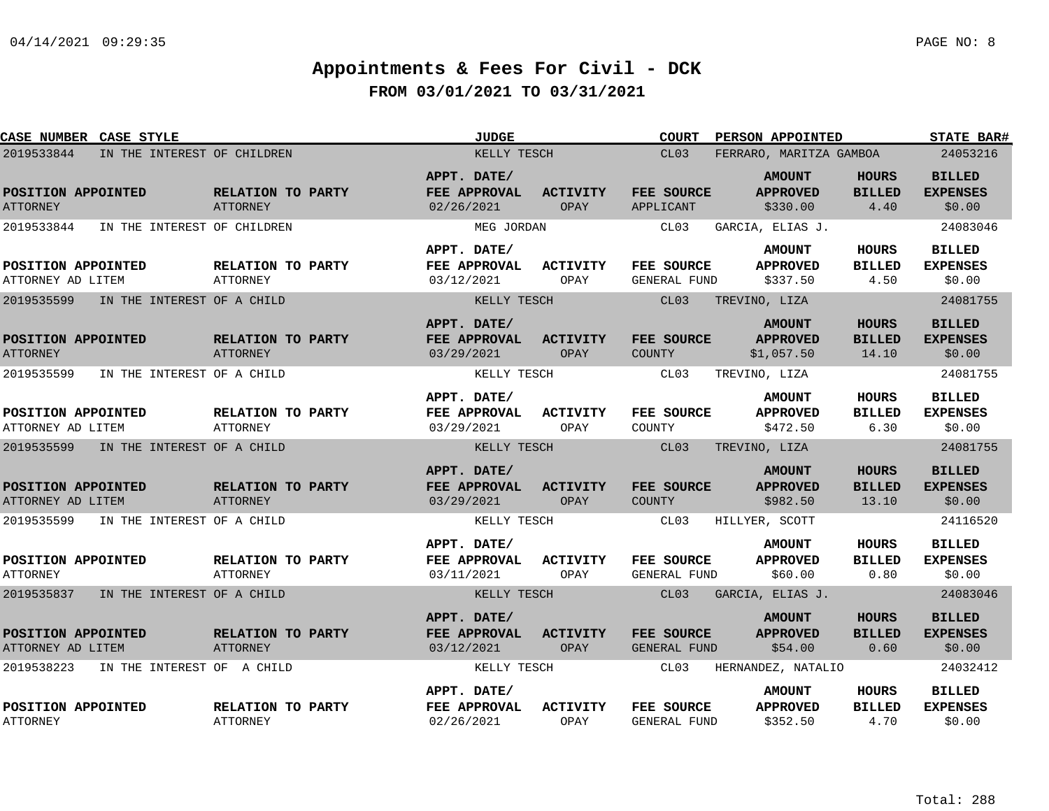# Appointments & Fees For Civil - DCK

## FROM 03/01/2021 TO 03/31/2021

| CASE NUMBER | CASE STYLE | JUDGE | COURT | PERSON APPOINTED | STATE BAR# |
|---|---|---|---|---|---|
| 2019533844 | IN THE INTEREST OF CHILDREN | KELLY TESCH | CL03 | FERRARO, MARITZA GAMBOA | 24053216 |

| POSITION APPOINTED | RELATION TO PARTY | APPT. DATE/ FEE APPROVAL | ACTIVITY | FEE SOURCE | AMOUNT APPROVED | HOURS BILLED | BILLED EXPENSES |
|---|---|---|---|---|---|---|---|
| ATTORNEY | ATTORNEY | 02/26/2021 | OPAY | APPLICANT | $330.00 | 4.40 | $0.00 |

| CASE NUMBER | CASE STYLE | JUDGE | COURT | PERSON APPOINTED | STATE BAR# |
|---|---|---|---|---|---|
| 2019533844 | IN THE INTEREST OF CHILDREN | MEG JORDAN | CL03 | GARCIA, ELIAS J. | 24083046 |

| POSITION APPOINTED | RELATION TO PARTY | APPT. DATE/ FEE APPROVAL | ACTIVITY | FEE SOURCE | AMOUNT APPROVED | HOURS BILLED | BILLED EXPENSES |
|---|---|---|---|---|---|---|---|
| ATTORNEY AD LITEM | ATTORNEY | 03/12/2021 | OPAY | GENERAL FUND | $337.50 | 4.50 | $0.00 |

| CASE NUMBER | CASE STYLE | JUDGE | COURT | PERSON APPOINTED | STATE BAR# |
|---|---|---|---|---|---|
| 2019535599 | IN THE INTEREST OF A CHILD | KELLY TESCH | CL03 | TREVINO, LIZA | 24081755 |

| POSITION APPOINTED | RELATION TO PARTY | APPT. DATE/ FEE APPROVAL | ACTIVITY | FEE SOURCE | AMOUNT APPROVED | HOURS BILLED | BILLED EXPENSES |
|---|---|---|---|---|---|---|---|
| ATTORNEY | ATTORNEY | 03/29/2021 | OPAY | COUNTY | $1,057.50 | 14.10 | $0.00 |

| CASE NUMBER | CASE STYLE | JUDGE | COURT | PERSON APPOINTED | STATE BAR# |
|---|---|---|---|---|---|
| 2019535599 | IN THE INTEREST OF A CHILD | KELLY TESCH | CL03 | TREVINO, LIZA | 24081755 |

| POSITION APPOINTED | RELATION TO PARTY | APPT. DATE/ FEE APPROVAL | ACTIVITY | FEE SOURCE | AMOUNT APPROVED | HOURS BILLED | BILLED EXPENSES |
|---|---|---|---|---|---|---|---|
| ATTORNEY AD LITEM | ATTORNEY | 03/29/2021 | OPAY | COUNTY | $472.50 | 6.30 | $0.00 |

| CASE NUMBER | CASE STYLE | JUDGE | COURT | PERSON APPOINTED | STATE BAR# |
|---|---|---|---|---|---|
| 2019535599 | IN THE INTEREST OF A CHILD | KELLY TESCH | CL03 | TREVINO, LIZA | 24081755 |

| POSITION APPOINTED | RELATION TO PARTY | APPT. DATE/ FEE APPROVAL | ACTIVITY | FEE SOURCE | AMOUNT APPROVED | HOURS BILLED | BILLED EXPENSES |
|---|---|---|---|---|---|---|---|
| ATTORNEY AD LITEM | ATTORNEY | 03/29/2021 | OPAY | COUNTY | $982.50 | 13.10 | $0.00 |

| CASE NUMBER | CASE STYLE | JUDGE | COURT | PERSON APPOINTED | STATE BAR# |
|---|---|---|---|---|---|
| 2019535599 | IN THE INTEREST OF A CHILD | KELLY TESCH | CL03 | HILLYER, SCOTT | 24116520 |

| POSITION APPOINTED | RELATION TO PARTY | APPT. DATE/ FEE APPROVAL | ACTIVITY | FEE SOURCE | AMOUNT APPROVED | HOURS BILLED | BILLED EXPENSES |
|---|---|---|---|---|---|---|---|
| ATTORNEY | ATTORNEY | 03/11/2021 | OPAY | GENERAL FUND | $60.00 | 0.80 | $0.00 |

| CASE NUMBER | CASE STYLE | JUDGE | COURT | PERSON APPOINTED | STATE BAR# |
|---|---|---|---|---|---|
| 2019535837 | IN THE INTEREST OF A CHILD | KELLY TESCH | CL03 | GARCIA, ELIAS J. | 24083046 |

| POSITION APPOINTED | RELATION TO PARTY | APPT. DATE/ FEE APPROVAL | ACTIVITY | FEE SOURCE | AMOUNT APPROVED | HOURS BILLED | BILLED EXPENSES |
|---|---|---|---|---|---|---|---|
| ATTORNEY AD LITEM | ATTORNEY | 03/12/2021 | OPAY | GENERAL FUND | $54.00 | 0.60 | $0.00 |

| CASE NUMBER | CASE STYLE | JUDGE | COURT | PERSON APPOINTED | STATE BAR# |
|---|---|---|---|---|---|
| 2019538223 | IN THE INTEREST OF A CHILD | KELLY TESCH | CL03 | HERNANDEZ, NATALIO | 24032412 |

| POSITION APPOINTED | RELATION TO PARTY | APPT. DATE/ FEE APPROVAL | ACTIVITY | FEE SOURCE | AMOUNT APPROVED | HOURS BILLED | BILLED EXPENSES |
|---|---|---|---|---|---|---|---|
| ATTORNEY | ATTORNEY | 02/26/2021 | OPAY | GENERAL FUND | $352.50 | 4.70 | $0.00 |

Total: 288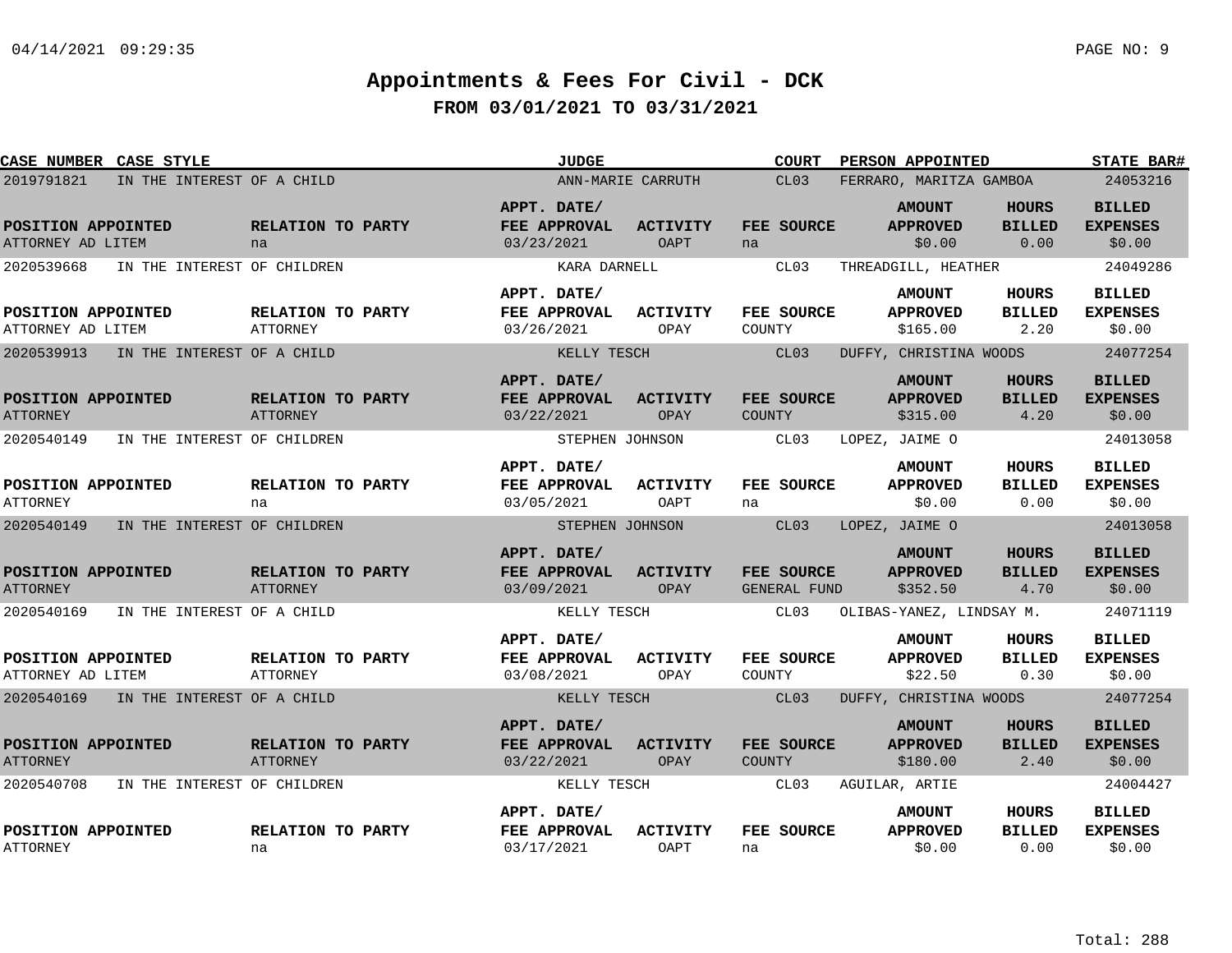# Appointments & Fees For Civil - DCK

## FROM 03/01/2021 TO 03/31/2021

| CASE NUMBER | CASE STYLE | JUDGE | COURT | PERSON APPOINTED | STATE BAR# |
|---|---|---|---|---|---|
| 2019791821 | IN THE INTEREST OF A CHILD | ANN-MARIE CARRUTH | CL03 | FERRARO, MARITZA GAMBOA | 24053216 |

| POSITION APPOINTED | RELATION TO PARTY | APPT. DATE/ FEE APPROVAL | ACTIVITY | FEE SOURCE | AMOUNT APPROVED | HOURS BILLED | BILLED EXPENSES |
|---|---|---|---|---|---|---|---|
| ATTORNEY AD LITEM | na | 03/23/2021 | OAPT | na | $0.00 | 0.00 | $0.00 |

| CASE NUMBER | CASE STYLE | JUDGE | COURT | PERSON APPOINTED | STATE BAR# |
|---|---|---|---|---|---|
| 2020539668 | IN THE INTEREST OF CHILDREN | KARA DARNELL | CL03 | THREADGILL, HEATHER | 24049286 |

| POSITION APPOINTED | RELATION TO PARTY | APPT. DATE/ FEE APPROVAL | ACTIVITY | FEE SOURCE | AMOUNT APPROVED | HOURS BILLED | BILLED EXPENSES |
|---|---|---|---|---|---|---|---|
| ATTORNEY AD LITEM | ATTORNEY | 03/26/2021 | OPAY | COUNTY | $165.00 | 2.20 | $0.00 |

| CASE NUMBER | CASE STYLE | JUDGE | COURT | PERSON APPOINTED | STATE BAR# |
|---|---|---|---|---|---|
| 2020539913 | IN THE INTEREST OF A CHILD | KELLY TESCH | CL03 | DUFFY, CHRISTINA WOODS | 24077254 |

| POSITION APPOINTED | RELATION TO PARTY | APPT. DATE/ FEE APPROVAL | ACTIVITY | FEE SOURCE | AMOUNT APPROVED | HOURS BILLED | BILLED EXPENSES |
|---|---|---|---|---|---|---|---|
| ATTORNEY | ATTORNEY | 03/22/2021 | OPAY | COUNTY | $315.00 | 4.20 | $0.00 |

| CASE NUMBER | CASE STYLE | JUDGE | COURT | PERSON APPOINTED | STATE BAR# |
|---|---|---|---|---|---|
| 2020540149 | IN THE INTEREST OF CHILDREN | STEPHEN JOHNSON | CL03 | LOPEZ, JAIME O | 24013058 |

| POSITION APPOINTED | RELATION TO PARTY | APPT. DATE/ FEE APPROVAL | ACTIVITY | FEE SOURCE | AMOUNT APPROVED | HOURS BILLED | BILLED EXPENSES |
|---|---|---|---|---|---|---|---|
| ATTORNEY | na | 03/05/2021 | OAPT | na | $0.00 | 0.00 | $0.00 |

| CASE NUMBER | CASE STYLE | JUDGE | COURT | PERSON APPOINTED | STATE BAR# |
|---|---|---|---|---|---|
| 2020540149 | IN THE INTEREST OF CHILDREN | STEPHEN JOHNSON | CL03 | LOPEZ, JAIME O | 24013058 |

| POSITION APPOINTED | RELATION TO PARTY | APPT. DATE/ FEE APPROVAL | ACTIVITY | FEE SOURCE | AMOUNT APPROVED | HOURS BILLED | BILLED EXPENSES |
|---|---|---|---|---|---|---|---|
| ATTORNEY | ATTORNEY | 03/09/2021 | OPAY | GENERAL FUND | $352.50 | 4.70 | $0.00 |

| CASE NUMBER | CASE STYLE | JUDGE | COURT | PERSON APPOINTED | STATE BAR# |
|---|---|---|---|---|---|
| 2020540169 | IN THE INTEREST OF A CHILD | KELLY TESCH | CL03 | OLIBAS-YANEZ, LINDSAY M. | 24071119 |

| POSITION APPOINTED | RELATION TO PARTY | APPT. DATE/ FEE APPROVAL | ACTIVITY | FEE SOURCE | AMOUNT APPROVED | HOURS BILLED | BILLED EXPENSES |
|---|---|---|---|---|---|---|---|
| ATTORNEY AD LITEM | ATTORNEY | 03/08/2021 | OPAY | COUNTY | $22.50 | 0.30 | $0.00 |

| CASE NUMBER | CASE STYLE | JUDGE | COURT | PERSON APPOINTED | STATE BAR# |
|---|---|---|---|---|---|
| 2020540169 | IN THE INTEREST OF A CHILD | KELLY TESCH | CL03 | DUFFY, CHRISTINA WOODS | 24077254 |

| POSITION APPOINTED | RELATION TO PARTY | APPT. DATE/ FEE APPROVAL | ACTIVITY | FEE SOURCE | AMOUNT APPROVED | HOURS BILLED | BILLED EXPENSES |
|---|---|---|---|---|---|---|---|
| ATTORNEY | ATTORNEY | 03/22/2021 | OPAY | COUNTY | $180.00 | 2.40 | $0.00 |

| CASE NUMBER | CASE STYLE | JUDGE | COURT | PERSON APPOINTED | STATE BAR# |
|---|---|---|---|---|---|
| 2020540708 | IN THE INTEREST OF CHILDREN | KELLY TESCH | CL03 | AGUILAR, ARTIE | 24004427 |

| POSITION APPOINTED | RELATION TO PARTY | APPT. DATE/ FEE APPROVAL | ACTIVITY | FEE SOURCE | AMOUNT APPROVED | HOURS BILLED | BILLED EXPENSES |
|---|---|---|---|---|---|---|---|
| ATTORNEY | na | 03/17/2021 | OAPT | na | $0.00 | 0.00 | $0.00 |

Total: 288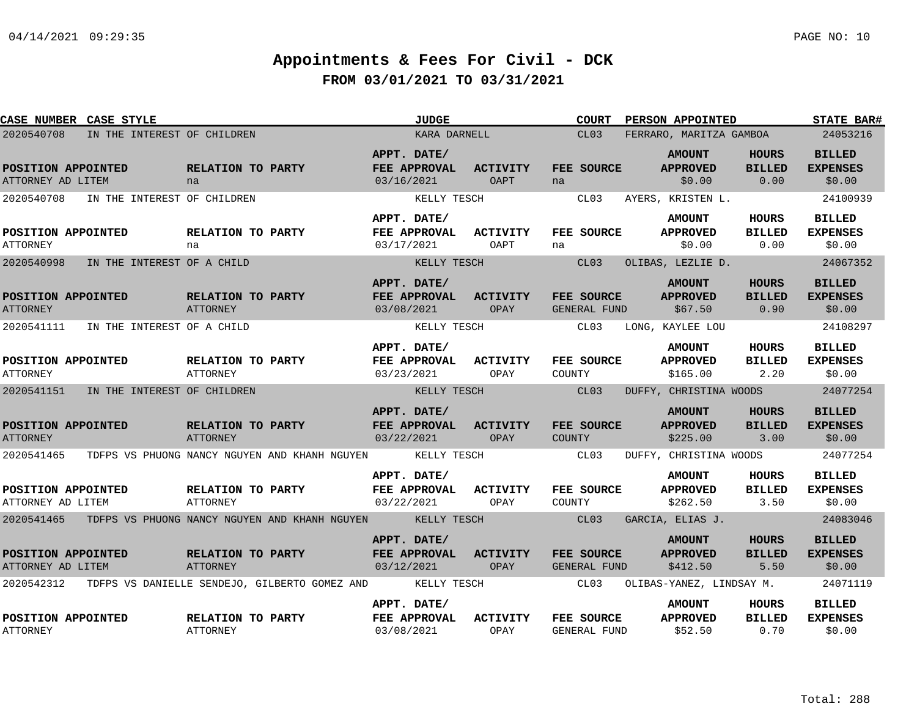# Appointments & Fees For Civil - DCK

## FROM 03/01/2021 TO 03/31/2021

| CASE NUMBER | CASE STYLE | JUDGE | COURT | PERSON APPOINTED | STATE BAR# |
|---|---|---|---|---|---|
| 2020540708 | IN THE INTEREST OF CHILDREN | KARA DARNELL | CL03 | FERRARO, MARITZA GAMBOA | 24053216 |

| POSITION APPOINTED | RELATION TO PARTY | APPT. DATE/ FEE APPROVAL | ACTIVITY | FEE SOURCE | AMOUNT APPROVED | HOURS BILLED | BILLED EXPENSES |
|---|---|---|---|---|---|---|---|
| ATTORNEY AD LITEM | na | 03/16/2021 | OAPT | na | $0.00 | 0.00 | $0.00 |

| CASE NUMBER | CASE STYLE | JUDGE | COURT | PERSON APPOINTED | STATE BAR# |
|---|---|---|---|---|---|
| 2020540708 | IN THE INTEREST OF CHILDREN | KELLY TESCH | CL03 | AYERS, KRISTEN L. | 24100939 |

| POSITION APPOINTED | RELATION TO PARTY | APPT. DATE/ FEE APPROVAL | ACTIVITY | FEE SOURCE | AMOUNT APPROVED | HOURS BILLED | BILLED EXPENSES |
|---|---|---|---|---|---|---|---|
| ATTORNEY | na | 03/17/2021 | OAPT | na | $0.00 | 0.00 | $0.00 |

| CASE NUMBER | CASE STYLE | JUDGE | COURT | PERSON APPOINTED | STATE BAR# |
|---|---|---|---|---|---|
| 2020540998 | IN THE INTEREST OF A CHILD | KELLY TESCH | CL03 | OLIBAS, LEZLIE D. | 24067352 |

| POSITION APPOINTED | RELATION TO PARTY | APPT. DATE/ FEE APPROVAL | ACTIVITY | FEE SOURCE | AMOUNT APPROVED | HOURS BILLED | BILLED EXPENSES |
|---|---|---|---|---|---|---|---|
| ATTORNEY | ATTORNEY | 03/08/2021 | OPAY | GENERAL FUND | $67.50 | 0.90 | $0.00 |

| CASE NUMBER | CASE STYLE | JUDGE | COURT | PERSON APPOINTED | STATE BAR# |
|---|---|---|---|---|---|
| 2020541111 | IN THE INTEREST OF A CHILD | KELLY TESCH | CL03 | LONG, KAYLEE LOU | 24108297 |

| POSITION APPOINTED | RELATION TO PARTY | APPT. DATE/ FEE APPROVAL | ACTIVITY | FEE SOURCE | AMOUNT APPROVED | HOURS BILLED | BILLED EXPENSES |
|---|---|---|---|---|---|---|---|
| ATTORNEY | ATTORNEY | 03/23/2021 | OPAY | COUNTY | $165.00 | 2.20 | $0.00 |

| CASE NUMBER | CASE STYLE | JUDGE | COURT | PERSON APPOINTED | STATE BAR# |
|---|---|---|---|---|---|
| 2020541151 | IN THE INTEREST OF CHILDREN | KELLY TESCH | CL03 | DUFFY, CHRISTINA WOODS | 24077254 |

| POSITION APPOINTED | RELATION TO PARTY | APPT. DATE/ FEE APPROVAL | ACTIVITY | FEE SOURCE | AMOUNT APPROVED | HOURS BILLED | BILLED EXPENSES |
|---|---|---|---|---|---|---|---|
| ATTORNEY | ATTORNEY | 03/22/2021 | OPAY | COUNTY | $225.00 | 3.00 | $0.00 |

| CASE NUMBER | CASE STYLE | JUDGE | COURT | PERSON APPOINTED | STATE BAR# |
|---|---|---|---|---|---|
| 2020541465 | TDFPS VS PHUONG NANCY NGUYEN AND KHANH NGUYEN | KELLY TESCH | CL03 | DUFFY, CHRISTINA WOODS | 24077254 |

| POSITION APPOINTED | RELATION TO PARTY | APPT. DATE/ FEE APPROVAL | ACTIVITY | FEE SOURCE | AMOUNT APPROVED | HOURS BILLED | BILLED EXPENSES |
|---|---|---|---|---|---|---|---|
| ATTORNEY AD LITEM | ATTORNEY | 03/22/2021 | OPAY | COUNTY | $262.50 | 3.50 | $0.00 |

| CASE NUMBER | CASE STYLE | JUDGE | COURT | PERSON APPOINTED | STATE BAR# |
|---|---|---|---|---|---|
| 2020541465 | TDFPS VS PHUONG NANCY NGUYEN AND KHANH NGUYEN | KELLY TESCH | CL03 | GARCIA, ELIAS J. | 24083046 |

| POSITION APPOINTED | RELATION TO PARTY | APPT. DATE/ FEE APPROVAL | ACTIVITY | FEE SOURCE | AMOUNT APPROVED | HOURS BILLED | BILLED EXPENSES |
|---|---|---|---|---|---|---|---|
| ATTORNEY AD LITEM | ATTORNEY | 03/12/2021 | OPAY | GENERAL FUND | $412.50 | 5.50 | $0.00 |

| CASE NUMBER | CASE STYLE | JUDGE | COURT | PERSON APPOINTED | STATE BAR# |
|---|---|---|---|---|---|
| 2020542312 | TDFPS VS DANIELLE SENDEJO, GILBERTO GOMEZ AND | KELLY TESCH | CL03 | OLIBAS-YANEZ, LINDSAY M. | 24071119 |

| POSITION APPOINTED | RELATION TO PARTY | APPT. DATE/ FEE APPROVAL | ACTIVITY | FEE SOURCE | AMOUNT APPROVED | HOURS BILLED | BILLED EXPENSES |
|---|---|---|---|---|---|---|---|
| ATTORNEY | ATTORNEY | 03/08/2021 | OPAY | GENERAL FUND | $52.50 | 0.70 | $0.00 |

Total: 288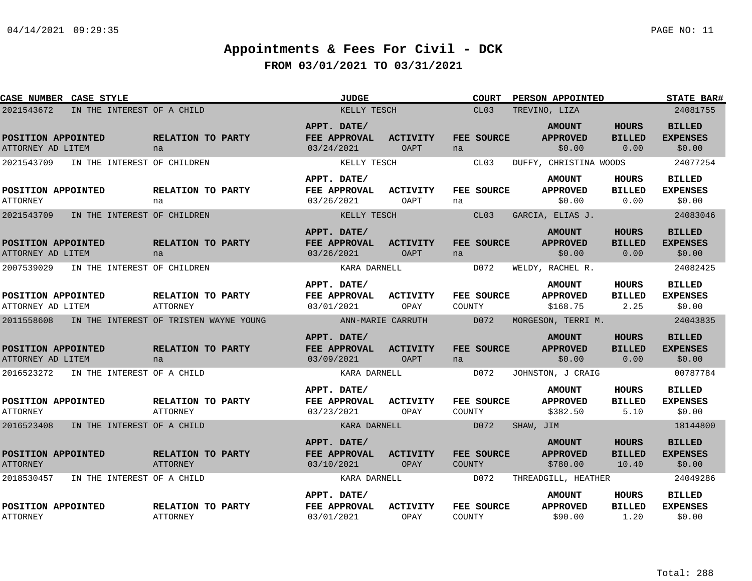# Appointments & Fees For Civil - DCK

## FROM 03/01/2021 TO 03/31/2021

| CASE NUMBER | CASE STYLE | JUDGE | COURT | PERSON APPOINTED | STATE BAR# |
|---|---|---|---|---|---|
| 2021543672 | IN THE INTEREST OF A CHILD | KELLY TESCH | CL03 | TREVINO, LIZA | 24081755 |

| POSITION APPOINTED | RELATION TO PARTY | APPT. DATE/ FEE APPROVAL | ACTIVITY | FEE SOURCE | AMOUNT APPROVED | HOURS BILLED | BILLED EXPENSES |
|---|---|---|---|---|---|---|---|
| ATTORNEY AD LITEM | na | 03/24/2021 | OAPT | na | $0.00 | 0.00 | $0.00 |

| CASE NUMBER | CASE STYLE | JUDGE | COURT | PERSON APPOINTED | STATE BAR# |
|---|---|---|---|---|---|
| 2021543709 | IN THE INTEREST OF CHILDREN | KELLY TESCH | CL03 | DUFFY, CHRISTINA WOODS | 24077254 |

| POSITION APPOINTED | RELATION TO PARTY | APPT. DATE/ FEE APPROVAL | ACTIVITY | FEE SOURCE | AMOUNT APPROVED | HOURS BILLED | BILLED EXPENSES |
|---|---|---|---|---|---|---|---|
| ATTORNEY | na | 03/26/2021 | OAPT | na | $0.00 | 0.00 | $0.00 |

| CASE NUMBER | CASE STYLE | JUDGE | COURT | PERSON APPOINTED | STATE BAR# |
|---|---|---|---|---|---|
| 2021543709 | IN THE INTEREST OF CHILDREN | KELLY TESCH | CL03 | GARCIA, ELIAS J. | 24083046 |

| POSITION APPOINTED | RELATION TO PARTY | APPT. DATE/ FEE APPROVAL | ACTIVITY | FEE SOURCE | AMOUNT APPROVED | HOURS BILLED | BILLED EXPENSES |
|---|---|---|---|---|---|---|---|
| ATTORNEY AD LITEM | na | 03/26/2021 | OAPT | na | $0.00 | 0.00 | $0.00 |

| CASE NUMBER | CASE STYLE | JUDGE | COURT | PERSON APPOINTED | STATE BAR# |
|---|---|---|---|---|---|
| 2007539029 | IN THE INTEREST OF CHILDREN | KARA DARNELL | D072 | WELDY, RACHEL R. | 24082425 |

| POSITION APPOINTED | RELATION TO PARTY | APPT. DATE/ FEE APPROVAL | ACTIVITY | FEE SOURCE | AMOUNT APPROVED | HOURS BILLED | BILLED EXPENSES |
|---|---|---|---|---|---|---|---|
| ATTORNEY AD LITEM | ATTORNEY | 03/01/2021 | OPAY | COUNTY | $168.75 | 2.25 | $0.00 |

| CASE NUMBER | CASE STYLE | JUDGE | COURT | PERSON APPOINTED | STATE BAR# |
|---|---|---|---|---|---|
| 2011558608 | IN THE INTEREST OF TRISTEN WAYNE YOUNG | ANN-MARIE CARRUTH | D072 | MORGESON, TERRI M. | 24043835 |

| POSITION APPOINTED | RELATION TO PARTY | APPT. DATE/ FEE APPROVAL | ACTIVITY | FEE SOURCE | AMOUNT APPROVED | HOURS BILLED | BILLED EXPENSES |
|---|---|---|---|---|---|---|---|
| ATTORNEY AD LITEM | na | 03/09/2021 | OAPT | na | $0.00 | 0.00 | $0.00 |

| CASE NUMBER | CASE STYLE | JUDGE | COURT | PERSON APPOINTED | STATE BAR# |
|---|---|---|---|---|---|
| 2016523272 | IN THE INTEREST OF A CHILD | KARA DARNELL | D072 | JOHNSTON, J CRAIG | 00787784 |

| POSITION APPOINTED | RELATION TO PARTY | APPT. DATE/ FEE APPROVAL | ACTIVITY | FEE SOURCE | AMOUNT APPROVED | HOURS BILLED | BILLED EXPENSES |
|---|---|---|---|---|---|---|---|
| ATTORNEY | ATTORNEY | 03/23/2021 | OPAY | COUNTY | $382.50 | 5.10 | $0.00 |

| CASE NUMBER | CASE STYLE | JUDGE | COURT | PERSON APPOINTED | STATE BAR# |
|---|---|---|---|---|---|
| 2016523408 | IN THE INTEREST OF A CHILD | KARA DARNELL | D072 | SHAW, JIM | 18144800 |

| POSITION APPOINTED | RELATION TO PARTY | APPT. DATE/ FEE APPROVAL | ACTIVITY | FEE SOURCE | AMOUNT APPROVED | HOURS BILLED | BILLED EXPENSES |
|---|---|---|---|---|---|---|---|
| ATTORNEY | ATTORNEY | 03/10/2021 | OPAY | COUNTY | $780.00 | 10.40 | $0.00 |

| CASE NUMBER | CASE STYLE | JUDGE | COURT | PERSON APPOINTED | STATE BAR# |
|---|---|---|---|---|---|
| 2018530457 | IN THE INTEREST OF A CHILD | KARA DARNELL | D072 | THREADGILL, HEATHER | 24049286 |

| POSITION APPOINTED | RELATION TO PARTY | APPT. DATE/ FEE APPROVAL | ACTIVITY | FEE SOURCE | AMOUNT APPROVED | HOURS BILLED | BILLED EXPENSES |
|---|---|---|---|---|---|---|---|
| ATTORNEY | ATTORNEY | 03/01/2021 | OPAY | COUNTY | $90.00 | 1.20 | $0.00 |

Total: 288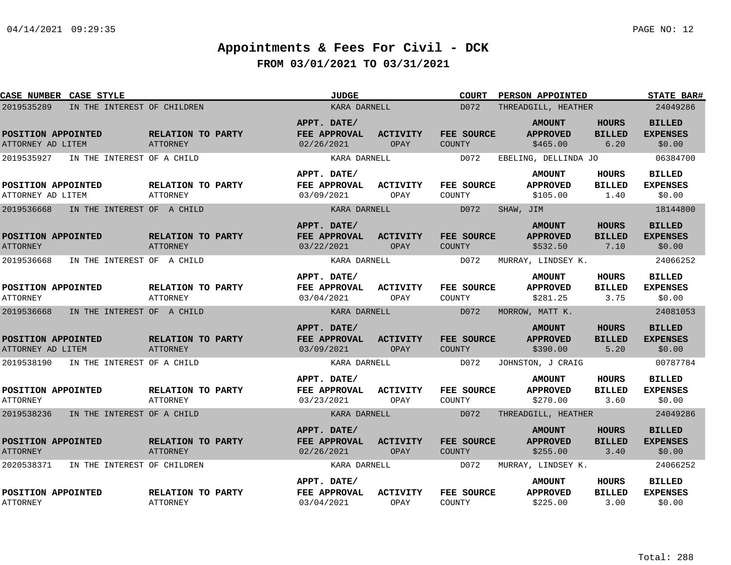# Appointments & Fees For Civil - DCK

## FROM 03/01/2021 TO 03/31/2021

| CASE NUMBER | CASE STYLE | JUDGE | COURT | PERSON APPOINTED | STATE BAR# |
|---|---|---|---|---|---|
| 2019535289 | IN THE INTEREST OF CHILDREN | KARA DARNELL | D072 | THREADGILL, HEATHER | 24049286 |

| POSITION APPOINTED | RELATION TO PARTY | APPT. DATE/ FEE APPROVAL | ACTIVITY | FEE SOURCE | AMOUNT APPROVED | HOURS BILLED | BILLED EXPENSES |
|---|---|---|---|---|---|---|---|
| ATTORNEY AD LITEM | ATTORNEY | 02/26/2021 | OPAY | COUNTY | $465.00 | 6.20 | $0.00 |

| CASE NUMBER | CASE STYLE | JUDGE | COURT | PERSON APPOINTED | STATE BAR# |
|---|---|---|---|---|---|
| 2019535927 | IN THE INTEREST OF A CHILD | KARA DARNELL | D072 | EBELING, DELLINDA JO | 06384700 |

| POSITION APPOINTED | RELATION TO PARTY | APPT. DATE/ FEE APPROVAL | ACTIVITY | FEE SOURCE | AMOUNT APPROVED | HOURS BILLED | BILLED EXPENSES |
|---|---|---|---|---|---|---|---|
| ATTORNEY AD LITEM | ATTORNEY | 03/09/2021 | OPAY | COUNTY | $105.00 | 1.40 | $0.00 |

| CASE NUMBER | CASE STYLE | JUDGE | COURT | PERSON APPOINTED | STATE BAR# |
|---|---|---|---|---|---|
| 2019536668 | IN THE INTEREST OF A CHILD | KARA DARNELL | D072 | SHAW, JIM | 18144800 |

| POSITION APPOINTED | RELATION TO PARTY | APPT. DATE/ FEE APPROVAL | ACTIVITY | FEE SOURCE | AMOUNT APPROVED | HOURS BILLED | BILLED EXPENSES |
|---|---|---|---|---|---|---|---|
| ATTORNEY | ATTORNEY | 03/22/2021 | OPAY | COUNTY | $532.50 | 7.10 | $0.00 |

| CASE NUMBER | CASE STYLE | JUDGE | COURT | PERSON APPOINTED | STATE BAR# |
|---|---|---|---|---|---|
| 2019536668 | IN THE INTEREST OF A CHILD | KARA DARNELL | D072 | MURRAY, LINDSEY K. | 24066252 |

| POSITION APPOINTED | RELATION TO PARTY | APPT. DATE/ FEE APPROVAL | ACTIVITY | FEE SOURCE | AMOUNT APPROVED | HOURS BILLED | BILLED EXPENSES |
|---|---|---|---|---|---|---|---|
| ATTORNEY | ATTORNEY | 03/04/2021 | OPAY | COUNTY | $281.25 | 3.75 | $0.00 |

| CASE NUMBER | CASE STYLE | JUDGE | COURT | PERSON APPOINTED | STATE BAR# |
|---|---|---|---|---|---|
| 2019536668 | IN THE INTEREST OF A CHILD | KARA DARNELL | D072 | MORROW, MATT K. | 24081053 |

| POSITION APPOINTED | RELATION TO PARTY | APPT. DATE/ FEE APPROVAL | ACTIVITY | FEE SOURCE | AMOUNT APPROVED | HOURS BILLED | BILLED EXPENSES |
|---|---|---|---|---|---|---|---|
| ATTORNEY AD LITEM | ATTORNEY | 03/09/2021 | OPAY | COUNTY | $390.00 | 5.20 | $0.00 |

| CASE NUMBER | CASE STYLE | JUDGE | COURT | PERSON APPOINTED | STATE BAR# |
|---|---|---|---|---|---|
| 2019538190 | IN THE INTEREST OF A CHILD | KARA DARNELL | D072 | JOHNSTON, J CRAIG | 00787784 |

| POSITION APPOINTED | RELATION TO PARTY | APPT. DATE/ FEE APPROVAL | ACTIVITY | FEE SOURCE | AMOUNT APPROVED | HOURS BILLED | BILLED EXPENSES |
|---|---|---|---|---|---|---|---|
| ATTORNEY | ATTORNEY | 03/23/2021 | OPAY | COUNTY | $270.00 | 3.60 | $0.00 |

| CASE NUMBER | CASE STYLE | JUDGE | COURT | PERSON APPOINTED | STATE BAR# |
|---|---|---|---|---|---|
| 2019538236 | IN THE INTEREST OF A CHILD | KARA DARNELL | D072 | THREADGILL, HEATHER | 24049286 |

| POSITION APPOINTED | RELATION TO PARTY | APPT. DATE/ FEE APPROVAL | ACTIVITY | FEE SOURCE | AMOUNT APPROVED | HOURS BILLED | BILLED EXPENSES |
|---|---|---|---|---|---|---|---|
| ATTORNEY | ATTORNEY | 02/26/2021 | OPAY | COUNTY | $255.00 | 3.40 | $0.00 |

| CASE NUMBER | CASE STYLE | JUDGE | COURT | PERSON APPOINTED | STATE BAR# |
|---|---|---|---|---|---|
| 2020538371 | IN THE INTEREST OF CHILDREN | KARA DARNELL | D072 | MURRAY, LINDSEY K. | 24066252 |

| POSITION APPOINTED | RELATION TO PARTY | APPT. DATE/ FEE APPROVAL | ACTIVITY | FEE SOURCE | AMOUNT APPROVED | HOURS BILLED | BILLED EXPENSES |
|---|---|---|---|---|---|---|---|
| ATTORNEY | ATTORNEY | 03/04/2021 | OPAY | COUNTY | $225.00 | 3.00 | $0.00 |

Total: 288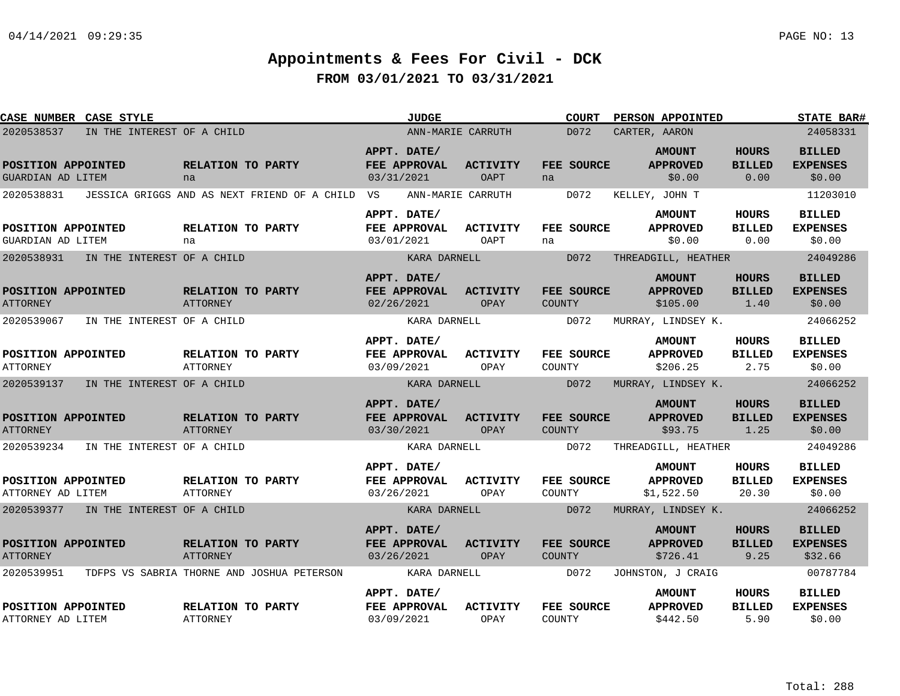# Appointments & Fees For Civil - DCK

## FROM 03/01/2021 TO 03/31/2021

| CASE NUMBER | CASE STYLE | JUDGE | COURT | PERSON APPOINTED | STATE BAR# |
|---|---|---|---|---|---|
| 2020538537 | IN THE INTEREST OF A CHILD | ANN-MARIE CARRUTH | D072 | CARTER, AARON | 24058331 |

| POSITION APPOINTED | RELATION TO PARTY | APPT. DATE/ FEE APPROVAL | ACTIVITY | FEE SOURCE | AMOUNT APPROVED | HOURS BILLED | BILLED EXPENSES |
|---|---|---|---|---|---|---|---|
| GUARDIAN AD LITEM | na | 03/31/2021 | OAPT | na | $0.00 | 0.00 | $0.00 |

| CASE NUMBER | CASE STYLE | JUDGE | COURT | PERSON APPOINTED | STATE BAR# |
|---|---|---|---|---|---|
| 2020538831 | JESSICA GRIGGS AND AS NEXT FRIEND OF A CHILD VS | ANN-MARIE CARRUTH | D072 | KELLEY, JOHN T | 11203010 |

| POSITION APPOINTED | RELATION TO PARTY | APPT. DATE/ FEE APPROVAL | ACTIVITY | FEE SOURCE | AMOUNT APPROVED | HOURS BILLED | BILLED EXPENSES |
|---|---|---|---|---|---|---|---|
| GUARDIAN AD LITEM | na | 03/01/2021 | OAPT | na | $0.00 | 0.00 | $0.00 |

| CASE NUMBER | CASE STYLE | JUDGE | COURT | PERSON APPOINTED | STATE BAR# |
|---|---|---|---|---|---|
| 2020538931 | IN THE INTEREST OF A CHILD | KARA DARNELL | D072 | THREADGILL, HEATHER | 24049286 |

| POSITION APPOINTED | RELATION TO PARTY | APPT. DATE/ FEE APPROVAL | ACTIVITY | FEE SOURCE | AMOUNT APPROVED | HOURS BILLED | BILLED EXPENSES |
|---|---|---|---|---|---|---|---|
| ATTORNEY | ATTORNEY | 02/26/2021 | OPAY | COUNTY | $105.00 | 1.40 | $0.00 |

| CASE NUMBER | CASE STYLE | JUDGE | COURT | PERSON APPOINTED | STATE BAR# |
|---|---|---|---|---|---|
| 2020539067 | IN THE INTEREST OF A CHILD | KARA DARNELL | D072 | MURRAY, LINDSEY K. | 24066252 |

| POSITION APPOINTED | RELATION TO PARTY | APPT. DATE/ FEE APPROVAL | ACTIVITY | FEE SOURCE | AMOUNT APPROVED | HOURS BILLED | BILLED EXPENSES |
|---|---|---|---|---|---|---|---|
| ATTORNEY | ATTORNEY | 03/09/2021 | OPAY | COUNTY | $206.25 | 2.75 | $0.00 |

| CASE NUMBER | CASE STYLE | JUDGE | COURT | PERSON APPOINTED | STATE BAR# |
|---|---|---|---|---|---|
| 2020539137 | IN THE INTEREST OF A CHILD | KARA DARNELL | D072 | MURRAY, LINDSEY K. | 24066252 |

| POSITION APPOINTED | RELATION TO PARTY | APPT. DATE/ FEE APPROVAL | ACTIVITY | FEE SOURCE | AMOUNT APPROVED | HOURS BILLED | BILLED EXPENSES |
|---|---|---|---|---|---|---|---|
| ATTORNEY | ATTORNEY | 03/30/2021 | OPAY | COUNTY | $93.75 | 1.25 | $0.00 |

| CASE NUMBER | CASE STYLE | JUDGE | COURT | PERSON APPOINTED | STATE BAR# |
|---|---|---|---|---|---|
| 2020539234 | IN THE INTEREST OF A CHILD | KARA DARNELL | D072 | THREADGILL, HEATHER | 24049286 |

| POSITION APPOINTED | RELATION TO PARTY | APPT. DATE/ FEE APPROVAL | ACTIVITY | FEE SOURCE | AMOUNT APPROVED | HOURS BILLED | BILLED EXPENSES |
|---|---|---|---|---|---|---|---|
| ATTORNEY AD LITEM | ATTORNEY | 03/26/2021 | OPAY | COUNTY | $1,522.50 | 20.30 | $0.00 |

| CASE NUMBER | CASE STYLE | JUDGE | COURT | PERSON APPOINTED | STATE BAR# |
|---|---|---|---|---|---|
| 2020539377 | IN THE INTEREST OF A CHILD | KARA DARNELL | D072 | MURRAY, LINDSEY K. | 24066252 |

| POSITION APPOINTED | RELATION TO PARTY | APPT. DATE/ FEE APPROVAL | ACTIVITY | FEE SOURCE | AMOUNT APPROVED | HOURS BILLED | BILLED EXPENSES |
|---|---|---|---|---|---|---|---|
| ATTORNEY | ATTORNEY | 03/26/2021 | OPAY | COUNTY | $726.41 | 9.25 | $32.66 |

| CASE NUMBER | CASE STYLE | JUDGE | COURT | PERSON APPOINTED | STATE BAR# |
|---|---|---|---|---|---|
| 2020539951 | TDFPS VS SABRIA THORNE AND JOSHUA PETERSON | KARA DARNELL | D072 | JOHNSTON, J CRAIG | 00787784 |

| POSITION APPOINTED | RELATION TO PARTY | APPT. DATE/ FEE APPROVAL | ACTIVITY | FEE SOURCE | AMOUNT APPROVED | HOURS BILLED | BILLED EXPENSES |
|---|---|---|---|---|---|---|---|
| ATTORNEY AD LITEM | ATTORNEY | 03/09/2021 | OPAY | COUNTY | $442.50 | 5.90 | $0.00 |

Total: 288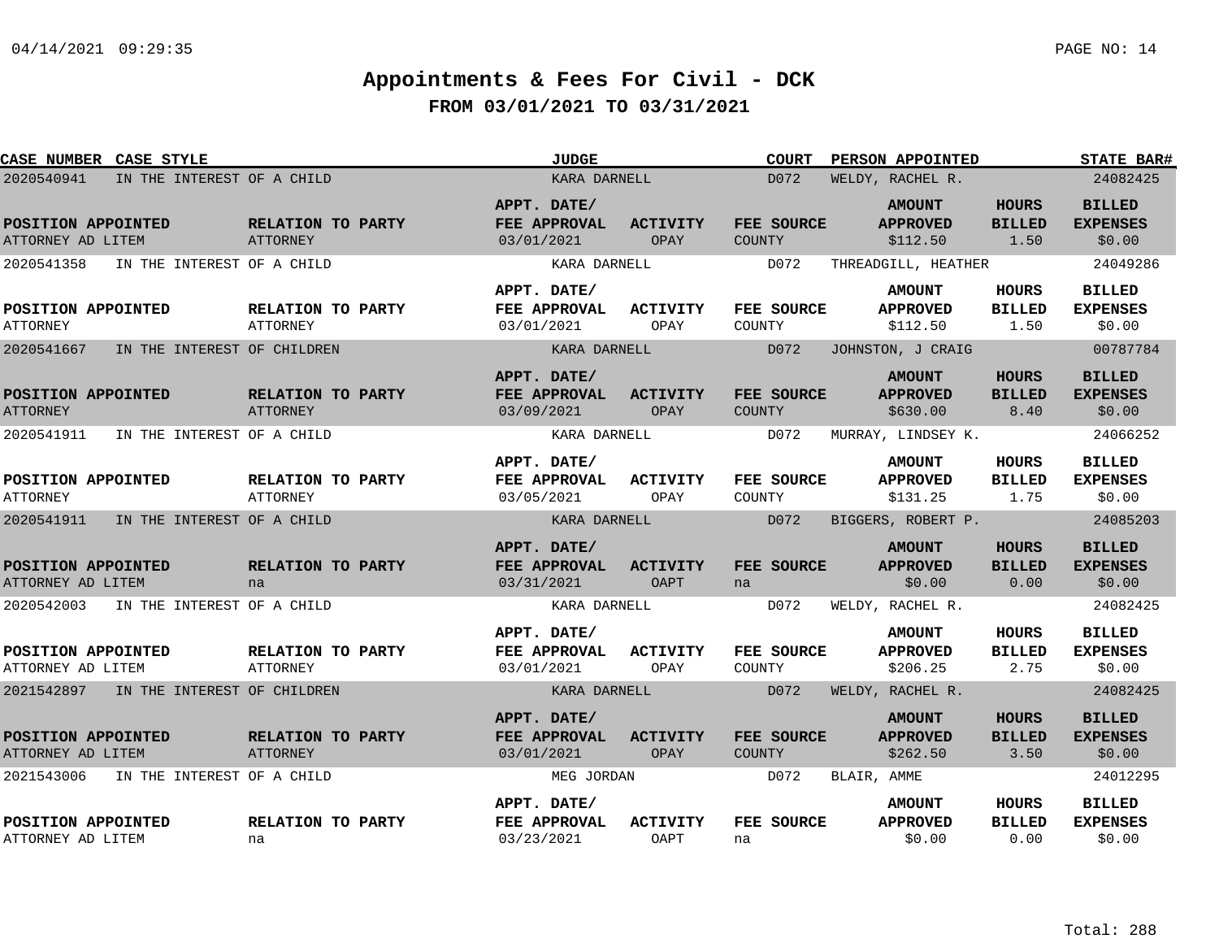# Appointments & Fees For Civil - DCK

## FROM 03/01/2021 TO 03/31/2021

| CASE NUMBER | CASE STYLE | JUDGE | COURT | PERSON APPOINTED | STATE BAR# |
|---|---|---|---|---|---|
| 2020540941 | IN THE INTEREST OF A CHILD | KARA DARNELL | D072 | WELDY, RACHEL R. | 24082425 |

| POSITION APPOINTED | RELATION TO PARTY | APPT. DATE/ FEE APPROVAL | ACTIVITY | FEE SOURCE | AMOUNT APPROVED | HOURS BILLED | BILLED EXPENSES |
|---|---|---|---|---|---|---|---|
| ATTORNEY AD LITEM | ATTORNEY | 03/01/2021 | OPAY | COUNTY | $112.50 | 1.50 | $0.00 |

| CASE NUMBER | CASE STYLE | JUDGE | COURT | PERSON APPOINTED | STATE BAR# |
|---|---|---|---|---|---|
| 2020541358 | IN THE INTEREST OF A CHILD | KARA DARNELL | D072 | THREADGILL, HEATHER | 24049286 |

| POSITION APPOINTED | RELATION TO PARTY | APPT. DATE/ FEE APPROVAL | ACTIVITY | FEE SOURCE | AMOUNT APPROVED | HOURS BILLED | BILLED EXPENSES |
|---|---|---|---|---|---|---|---|
| ATTORNEY | ATTORNEY | 03/01/2021 | OPAY | COUNTY | $112.50 | 1.50 | $0.00 |

| CASE NUMBER | CASE STYLE | JUDGE | COURT | PERSON APPOINTED | STATE BAR# |
|---|---|---|---|---|---|
| 2020541667 | IN THE INTEREST OF CHILDREN | KARA DARNELL | D072 | JOHNSTON, J CRAIG | 00787784 |

| POSITION APPOINTED | RELATION TO PARTY | APPT. DATE/ FEE APPROVAL | ACTIVITY | FEE SOURCE | AMOUNT APPROVED | HOURS BILLED | BILLED EXPENSES |
|---|---|---|---|---|---|---|---|
| ATTORNEY | ATTORNEY | 03/09/2021 | OPAY | COUNTY | $630.00 | 8.40 | $0.00 |

| CASE NUMBER | CASE STYLE | JUDGE | COURT | PERSON APPOINTED | STATE BAR# |
|---|---|---|---|---|---|
| 2020541911 | IN THE INTEREST OF A CHILD | KARA DARNELL | D072 | MURRAY, LINDSEY K. | 24066252 |

| POSITION APPOINTED | RELATION TO PARTY | APPT. DATE/ FEE APPROVAL | ACTIVITY | FEE SOURCE | AMOUNT APPROVED | HOURS BILLED | BILLED EXPENSES |
|---|---|---|---|---|---|---|---|
| ATTORNEY | ATTORNEY | 03/05/2021 | OPAY | COUNTY | $131.25 | 1.75 | $0.00 |

| CASE NUMBER | CASE STYLE | JUDGE | COURT | PERSON APPOINTED | STATE BAR# |
|---|---|---|---|---|---|
| 2020541911 | IN THE INTEREST OF A CHILD | KARA DARNELL | D072 | BIGGERS, ROBERT P. | 24085203 |

| POSITION APPOINTED | RELATION TO PARTY | APPT. DATE/ FEE APPROVAL | ACTIVITY | FEE SOURCE | AMOUNT APPROVED | HOURS BILLED | BILLED EXPENSES |
|---|---|---|---|---|---|---|---|
| ATTORNEY AD LITEM | na | 03/31/2021 | OAPT | na | $0.00 | 0.00 | $0.00 |

| CASE NUMBER | CASE STYLE | JUDGE | COURT | PERSON APPOINTED | STATE BAR# |
|---|---|---|---|---|---|
| 2020542003 | IN THE INTEREST OF A CHILD | KARA DARNELL | D072 | WELDY, RACHEL R. | 24082425 |

| POSITION APPOINTED | RELATION TO PARTY | APPT. DATE/ FEE APPROVAL | ACTIVITY | FEE SOURCE | AMOUNT APPROVED | HOURS BILLED | BILLED EXPENSES |
|---|---|---|---|---|---|---|---|
| ATTORNEY AD LITEM | ATTORNEY | 03/01/2021 | OPAY | COUNTY | $206.25 | 2.75 | $0.00 |

| CASE NUMBER | CASE STYLE | JUDGE | COURT | PERSON APPOINTED | STATE BAR# |
|---|---|---|---|---|---|
| 2021542897 | IN THE INTEREST OF CHILDREN | KARA DARNELL | D072 | WELDY, RACHEL R. | 24082425 |

| POSITION APPOINTED | RELATION TO PARTY | APPT. DATE/ FEE APPROVAL | ACTIVITY | FEE SOURCE | AMOUNT APPROVED | HOURS BILLED | BILLED EXPENSES |
|---|---|---|---|---|---|---|---|
| ATTORNEY AD LITEM | ATTORNEY | 03/01/2021 | OPAY | COUNTY | $262.50 | 3.50 | $0.00 |

| CASE NUMBER | CASE STYLE | JUDGE | COURT | PERSON APPOINTED | STATE BAR# |
|---|---|---|---|---|---|
| 2021543006 | IN THE INTEREST OF A CHILD | MEG JORDAN | D072 | BLAIR, AMME | 24012295 |

| POSITION APPOINTED | RELATION TO PARTY | APPT. DATE/ FEE APPROVAL | ACTIVITY | FEE SOURCE | AMOUNT APPROVED | HOURS BILLED | BILLED EXPENSES |
|---|---|---|---|---|---|---|---|
| ATTORNEY AD LITEM | na | 03/23/2021 | OAPT | na | $0.00 | 0.00 | $0.00 |

Total: 288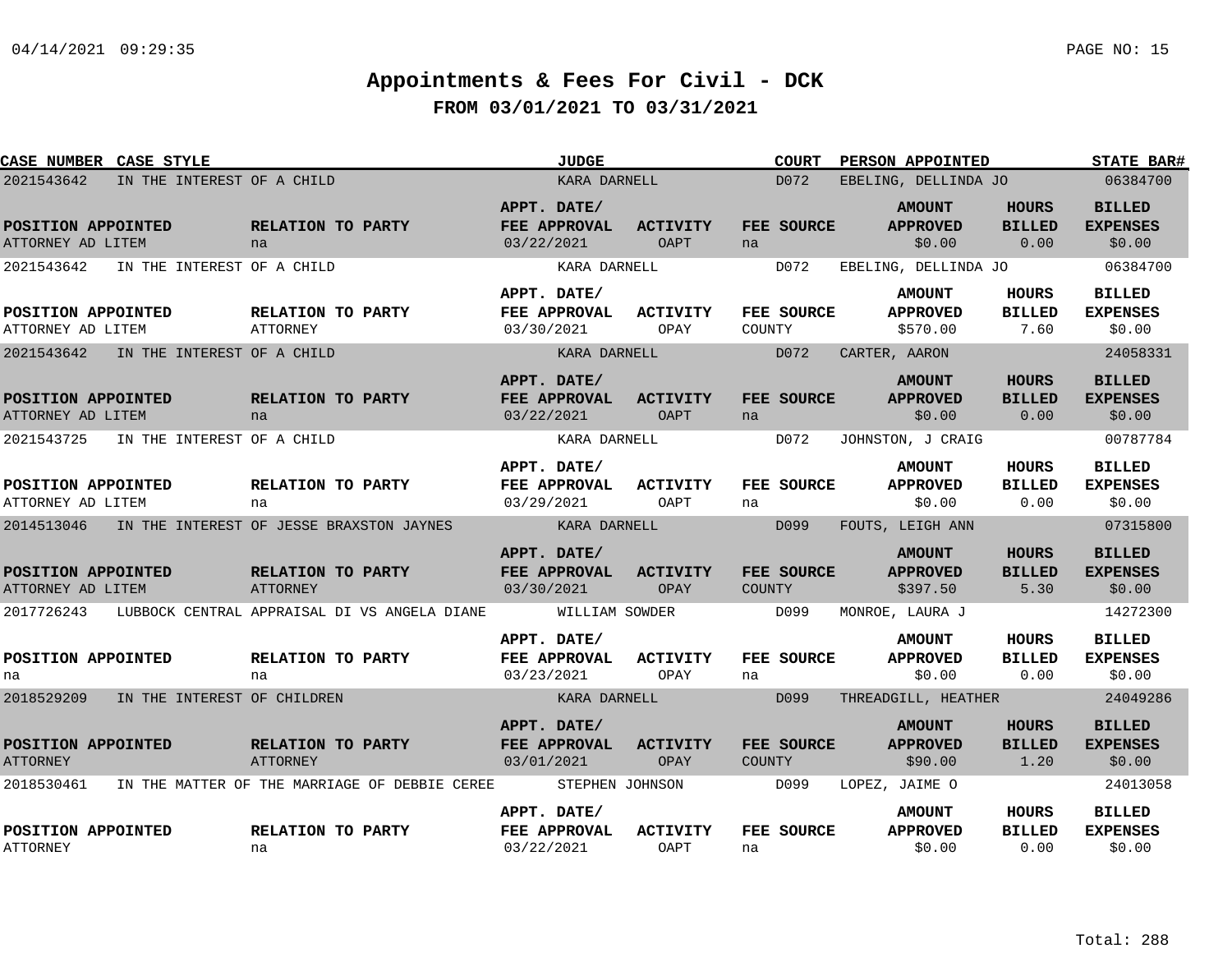# Appointments & Fees For Civil - DCK

## FROM 03/01/2021 TO 03/31/2021

| CASE NUMBER | CASE STYLE | JUDGE | COURT | PERSON APPOINTED | STATE BAR# |
|---|---|---|---|---|---|

| CASE NUMBER | CASE STYLE | JUDGE | COURT | PERSON APPOINTED | STATE BAR# | POSITION APPOINTED | RELATION TO PARTY | APPT. DATE/ FEE APPROVAL | ACTIVITY | FEE SOURCE | AMOUNT APPROVED | HOURS BILLED | BILLED EXPENSES |
|---|---|---|---|---|---|---|---|---|---|---|---|---|---|
| 2021543642 | IN THE INTEREST OF A CHILD | KARA DARNELL | D072 | EBELING, DELLINDA JO | 06384700 | ATTORNEY AD LITEM | na | 03/22/2021 | OAPT | na | $0.00 | 0.00 | $0.00 |
| 2021543642 | IN THE INTEREST OF A CHILD | KARA DARNELL | D072 | EBELING, DELLINDA JO | 06384700 | ATTORNEY AD LITEM | ATTORNEY | 03/30/2021 | OPAY | COUNTY | $570.00 | 7.60 | $0.00 |
| 2021543642 | IN THE INTEREST OF A CHILD | KARA DARNELL | D072 | CARTER, AARON | 24058331 | ATTORNEY AD LITEM | na | 03/22/2021 | OAPT | na | $0.00 | 0.00 | $0.00 |
| 2021543725 | IN THE INTEREST OF A CHILD | KARA DARNELL | D072 | JOHNSTON, J CRAIG | 00787784 | ATTORNEY AD LITEM | na | 03/29/2021 | OAPT | na | $0.00 | 0.00 | $0.00 |
| 2014513046 | IN THE INTEREST OF JESSE BRAXSTON JAYNES | KARA DARNELL | D099 | FOUTS, LEIGH ANN | 07315800 | ATTORNEY AD LITEM | ATTORNEY | 03/30/2021 | OPAY | COUNTY | $397.50 | 5.30 | $0.00 |
| 2017726243 | LUBBOCK CENTRAL APPRAISAL DI VS ANGELA DIANE | WILLIAM SOWDER | D099 | MONROE, LAURA J | 14272300 | na | na | 03/23/2021 | OPAY | na | $0.00 | 0.00 | $0.00 |
| 2018529209 | IN THE INTEREST OF CHILDREN | KARA DARNELL | D099 | THREADGILL, HEATHER | 24049286 | ATTORNEY | ATTORNEY | 03/01/2021 | OPAY | COUNTY | $90.00 | 1.20 | $0.00 |
| 2018530461 | IN THE MATTER OF THE MARRIAGE OF DEBBIE CEREE | STEPHEN JOHNSON | D099 | LOPEZ, JAIME O | 24013058 | ATTORNEY | na | 03/22/2021 | OAPT | na | $0.00 | 0.00 | $0.00 |

Total: 288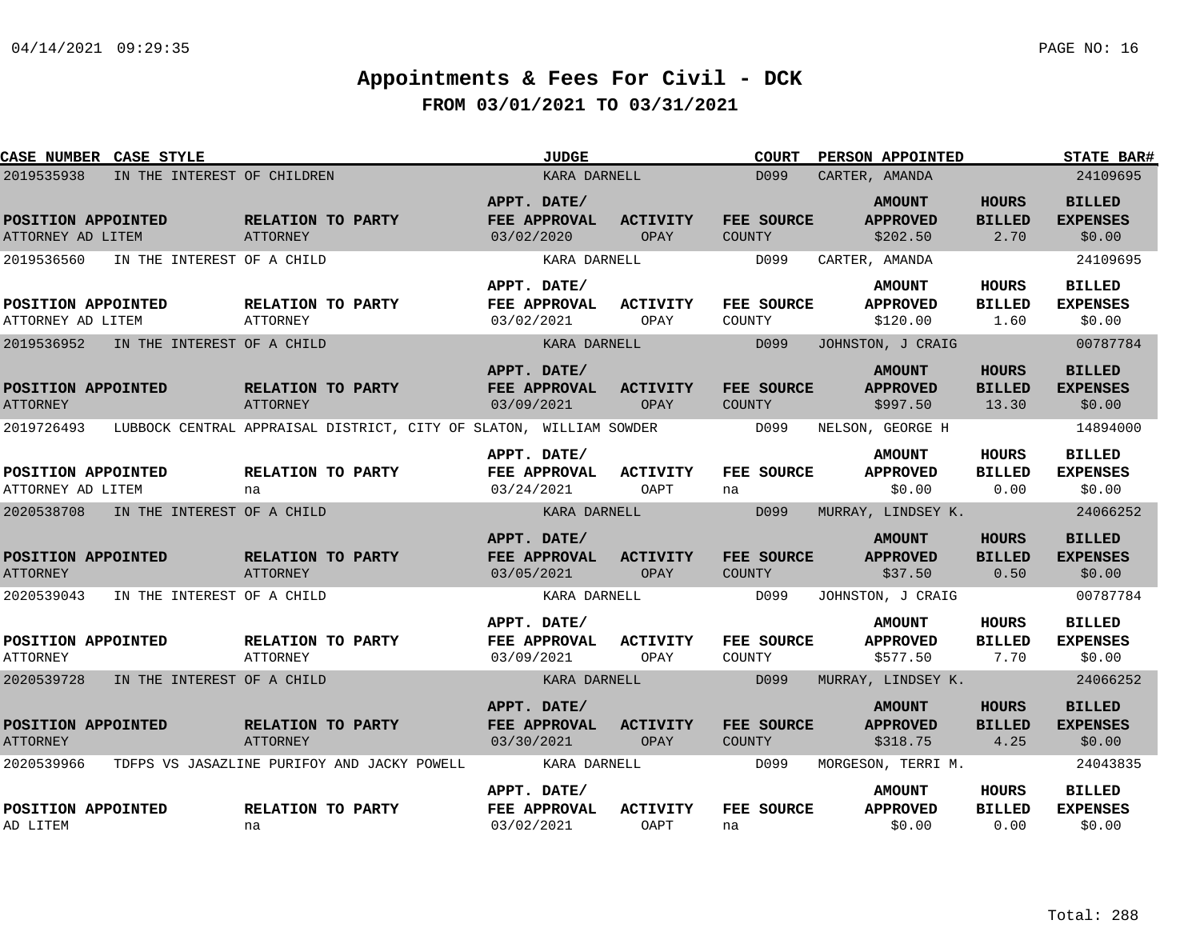# Appointments & Fees For Civil - DCK

## FROM 03/01/2021 TO 03/31/2021

| CASE NUMBER | CASE STYLE | JUDGE | COURT | PERSON APPOINTED | STATE BAR# |
|---|---|---|---|---|---|
| 2019535938 | IN THE INTEREST OF CHILDREN | KARA DARNELL | D099 | CARTER, AMANDA | 24109695 |

| POSITION APPOINTED | RELATION TO PARTY | APPT. DATE/ FEE APPROVAL | ACTIVITY | FEE SOURCE | AMOUNT APPROVED | HOURS BILLED | BILLED EXPENSES |
|---|---|---|---|---|---|---|---|
| ATTORNEY AD LITEM | ATTORNEY | 03/02/2020 | OPAY | COUNTY | $202.50 | 2.70 | $0.00 |

| CASE NUMBER | CASE STYLE | JUDGE | COURT | PERSON APPOINTED | STATE BAR# |
|---|---|---|---|---|---|
| 2019536560 | IN THE INTEREST OF A CHILD | KARA DARNELL | D099 | CARTER, AMANDA | 24109695 |

| POSITION APPOINTED | RELATION TO PARTY | APPT. DATE/ FEE APPROVAL | ACTIVITY | FEE SOURCE | AMOUNT APPROVED | HOURS BILLED | BILLED EXPENSES |
|---|---|---|---|---|---|---|---|
| ATTORNEY AD LITEM | ATTORNEY | 03/02/2021 | OPAY | COUNTY | $120.00 | 1.60 | $0.00 |

| CASE NUMBER | CASE STYLE | JUDGE | COURT | PERSON APPOINTED | STATE BAR# |
|---|---|---|---|---|---|
| 2019536952 | IN THE INTEREST OF A CHILD | KARA DARNELL | D099 | JOHNSTON, J CRAIG | 00787784 |

| POSITION APPOINTED | RELATION TO PARTY | APPT. DATE/ FEE APPROVAL | ACTIVITY | FEE SOURCE | AMOUNT APPROVED | HOURS BILLED | BILLED EXPENSES |
|---|---|---|---|---|---|---|---|
| ATTORNEY | ATTORNEY | 03/09/2021 | OPAY | COUNTY | $997.50 | 13.30 | $0.00 |

| CASE NUMBER | CASE STYLE | JUDGE | COURT | PERSON APPOINTED | STATE BAR# |
|---|---|---|---|---|---|
| 2019726493 | LUBBOCK CENTRAL APPRAISAL DISTRICT, CITY OF SLATON, WILLIAM SOWDER | | D099 | NELSON, GEORGE H | 14894000 |

| POSITION APPOINTED | RELATION TO PARTY | APPT. DATE/ FEE APPROVAL | ACTIVITY | FEE SOURCE | AMOUNT APPROVED | HOURS BILLED | BILLED EXPENSES |
|---|---|---|---|---|---|---|---|
| ATTORNEY AD LITEM | na | 03/24/2021 | OAPT | na | $0.00 | 0.00 | $0.00 |

| CASE NUMBER | CASE STYLE | JUDGE | COURT | PERSON APPOINTED | STATE BAR# |
|---|---|---|---|---|---|
| 2020538708 | IN THE INTEREST OF A CHILD | KARA DARNELL | D099 | MURRAY, LINDSEY K. | 24066252 |

| POSITION APPOINTED | RELATION TO PARTY | APPT. DATE/ FEE APPROVAL | ACTIVITY | FEE SOURCE | AMOUNT APPROVED | HOURS BILLED | BILLED EXPENSES |
|---|---|---|---|---|---|---|---|
| ATTORNEY | ATTORNEY | 03/05/2021 | OPAY | COUNTY | $37.50 | 0.50 | $0.00 |

| CASE NUMBER | CASE STYLE | JUDGE | COURT | PERSON APPOINTED | STATE BAR# |
|---|---|---|---|---|---|
| 2020539043 | IN THE INTEREST OF A CHILD | KARA DARNELL | D099 | JOHNSTON, J CRAIG | 00787784 |

| POSITION APPOINTED | RELATION TO PARTY | APPT. DATE/ FEE APPROVAL | ACTIVITY | FEE SOURCE | AMOUNT APPROVED | HOURS BILLED | BILLED EXPENSES |
|---|---|---|---|---|---|---|---|
| ATTORNEY | ATTORNEY | 03/09/2021 | OPAY | COUNTY | $577.50 | 7.70 | $0.00 |

| CASE NUMBER | CASE STYLE | JUDGE | COURT | PERSON APPOINTED | STATE BAR# |
|---|---|---|---|---|---|
| 2020539728 | IN THE INTEREST OF A CHILD | KARA DARNELL | D099 | MURRAY, LINDSEY K. | 24066252 |

| POSITION APPOINTED | RELATION TO PARTY | APPT. DATE/ FEE APPROVAL | ACTIVITY | FEE SOURCE | AMOUNT APPROVED | HOURS BILLED | BILLED EXPENSES |
|---|---|---|---|---|---|---|---|
| ATTORNEY | ATTORNEY | 03/30/2021 | OPAY | COUNTY | $318.75 | 4.25 | $0.00 |

| CASE NUMBER | CASE STYLE | JUDGE | COURT | PERSON APPOINTED | STATE BAR# |
|---|---|---|---|---|---|
| 2020539966 | TDFPS VS JASAZLINE PURIFOY AND JACKY POWELL | KARA DARNELL | D099 | MORGESON, TERRI M. | 24043835 |

| POSITION APPOINTED | RELATION TO PARTY | APPT. DATE/ FEE APPROVAL | ACTIVITY | FEE SOURCE | AMOUNT APPROVED | HOURS BILLED | BILLED EXPENSES |
|---|---|---|---|---|---|---|---|
| AD LITEM | na | 03/02/2021 | OAPT | na | $0.00 | 0.00 | $0.00 |

Total: 288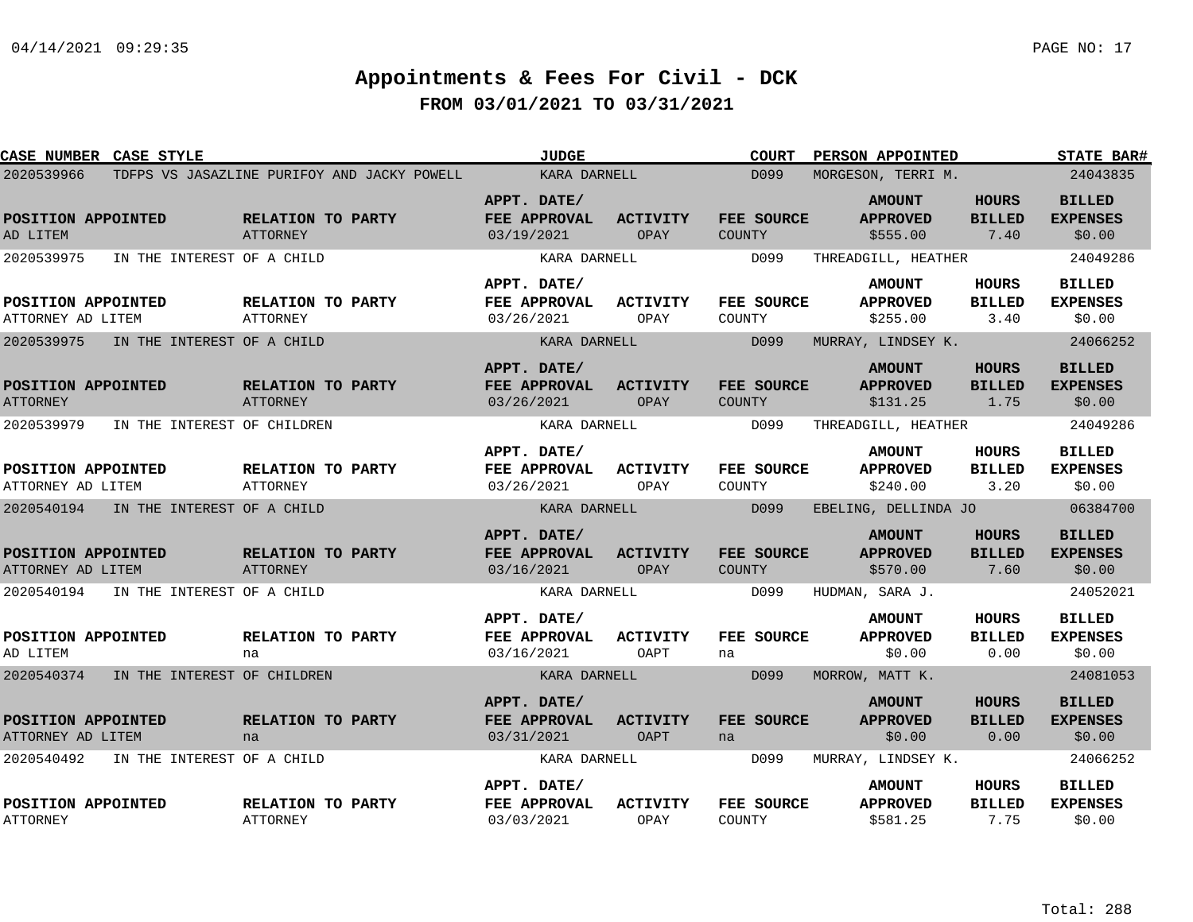# Appointments & Fees For Civil - DCK

## FROM 03/01/2021 TO 03/31/2021

| CASE NUMBER | CASE STYLE | JUDGE | COURT | PERSON APPOINTED | STATE BAR# |
|---|---|---|---|---|---|
| 2020539966 | TDFPS VS JASAZLINE PURIFOY AND JACKY POWELL | KARA DARNELL | D099 | MORGESON, TERRI M. | 24043835 |

| POSITION APPOINTED | RELATION TO PARTY | APPT. DATE/ FEE APPROVAL | ACTIVITY | FEE SOURCE | AMOUNT APPROVED | HOURS BILLED | BILLED EXPENSES |
|---|---|---|---|---|---|---|---|
| AD LITEM | ATTORNEY | 03/19/2021 | OPAY | COUNTY | $555.00 | 7.40 | $0.00 |

| CASE NUMBER | CASE STYLE | JUDGE | COURT | PERSON APPOINTED | STATE BAR# |
|---|---|---|---|---|---|
| 2020539975 | IN THE INTEREST OF A CHILD | KARA DARNELL | D099 | THREADGILL, HEATHER | 24049286 |

| POSITION APPOINTED | RELATION TO PARTY | APPT. DATE/ FEE APPROVAL | ACTIVITY | FEE SOURCE | AMOUNT APPROVED | HOURS BILLED | BILLED EXPENSES |
|---|---|---|---|---|---|---|---|
| ATTORNEY AD LITEM | ATTORNEY | 03/26/2021 | OPAY | COUNTY | $255.00 | 3.40 | $0.00 |

| CASE NUMBER | CASE STYLE | JUDGE | COURT | PERSON APPOINTED | STATE BAR# |
|---|---|---|---|---|---|
| 2020539975 | IN THE INTEREST OF A CHILD | KARA DARNELL | D099 | MURRAY, LINDSEY K. | 24066252 |

| POSITION APPOINTED | RELATION TO PARTY | APPT. DATE/ FEE APPROVAL | ACTIVITY | FEE SOURCE | AMOUNT APPROVED | HOURS BILLED | BILLED EXPENSES |
|---|---|---|---|---|---|---|---|
| ATTORNEY | ATTORNEY | 03/26/2021 | OPAY | COUNTY | $131.25 | 1.75 | $0.00 |

| CASE NUMBER | CASE STYLE | JUDGE | COURT | PERSON APPOINTED | STATE BAR# |
|---|---|---|---|---|---|
| 2020539979 | IN THE INTEREST OF CHILDREN | KARA DARNELL | D099 | THREADGILL, HEATHER | 24049286 |

| POSITION APPOINTED | RELATION TO PARTY | APPT. DATE/ FEE APPROVAL | ACTIVITY | FEE SOURCE | AMOUNT APPROVED | HOURS BILLED | BILLED EXPENSES |
|---|---|---|---|---|---|---|---|
| ATTORNEY AD LITEM | ATTORNEY | 03/26/2021 | OPAY | COUNTY | $240.00 | 3.20 | $0.00 |

| CASE NUMBER | CASE STYLE | JUDGE | COURT | PERSON APPOINTED | STATE BAR# |
|---|---|---|---|---|---|
| 2020540194 | IN THE INTEREST OF A CHILD | KARA DARNELL | D099 | EBELING, DELLINDA JO | 06384700 |

| POSITION APPOINTED | RELATION TO PARTY | APPT. DATE/ FEE APPROVAL | ACTIVITY | FEE SOURCE | AMOUNT APPROVED | HOURS BILLED | BILLED EXPENSES |
|---|---|---|---|---|---|---|---|
| ATTORNEY AD LITEM | ATTORNEY | 03/16/2021 | OPAY | COUNTY | $570.00 | 7.60 | $0.00 |

| CASE NUMBER | CASE STYLE | JUDGE | COURT | PERSON APPOINTED | STATE BAR# |
|---|---|---|---|---|---|
| 2020540194 | IN THE INTEREST OF A CHILD | KARA DARNELL | D099 | HUDMAN, SARA J. | 24052021 |

| POSITION APPOINTED | RELATION TO PARTY | APPT. DATE/ FEE APPROVAL | ACTIVITY | FEE SOURCE | AMOUNT APPROVED | HOURS BILLED | BILLED EXPENSES |
|---|---|---|---|---|---|---|---|
| AD LITEM | na | 03/16/2021 | OAPT | na | $0.00 | 0.00 | $0.00 |

| CASE NUMBER | CASE STYLE | JUDGE | COURT | PERSON APPOINTED | STATE BAR# |
|---|---|---|---|---|---|
| 2020540374 | IN THE INTEREST OF CHILDREN | KARA DARNELL | D099 | MORROW, MATT K. | 24081053 |

| POSITION APPOINTED | RELATION TO PARTY | APPT. DATE/ FEE APPROVAL | ACTIVITY | FEE SOURCE | AMOUNT APPROVED | HOURS BILLED | BILLED EXPENSES |
|---|---|---|---|---|---|---|---|
| ATTORNEY AD LITEM | na | 03/31/2021 | OAPT | na | $0.00 | 0.00 | $0.00 |

| CASE NUMBER | CASE STYLE | JUDGE | COURT | PERSON APPOINTED | STATE BAR# |
|---|---|---|---|---|---|
| 2020540492 | IN THE INTEREST OF A CHILD | KARA DARNELL | D099 | MURRAY, LINDSEY K. | 24066252 |

| POSITION APPOINTED | RELATION TO PARTY | APPT. DATE/ FEE APPROVAL | ACTIVITY | FEE SOURCE | AMOUNT APPROVED | HOURS BILLED | BILLED EXPENSES |
|---|---|---|---|---|---|---|---|
| ATTORNEY | ATTORNEY | 03/03/2021 | OPAY | COUNTY | $581.25 | 7.75 | $0.00 |

Total: 288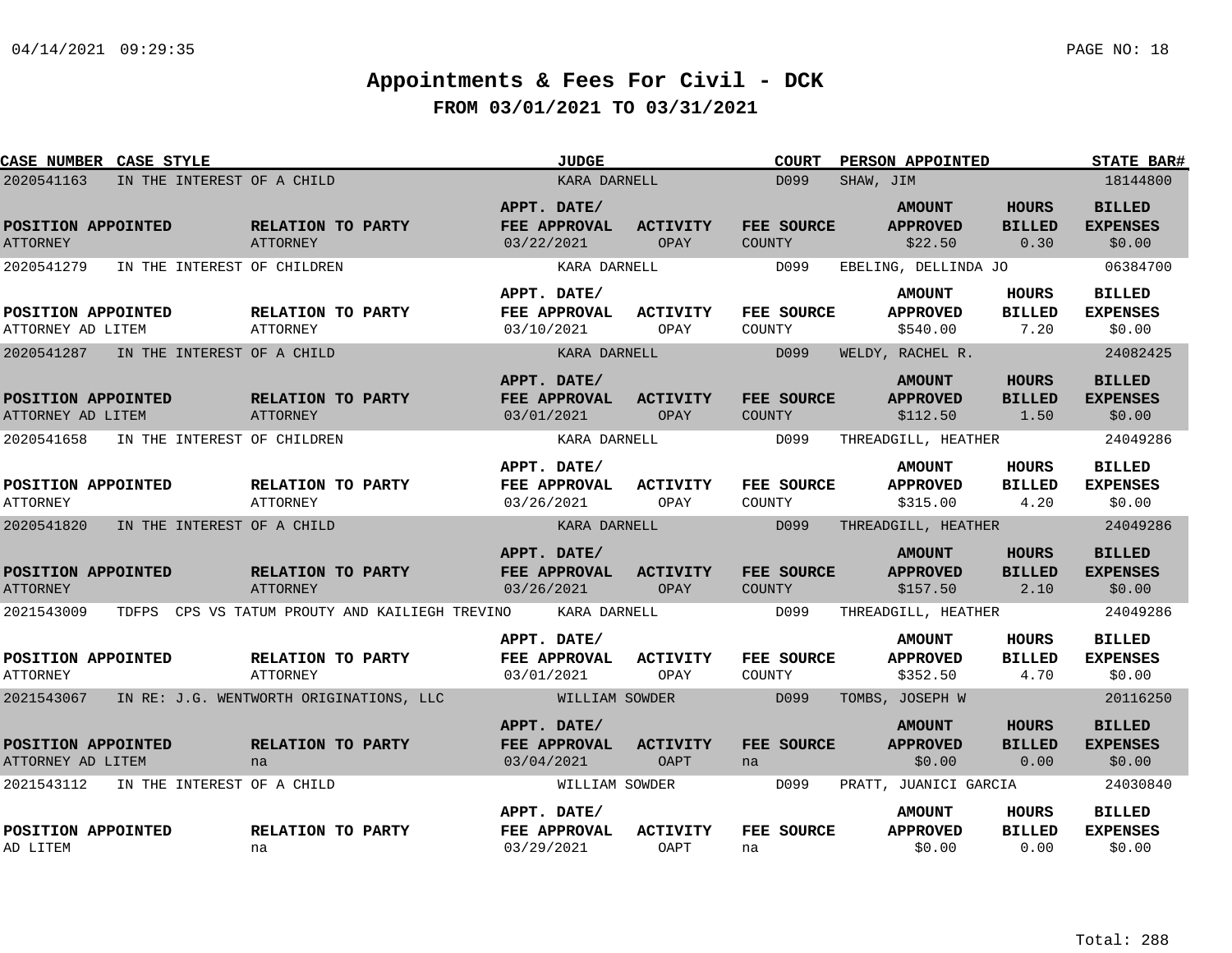# Appointments & Fees For Civil - DCK

## FROM 03/01/2021 TO 03/31/2021

| CASE NUMBER | CASE STYLE | JUDGE | COURT | PERSON APPOINTED | STATE BAR# |
|---|---|---|---|---|---|
| 2020541163 | IN THE INTEREST OF A CHILD | KARA DARNELL | D099 | SHAW, JIM | 18144800 |

| POSITION APPOINTED | RELATION TO PARTY | APPT. DATE/ FEE APPROVAL | ACTIVITY | FEE SOURCE | AMOUNT APPROVED | HOURS BILLED | BILLED EXPENSES |
|---|---|---|---|---|---|---|---|
| ATTORNEY | ATTORNEY | 03/22/2021 | OPAY | COUNTY | $22.50 | 0.30 | $0.00 |

| CASE NUMBER | CASE STYLE | JUDGE | COURT | PERSON APPOINTED | STATE BAR# |
|---|---|---|---|---|---|
| 2020541279 | IN THE INTEREST OF CHILDREN | KARA DARNELL | D099 | EBELING, DELLINDA JO | 06384700 |

| POSITION APPOINTED | RELATION TO PARTY | APPT. DATE/ FEE APPROVAL | ACTIVITY | FEE SOURCE | AMOUNT APPROVED | HOURS BILLED | BILLED EXPENSES |
|---|---|---|---|---|---|---|---|
| ATTORNEY AD LITEM | ATTORNEY | 03/10/2021 | OPAY | COUNTY | $540.00 | 7.20 | $0.00 |

| CASE NUMBER | CASE STYLE | JUDGE | COURT | PERSON APPOINTED | STATE BAR# |
|---|---|---|---|---|---|
| 2020541287 | IN THE INTEREST OF A CHILD | KARA DARNELL | D099 | WELDY, RACHEL R. | 24082425 |

| POSITION APPOINTED | RELATION TO PARTY | APPT. DATE/ FEE APPROVAL | ACTIVITY | FEE SOURCE | AMOUNT APPROVED | HOURS BILLED | BILLED EXPENSES |
|---|---|---|---|---|---|---|---|
| ATTORNEY AD LITEM | ATTORNEY | 03/01/2021 | OPAY | COUNTY | $112.50 | 1.50 | $0.00 |

| CASE NUMBER | CASE STYLE | JUDGE | COURT | PERSON APPOINTED | STATE BAR# |
|---|---|---|---|---|---|
| 2020541658 | IN THE INTEREST OF CHILDREN | KARA DARNELL | D099 | THREADGILL, HEATHER | 24049286 |

| POSITION APPOINTED | RELATION TO PARTY | APPT. DATE/ FEE APPROVAL | ACTIVITY | FEE SOURCE | AMOUNT APPROVED | HOURS BILLED | BILLED EXPENSES |
|---|---|---|---|---|---|---|---|
| ATTORNEY | ATTORNEY | 03/26/2021 | OPAY | COUNTY | $315.00 | 4.20 | $0.00 |

| CASE NUMBER | CASE STYLE | JUDGE | COURT | PERSON APPOINTED | STATE BAR# |
|---|---|---|---|---|---|
| 2020541820 | IN THE INTEREST OF A CHILD | KARA DARNELL | D099 | THREADGILL, HEATHER | 24049286 |

| POSITION APPOINTED | RELATION TO PARTY | APPT. DATE/ FEE APPROVAL | ACTIVITY | FEE SOURCE | AMOUNT APPROVED | HOURS BILLED | BILLED EXPENSES |
|---|---|---|---|---|---|---|---|
| ATTORNEY | ATTORNEY | 03/26/2021 | OPAY | COUNTY | $157.50 | 2.10 | $0.00 |

| CASE NUMBER | CASE STYLE | JUDGE | COURT | PERSON APPOINTED | STATE BAR# |
|---|---|---|---|---|---|
| 2021543009 | TDFPS CPS VS TATUM PROUTY AND KAILIEGH TREVINO | KARA DARNELL | D099 | THREADGILL, HEATHER | 24049286 |

| POSITION APPOINTED | RELATION TO PARTY | APPT. DATE/ FEE APPROVAL | ACTIVITY | FEE SOURCE | AMOUNT APPROVED | HOURS BILLED | BILLED EXPENSES |
|---|---|---|---|---|---|---|---|
| ATTORNEY | ATTORNEY | 03/01/2021 | OPAY | COUNTY | $352.50 | 4.70 | $0.00 |

| CASE NUMBER | CASE STYLE | JUDGE | COURT | PERSON APPOINTED | STATE BAR# |
|---|---|---|---|---|---|
| 2021543067 | IN RE: J.G. WENTWORTH ORIGINATIONS, LLC | WILLIAM SOWDER | D099 | TOMBS, JOSEPH W | 20116250 |

| POSITION APPOINTED | RELATION TO PARTY | APPT. DATE/ FEE APPROVAL | ACTIVITY | FEE SOURCE | AMOUNT APPROVED | HOURS BILLED | BILLED EXPENSES |
|---|---|---|---|---|---|---|---|
| ATTORNEY AD LITEM | na | 03/04/2021 | OAPT | na | $0.00 | 0.00 | $0.00 |

| CASE NUMBER | CASE STYLE | JUDGE | COURT | PERSON APPOINTED | STATE BAR# |
|---|---|---|---|---|---|
| 2021543112 | IN THE INTEREST OF A CHILD | WILLIAM SOWDER | D099 | PRATT, JUANICI GARCIA | 24030840 |

| POSITION APPOINTED | RELATION TO PARTY | APPT. DATE/ FEE APPROVAL | ACTIVITY | FEE SOURCE | AMOUNT APPROVED | HOURS BILLED | BILLED EXPENSES |
|---|---|---|---|---|---|---|---|
| AD LITEM | na | 03/29/2021 | OAPT | na | $0.00 | 0.00 | $0.00 |

Total: 288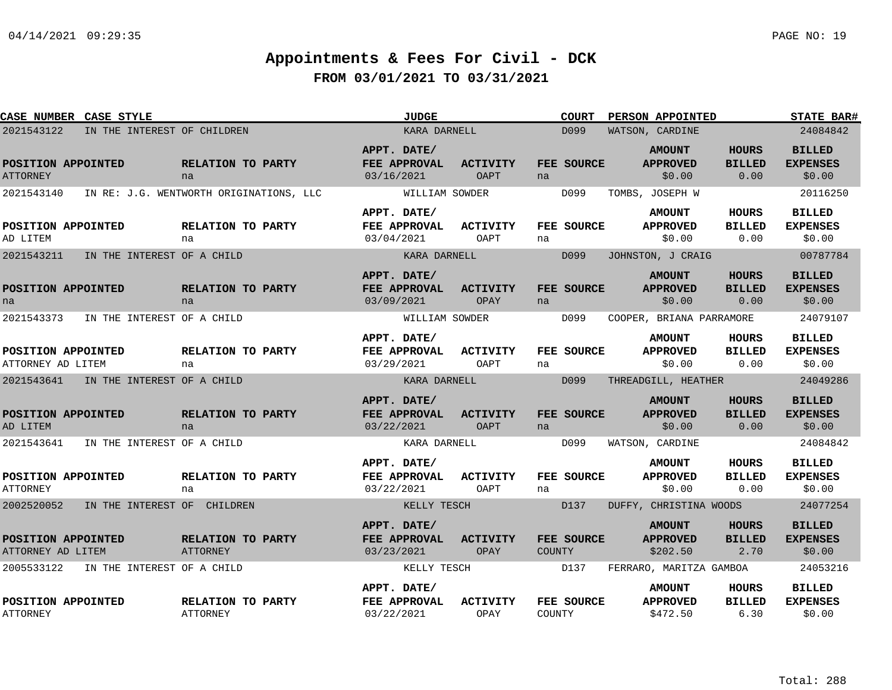# Appointments & Fees For Civil - DCK

## FROM 03/01/2021 TO 03/31/2021

| CASE NUMBER | CASE STYLE | JUDGE | COURT | PERSON APPOINTED | STATE BAR# |
|---|---|---|---|---|---|
| 2021543122 | IN THE INTEREST OF CHILDREN | KARA DARNELL | D099 | WATSON, CARDINE | 24084842 |

| POSITION APPOINTED | RELATION TO PARTY | APPT. DATE/ FEE APPROVAL | ACTIVITY | FEE SOURCE | AMOUNT APPROVED | HOURS BILLED | BILLED EXPENSES |
|---|---|---|---|---|---|---|---|
| ATTORNEY | na | 03/16/2021 | OAPT | na | $0.00 | 0.00 | $0.00 |

| CASE NUMBER | CASE STYLE | JUDGE | COURT | PERSON APPOINTED | STATE BAR# |
|---|---|---|---|---|---|
| 2021543140 | IN RE: J.G. WENTWORTH ORIGINATIONS, LLC | WILLIAM SOWDER | D099 | TOMBS, JOSEPH W | 20116250 |

| POSITION APPOINTED | RELATION TO PARTY | APPT. DATE/ FEE APPROVAL | ACTIVITY | FEE SOURCE | AMOUNT APPROVED | HOURS BILLED | BILLED EXPENSES |
|---|---|---|---|---|---|---|---|
| AD LITEM | na | 03/04/2021 | OAPT | na | $0.00 | 0.00 | $0.00 |

| CASE NUMBER | CASE STYLE | JUDGE | COURT | PERSON APPOINTED | STATE BAR# |
|---|---|---|---|---|---|
| 2021543211 | IN THE INTEREST OF A CHILD | KARA DARNELL | D099 | JOHNSTON, J CRAIG | 00787784 |

| POSITION APPOINTED | RELATION TO PARTY | APPT. DATE/ FEE APPROVAL | ACTIVITY | FEE SOURCE | AMOUNT APPROVED | HOURS BILLED | BILLED EXPENSES |
|---|---|---|---|---|---|---|---|
| na | na | 03/09/2021 | OPAY | na | $0.00 | 0.00 | $0.00 |

| CASE NUMBER | CASE STYLE | JUDGE | COURT | PERSON APPOINTED | STATE BAR# |
|---|---|---|---|---|---|
| 2021543373 | IN THE INTEREST OF A CHILD | WILLIAM SOWDER | D099 | COOPER, BRIANA PARRAMORE | 24079107 |

| POSITION APPOINTED | RELATION TO PARTY | APPT. DATE/ FEE APPROVAL | ACTIVITY | FEE SOURCE | AMOUNT APPROVED | HOURS BILLED | BILLED EXPENSES |
|---|---|---|---|---|---|---|---|
| ATTORNEY AD LITEM | na | 03/29/2021 | OAPT | na | $0.00 | 0.00 | $0.00 |

| CASE NUMBER | CASE STYLE | JUDGE | COURT | PERSON APPOINTED | STATE BAR# |
|---|---|---|---|---|---|
| 2021543641 | IN THE INTEREST OF A CHILD | KARA DARNELL | D099 | THREADGILL, HEATHER | 24049286 |

| POSITION APPOINTED | RELATION TO PARTY | APPT. DATE/ FEE APPROVAL | ACTIVITY | FEE SOURCE | AMOUNT APPROVED | HOURS BILLED | BILLED EXPENSES |
|---|---|---|---|---|---|---|---|
| AD LITEM | na | 03/22/2021 | OAPT | na | $0.00 | 0.00 | $0.00 |

| CASE NUMBER | CASE STYLE | JUDGE | COURT | PERSON APPOINTED | STATE BAR# |
|---|---|---|---|---|---|
| 2021543641 | IN THE INTEREST OF A CHILD | KARA DARNELL | D099 | WATSON, CARDINE | 24084842 |

| POSITION APPOINTED | RELATION TO PARTY | APPT. DATE/ FEE APPROVAL | ACTIVITY | FEE SOURCE | AMOUNT APPROVED | HOURS BILLED | BILLED EXPENSES |
|---|---|---|---|---|---|---|---|
| ATTORNEY | na | 03/22/2021 | OAPT | na | $0.00 | 0.00 | $0.00 |

| CASE NUMBER | CASE STYLE | JUDGE | COURT | PERSON APPOINTED | STATE BAR# |
|---|---|---|---|---|---|
| 2002520052 | IN THE INTEREST OF CHILDREN | KELLY TESCH | D137 | DUFFY, CHRISTINA WOODS | 24077254 |

| POSITION APPOINTED | RELATION TO PARTY | APPT. DATE/ FEE APPROVAL | ACTIVITY | FEE SOURCE | AMOUNT APPROVED | HOURS BILLED | BILLED EXPENSES |
|---|---|---|---|---|---|---|---|
| ATTORNEY AD LITEM | ATTORNEY | 03/23/2021 | OPAY | COUNTY | $202.50 | 2.70 | $0.00 |

| CASE NUMBER | CASE STYLE | JUDGE | COURT | PERSON APPOINTED | STATE BAR# |
|---|---|---|---|---|---|
| 2005533122 | IN THE INTEREST OF A CHILD | KELLY TESCH | D137 | FERRARO, MARITZA GAMBOA | 24053216 |

| POSITION APPOINTED | RELATION TO PARTY | APPT. DATE/ FEE APPROVAL | ACTIVITY | FEE SOURCE | AMOUNT APPROVED | HOURS BILLED | BILLED EXPENSES |
|---|---|---|---|---|---|---|---|
| ATTORNEY | ATTORNEY | 03/22/2021 | OPAY | COUNTY | $472.50 | 6.30 | $0.00 |

Total: 288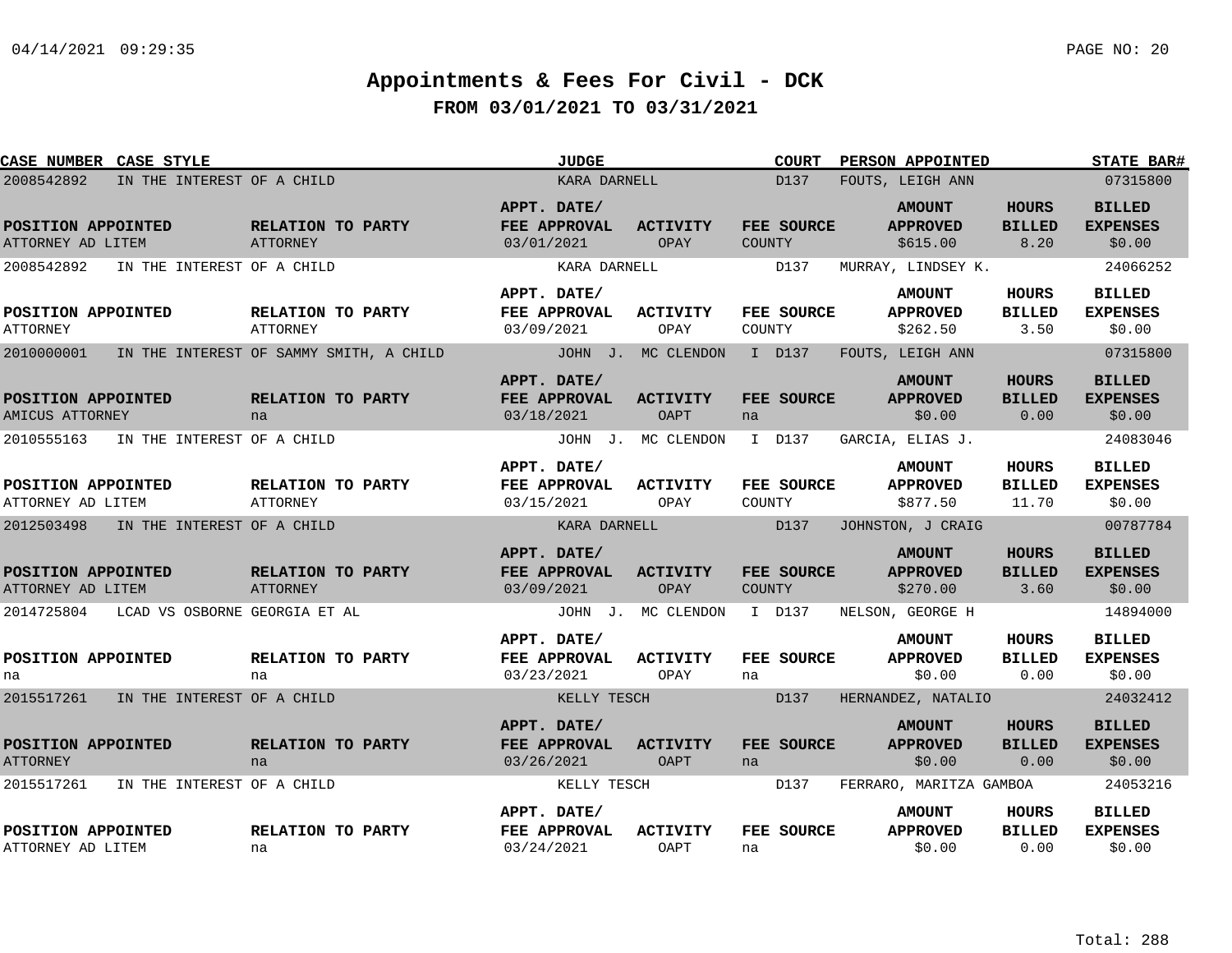# Appointments & Fees For Civil - DCK

## FROM 03/01/2021 TO 03/31/2021

| CASE NUMBER | CASE STYLE | JUDGE | COURT | PERSON APPOINTED | STATE BAR# |
|---|---|---|---|---|---|
| 2008542892 | IN THE INTEREST OF A CHILD | KARA DARNELL | D137 | FOUTS, LEIGH ANN | 07315800 |

| POSITION APPOINTED | RELATION TO PARTY | APPT. DATE/ FEE APPROVAL | ACTIVITY | FEE SOURCE | AMOUNT APPROVED | HOURS BILLED | BILLED EXPENSES |
|---|---|---|---|---|---|---|---|
| ATTORNEY AD LITEM | ATTORNEY | 03/01/2021 | OPAY | COUNTY | $615.00 | 8.20 | $0.00 |

| CASE NUMBER | CASE STYLE | JUDGE | COURT | PERSON APPOINTED | STATE BAR# |
|---|---|---|---|---|---|
| 2008542892 | IN THE INTEREST OF A CHILD | KARA DARNELL | D137 | MURRAY, LINDSEY K. | 24066252 |

| POSITION APPOINTED | RELATION TO PARTY | APPT. DATE/ FEE APPROVAL | ACTIVITY | FEE SOURCE | AMOUNT APPROVED | HOURS BILLED | BILLED EXPENSES |
|---|---|---|---|---|---|---|---|
| ATTORNEY | ATTORNEY | 03/09/2021 | OPAY | COUNTY | $262.50 | 3.50 | $0.00 |

| CASE NUMBER | CASE STYLE | JUDGE | COURT | PERSON APPOINTED | STATE BAR# |
|---|---|---|---|---|---|
| 2010000001 | IN THE INTEREST OF SAMMY SMITH, A CHILD | JOHN J. MC CLENDON I | D137 | FOUTS, LEIGH ANN | 07315800 |

| POSITION APPOINTED | RELATION TO PARTY | APPT. DATE/ FEE APPROVAL | ACTIVITY | FEE SOURCE | AMOUNT APPROVED | HOURS BILLED | BILLED EXPENSES |
|---|---|---|---|---|---|---|---|
| AMICUS ATTORNEY | na | 03/18/2021 | OAPT | na | $0.00 | 0.00 | $0.00 |

| CASE NUMBER | CASE STYLE | JUDGE | COURT | PERSON APPOINTED | STATE BAR# |
|---|---|---|---|---|---|
| 2010555163 | IN THE INTEREST OF A CHILD | JOHN J. MC CLENDON I | D137 | GARCIA, ELIAS J. | 24083046 |

| POSITION APPOINTED | RELATION TO PARTY | APPT. DATE/ FEE APPROVAL | ACTIVITY | FEE SOURCE | AMOUNT APPROVED | HOURS BILLED | BILLED EXPENSES |
|---|---|---|---|---|---|---|---|
| ATTORNEY AD LITEM | ATTORNEY | 03/15/2021 | OPAY | COUNTY | $877.50 | 11.70 | $0.00 |

| CASE NUMBER | CASE STYLE | JUDGE | COURT | PERSON APPOINTED | STATE BAR# |
|---|---|---|---|---|---|
| 2012503498 | IN THE INTEREST OF A CHILD | KARA DARNELL | D137 | JOHNSTON, J CRAIG | 00787784 |

| POSITION APPOINTED | RELATION TO PARTY | APPT. DATE/ FEE APPROVAL | ACTIVITY | FEE SOURCE | AMOUNT APPROVED | HOURS BILLED | BILLED EXPENSES |
|---|---|---|---|---|---|---|---|
| ATTORNEY AD LITEM | ATTORNEY | 03/09/2021 | OPAY | COUNTY | $270.00 | 3.60 | $0.00 |

| CASE NUMBER | CASE STYLE | JUDGE | COURT | PERSON APPOINTED | STATE BAR# |
|---|---|---|---|---|---|
| 2014725804 | LCAD VS OSBORNE GEORGIA ET AL | JOHN J. MC CLENDON I | D137 | NELSON, GEORGE H | 14894000 |

| POSITION APPOINTED | RELATION TO PARTY | APPT. DATE/ FEE APPROVAL | ACTIVITY | FEE SOURCE | AMOUNT APPROVED | HOURS BILLED | BILLED EXPENSES |
|---|---|---|---|---|---|---|---|
| na | na | 03/23/2021 | OPAY | na | $0.00 | 0.00 | $0.00 |

| CASE NUMBER | CASE STYLE | JUDGE | COURT | PERSON APPOINTED | STATE BAR# |
|---|---|---|---|---|---|
| 2015517261 | IN THE INTEREST OF A CHILD | KELLY TESCH | D137 | HERNANDEZ, NATALIO | 24032412 |

| POSITION APPOINTED | RELATION TO PARTY | APPT. DATE/ FEE APPROVAL | ACTIVITY | FEE SOURCE | AMOUNT APPROVED | HOURS BILLED | BILLED EXPENSES |
|---|---|---|---|---|---|---|---|
| ATTORNEY | na | 03/26/2021 | OAPT | na | $0.00 | 0.00 | $0.00 |

| CASE NUMBER | CASE STYLE | JUDGE | COURT | PERSON APPOINTED | STATE BAR# |
|---|---|---|---|---|---|
| 2015517261 | IN THE INTEREST OF A CHILD | KELLY TESCH | D137 | FERRARO, MARITZA GAMBOA | 24053216 |

| POSITION APPOINTED | RELATION TO PARTY | APPT. DATE/ FEE APPROVAL | ACTIVITY | FEE SOURCE | AMOUNT APPROVED | HOURS BILLED | BILLED EXPENSES |
|---|---|---|---|---|---|---|---|
| ATTORNEY AD LITEM | na | 03/24/2021 | OAPT | na | $0.00 | 0.00 | $0.00 |

Total: 288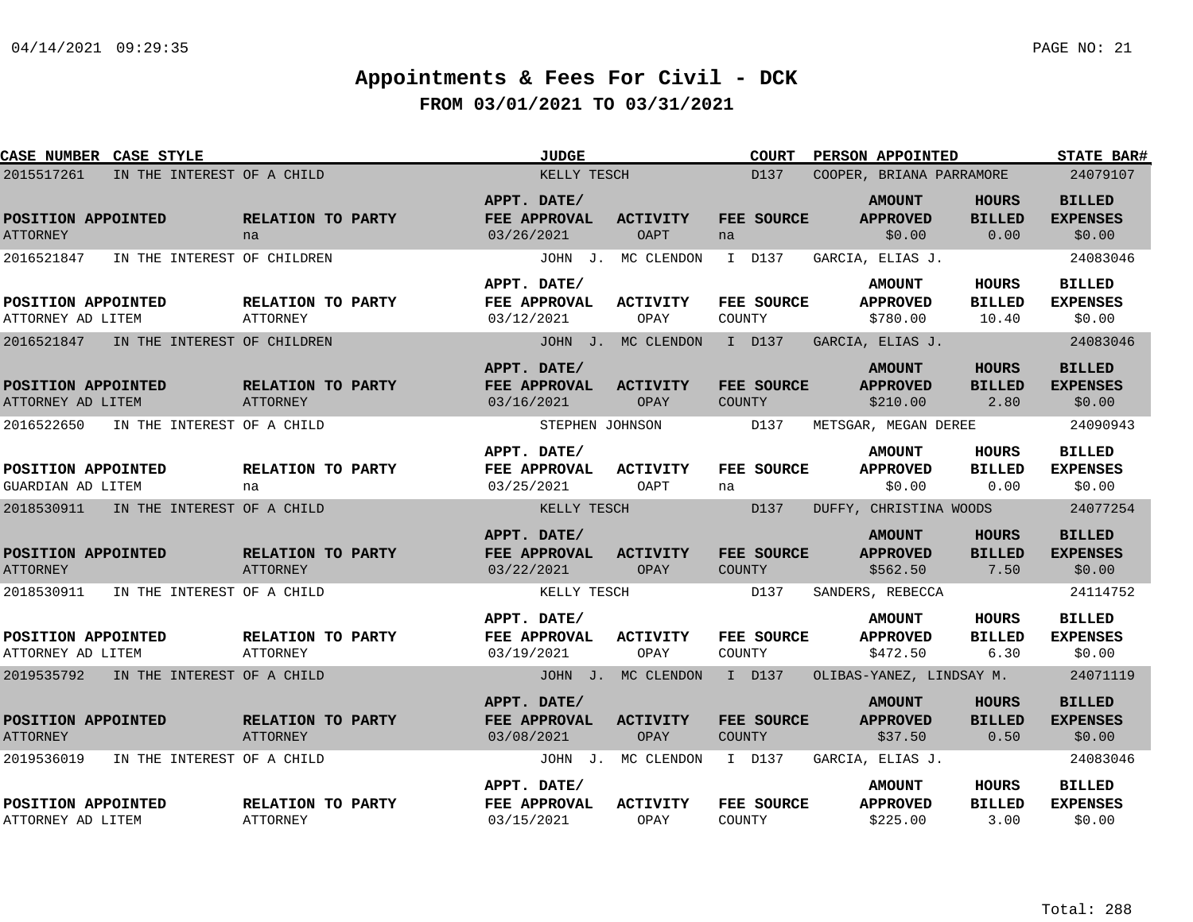# Appointments & Fees For Civil - DCK

## FROM 03/01/2021 TO 03/31/2021

| CASE NUMBER | CASE STYLE | JUDGE | COURT | PERSON APPOINTED | STATE BAR# |
|---|---|---|---|---|---|
| 2015517261 | IN THE INTEREST OF A CHILD | KELLY TESCH | D137 | COOPER, BRIANA PARRAMORE | 24079107 |

| POSITION APPOINTED | RELATION TO PARTY | APPT. DATE/ FEE APPROVAL | ACTIVITY | FEE SOURCE | AMOUNT APPROVED | HOURS BILLED | BILLED EXPENSES |
|---|---|---|---|---|---|---|---|
| ATTORNEY | na | 03/26/2021 | OAPT | na | $0.00 | 0.00 | $0.00 |

| CASE NUMBER | CASE STYLE | JUDGE | COURT | PERSON APPOINTED | STATE BAR# |
|---|---|---|---|---|---|
| 2016521847 | IN THE INTEREST OF CHILDREN | JOHN J. MC CLENDON I | D137 | GARCIA, ELIAS J. | 24083046 |

| POSITION APPOINTED | RELATION TO PARTY | APPT. DATE/ FEE APPROVAL | ACTIVITY | FEE SOURCE | AMOUNT APPROVED | HOURS BILLED | BILLED EXPENSES |
|---|---|---|---|---|---|---|---|
| ATTORNEY AD LITEM | ATTORNEY | 03/12/2021 | OPAY | COUNTY | $780.00 | 10.40 | $0.00 |

| CASE NUMBER | CASE STYLE | JUDGE | COURT | PERSON APPOINTED | STATE BAR# |
|---|---|---|---|---|---|
| 2016521847 | IN THE INTEREST OF CHILDREN | JOHN J. MC CLENDON I | D137 | GARCIA, ELIAS J. | 24083046 |

| POSITION APPOINTED | RELATION TO PARTY | APPT. DATE/ FEE APPROVAL | ACTIVITY | FEE SOURCE | AMOUNT APPROVED | HOURS BILLED | BILLED EXPENSES |
|---|---|---|---|---|---|---|---|
| ATTORNEY AD LITEM | ATTORNEY | 03/16/2021 | OPAY | COUNTY | $210.00 | 2.80 | $0.00 |

| CASE NUMBER | CASE STYLE | JUDGE | COURT | PERSON APPOINTED | STATE BAR# |
|---|---|---|---|---|---|
| 2016522650 | IN THE INTEREST OF A CHILD | STEPHEN JOHNSON | D137 | METSGAR, MEGAN DEREE | 24090943 |

| POSITION APPOINTED | RELATION TO PARTY | APPT. DATE/ FEE APPROVAL | ACTIVITY | FEE SOURCE | AMOUNT APPROVED | HOURS BILLED | BILLED EXPENSES |
|---|---|---|---|---|---|---|---|
| GUARDIAN AD LITEM | na | 03/25/2021 | OAPT | na | $0.00 | 0.00 | $0.00 |

| CASE NUMBER | CASE STYLE | JUDGE | COURT | PERSON APPOINTED | STATE BAR# |
|---|---|---|---|---|---|
| 2018530911 | IN THE INTEREST OF A CHILD | KELLY TESCH | D137 | DUFFY, CHRISTINA WOODS | 24077254 |

| POSITION APPOINTED | RELATION TO PARTY | APPT. DATE/ FEE APPROVAL | ACTIVITY | FEE SOURCE | AMOUNT APPROVED | HOURS BILLED | BILLED EXPENSES |
|---|---|---|---|---|---|---|---|
| ATTORNEY | ATTORNEY | 03/22/2021 | OPAY | COUNTY | $562.50 | 7.50 | $0.00 |

| CASE NUMBER | CASE STYLE | JUDGE | COURT | PERSON APPOINTED | STATE BAR# |
|---|---|---|---|---|---|
| 2018530911 | IN THE INTEREST OF A CHILD | KELLY TESCH | D137 | SANDERS, REBECCA | 24114752 |

| POSITION APPOINTED | RELATION TO PARTY | APPT. DATE/ FEE APPROVAL | ACTIVITY | FEE SOURCE | AMOUNT APPROVED | HOURS BILLED | BILLED EXPENSES |
|---|---|---|---|---|---|---|---|
| ATTORNEY AD LITEM | ATTORNEY | 03/19/2021 | OPAY | COUNTY | $472.50 | 6.30 | $0.00 |

| CASE NUMBER | CASE STYLE | JUDGE | COURT | PERSON APPOINTED | STATE BAR# |
|---|---|---|---|---|---|
| 2019535792 | IN THE INTEREST OF A CHILD | JOHN J. MC CLENDON I | D137 | OLIBAS-YANEZ, LINDSAY M. | 24071119 |

| POSITION APPOINTED | RELATION TO PARTY | APPT. DATE/ FEE APPROVAL | ACTIVITY | FEE SOURCE | AMOUNT APPROVED | HOURS BILLED | BILLED EXPENSES |
|---|---|---|---|---|---|---|---|
| ATTORNEY | ATTORNEY | 03/08/2021 | OPAY | COUNTY | $37.50 | 0.50 | $0.00 |

| CASE NUMBER | CASE STYLE | JUDGE | COURT | PERSON APPOINTED | STATE BAR# |
|---|---|---|---|---|---|
| 2019536019 | IN THE INTEREST OF A CHILD | JOHN J. MC CLENDON I | D137 | GARCIA, ELIAS J. | 24083046 |

| POSITION APPOINTED | RELATION TO PARTY | APPT. DATE/ FEE APPROVAL | ACTIVITY | FEE SOURCE | AMOUNT APPROVED | HOURS BILLED | BILLED EXPENSES |
|---|---|---|---|---|---|---|---|
| ATTORNEY AD LITEM | ATTORNEY | 03/15/2021 | OPAY | COUNTY | $225.00 | 3.00 | $0.00 |

Total: 288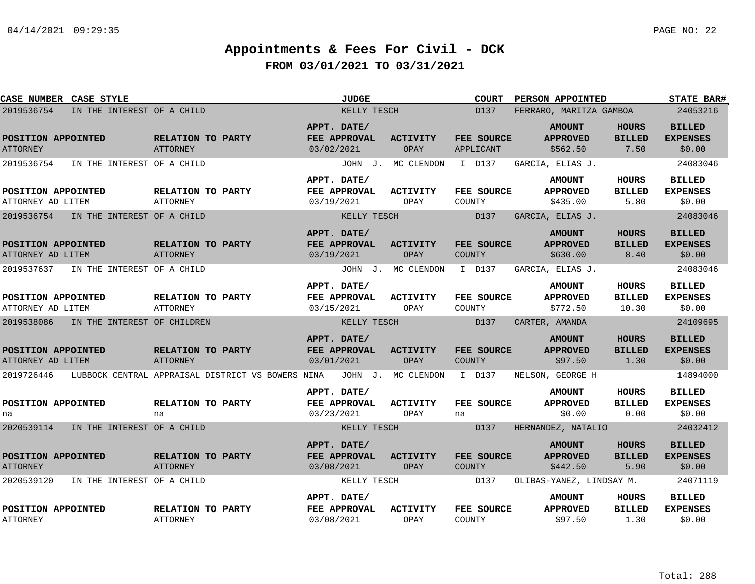# Appointments & Fees For Civil - DCK

## FROM 03/01/2021 TO 03/31/2021

| CASE NUMBER | CASE STYLE | JUDGE | COURT | PERSON APPOINTED | STATE BAR# |
|---|---|---|---|---|---|
| 2019536754 | IN THE INTEREST OF A CHILD | KELLY TESCH | D137 | FERRARO, MARITZA GAMBOA | 24053216 |

| POSITION APPOINTED | RELATION TO PARTY | APPT. DATE/ FEE APPROVAL | ACTIVITY | FEE SOURCE | AMOUNT APPROVED | HOURS BILLED | BILLED EXPENSES |
|---|---|---|---|---|---|---|---|
| ATTORNEY | ATTORNEY | 03/02/2021 | OPAY | APPLICANT | $562.50 | 7.50 | $0.00 |

| CASE NUMBER | CASE STYLE | JUDGE | COURT | PERSON APPOINTED | STATE BAR# |
|---|---|---|---|---|---|
| 2019536754 | IN THE INTEREST OF A CHILD | JOHN J. MC CLENDON I | D137 | GARCIA, ELIAS J. | 24083046 |

| POSITION APPOINTED | RELATION TO PARTY | APPT. DATE/ FEE APPROVAL | ACTIVITY | FEE SOURCE | AMOUNT APPROVED | HOURS BILLED | BILLED EXPENSES |
|---|---|---|---|---|---|---|---|
| ATTORNEY AD LITEM | ATTORNEY | 03/19/2021 | OPAY | COUNTY | $435.00 | 5.80 | $0.00 |

| CASE NUMBER | CASE STYLE | JUDGE | COURT | PERSON APPOINTED | STATE BAR# |
|---|---|---|---|---|---|
| 2019536754 | IN THE INTEREST OF A CHILD | KELLY TESCH | D137 | GARCIA, ELIAS J. | 24083046 |

| POSITION APPOINTED | RELATION TO PARTY | APPT. DATE/ FEE APPROVAL | ACTIVITY | FEE SOURCE | AMOUNT APPROVED | HOURS BILLED | BILLED EXPENSES |
|---|---|---|---|---|---|---|---|
| ATTORNEY AD LITEM | ATTORNEY | 03/19/2021 | OPAY | COUNTY | $630.00 | 8.40 | $0.00 |

| CASE NUMBER | CASE STYLE | JUDGE | COURT | PERSON APPOINTED | STATE BAR# |
|---|---|---|---|---|---|
| 2019537637 | IN THE INTEREST OF A CHILD | JOHN J. MC CLENDON I | D137 | GARCIA, ELIAS J. | 24083046 |

| POSITION APPOINTED | RELATION TO PARTY | APPT. DATE/ FEE APPROVAL | ACTIVITY | FEE SOURCE | AMOUNT APPROVED | HOURS BILLED | BILLED EXPENSES |
|---|---|---|---|---|---|---|---|
| ATTORNEY AD LITEM | ATTORNEY | 03/15/2021 | OPAY | COUNTY | $772.50 | 10.30 | $0.00 |

| CASE NUMBER | CASE STYLE | JUDGE | COURT | PERSON APPOINTED | STATE BAR# |
|---|---|---|---|---|---|
| 2019538086 | IN THE INTEREST OF CHILDREN | KELLY TESCH | D137 | CARTER, AMANDA | 24109695 |

| POSITION APPOINTED | RELATION TO PARTY | APPT. DATE/ FEE APPROVAL | ACTIVITY | FEE SOURCE | AMOUNT APPROVED | HOURS BILLED | BILLED EXPENSES |
|---|---|---|---|---|---|---|---|
| ATTORNEY AD LITEM | ATTORNEY | 03/01/2021 | OPAY | COUNTY | $97.50 | 1.30 | $0.00 |

| CASE NUMBER | CASE STYLE | JUDGE | COURT | PERSON APPOINTED | STATE BAR# |
|---|---|---|---|---|---|
| 2019726446 | LUBBOCK CENTRAL APPRAISAL DISTRICT VS BOWERS NINA | JOHN J. MC CLENDON I | D137 | NELSON, GEORGE H | 14894000 |

| POSITION APPOINTED | RELATION TO PARTY | APPT. DATE/ FEE APPROVAL | ACTIVITY | FEE SOURCE | AMOUNT APPROVED | HOURS BILLED | BILLED EXPENSES |
|---|---|---|---|---|---|---|---|
| na | na | 03/23/2021 | OPAY | na | $0.00 | 0.00 | $0.00 |

| CASE NUMBER | CASE STYLE | JUDGE | COURT | PERSON APPOINTED | STATE BAR# |
|---|---|---|---|---|---|
| 2020539114 | IN THE INTEREST OF A CHILD | KELLY TESCH | D137 | HERNANDEZ, NATALIO | 24032412 |

| POSITION APPOINTED | RELATION TO PARTY | APPT. DATE/ FEE APPROVAL | ACTIVITY | FEE SOURCE | AMOUNT APPROVED | HOURS BILLED | BILLED EXPENSES |
|---|---|---|---|---|---|---|---|
| ATTORNEY | ATTORNEY | 03/08/2021 | OPAY | COUNTY | $442.50 | 5.90 | $0.00 |

| CASE NUMBER | CASE STYLE | JUDGE | COURT | PERSON APPOINTED | STATE BAR# |
|---|---|---|---|---|---|
| 2020539120 | IN THE INTEREST OF A CHILD | KELLY TESCH | D137 | OLIBAS-YANEZ, LINDSAY M. | 24071119 |

| POSITION APPOINTED | RELATION TO PARTY | APPT. DATE/ FEE APPROVAL | ACTIVITY | FEE SOURCE | AMOUNT APPROVED | HOURS BILLED | BILLED EXPENSES |
|---|---|---|---|---|---|---|---|
| ATTORNEY | ATTORNEY | 03/08/2021 | OPAY | COUNTY | $97.50 | 1.30 | $0.00 |

Total: 288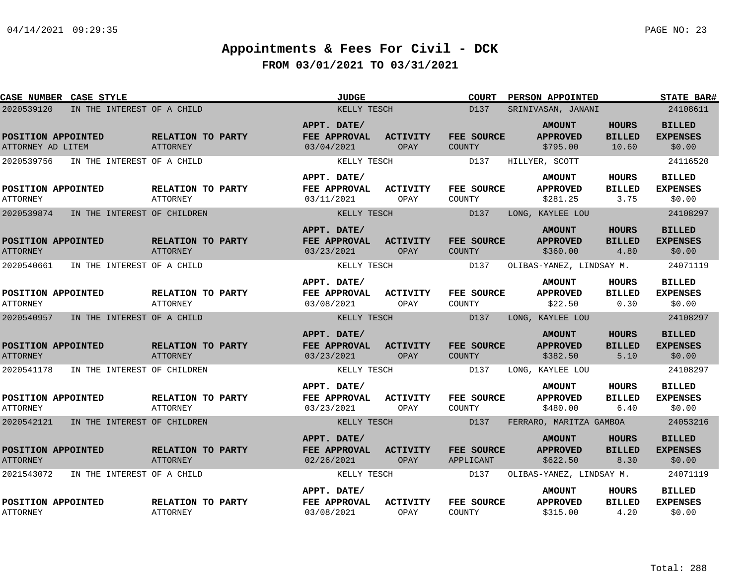# Appointments & Fees For Civil - DCK

## FROM 03/01/2021 TO 03/31/2021

| CASE NUMBER | CASE STYLE | JUDGE | COURT | PERSON APPOINTED | STATE BAR# |
|---|---|---|---|---|---|
| 2020539120 | IN THE INTEREST OF A CHILD | KELLY TESCH | D137 | SRINIVASAN, JANANI | 24108611 |
| 2020539756 | IN THE INTEREST OF A CHILD | KELLY TESCH | D137 | HILLYER, SCOTT | 24116520 |
| 2020539874 | IN THE INTEREST OF CHILDREN | KELLY TESCH | D137 | LONG, KAYLEE LOU | 24108297 |
| 2020540661 | IN THE INTEREST OF A CHILD | KELLY TESCH | D137 | OLIBAS-YANEZ, LINDSAY M. | 24071119 |
| 2020540957 | IN THE INTEREST OF A CHILD | KELLY TESCH | D137 | LONG, KAYLEE LOU | 24108297 |
| 2020541178 | IN THE INTEREST OF CHILDREN | KELLY TESCH | D137 | LONG, KAYLEE LOU | 24108297 |
| 2020542121 | IN THE INTEREST OF CHILDREN | KELLY TESCH | D137 | FERRARO, MARITZA GAMBOA | 24053216 |
| 2021543072 | IN THE INTEREST OF A CHILD | KELLY TESCH | D137 | OLIBAS-YANEZ, LINDSAY M. | 24071119 |

| CASE NUMBER | POSITION APPOINTED | RELATION TO PARTY | APPT. DATE/ FEE APPROVAL | ACTIVITY | FEE SOURCE | AMOUNT APPROVED | HOURS BILLED | BILLED EXPENSES |
|---|---|---|---|---|---|---|---|---|
| 2020539120 | ATTORNEY AD LITEM | ATTORNEY | 03/04/2021 | OPAY | COUNTY | $795.00 | 10.60 | $0.00 |
| 2020539756 | ATTORNEY | ATTORNEY | 03/11/2021 | OPAY | COUNTY | $281.25 | 3.75 | $0.00 |
| 2020539874 | ATTORNEY | ATTORNEY | 03/23/2021 | OPAY | COUNTY | $360.00 | 4.80 | $0.00 |
| 2020540661 | ATTORNEY | ATTORNEY | 03/08/2021 | OPAY | COUNTY | $22.50 | 0.30 | $0.00 |
| 2020540957 | ATTORNEY | ATTORNEY | 03/23/2021 | OPAY | COUNTY | $382.50 | 5.10 | $0.00 |
| 2020541178 | ATTORNEY | ATTORNEY | 03/23/2021 | OPAY | COUNTY | $480.00 | 6.40 | $0.00 |
| 2020542121 | ATTORNEY | ATTORNEY | 02/26/2021 | OPAY | APPLICANT | $622.50 | 8.30 | $0.00 |
| 2021543072 | ATTORNEY | ATTORNEY | 03/08/2021 | OPAY | COUNTY | $315.00 | 4.20 | $0.00 |

Total: 288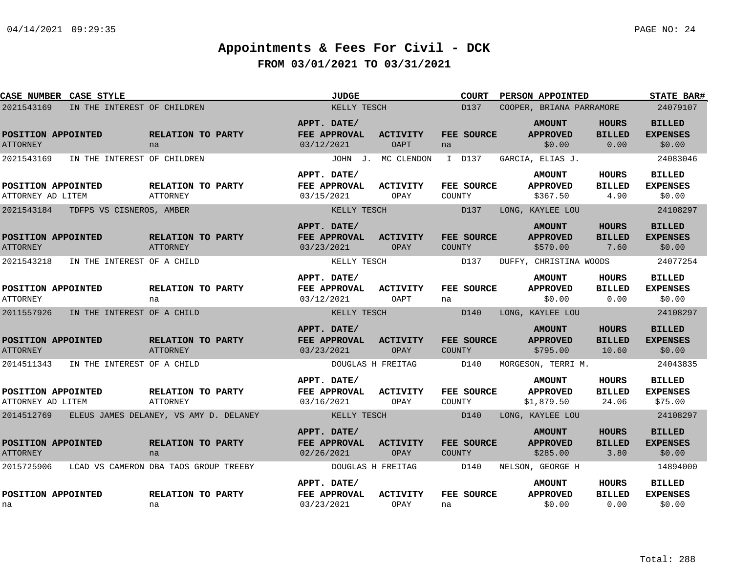# Appointments & Fees For Civil - DCK

## FROM 03/01/2021 TO 03/31/2021

| CASE NUMBER | CASE STYLE | JUDGE | COURT | PERSON APPOINTED | STATE BAR# |
|---|---|---|---|---|---|
| 2021543169 | IN THE INTEREST OF CHILDREN | KELLY TESCH | D137 | COOPER, BRIANA PARRAMORE | 24079107 |

| POSITION APPOINTED | RELATION TO PARTY | APPT. DATE/ FEE APPROVAL | ACTIVITY | FEE SOURCE | AMOUNT APPROVED | HOURS BILLED | BILLED EXPENSES |
|---|---|---|---|---|---|---|---|
| ATTORNEY | na | 03/12/2021 | OAPT | na | $0.00 | 0.00 | $0.00 |

| CASE NUMBER | CASE STYLE | JUDGE | COURT | PERSON APPOINTED | STATE BAR# |
|---|---|---|---|---|---|
| 2021543169 | IN THE INTEREST OF CHILDREN | JOHN J. MC CLENDON I | D137 | GARCIA, ELIAS J. | 24083046 |

| POSITION APPOINTED | RELATION TO PARTY | APPT. DATE/ FEE APPROVAL | ACTIVITY | FEE SOURCE | AMOUNT APPROVED | HOURS BILLED | BILLED EXPENSES |
|---|---|---|---|---|---|---|---|
| ATTORNEY AD LITEM | ATTORNEY | 03/15/2021 | OPAY | COUNTY | $367.50 | 4.90 | $0.00 |

| CASE NUMBER | CASE STYLE | JUDGE | COURT | PERSON APPOINTED | STATE BAR# |
|---|---|---|---|---|---|
| 2021543184 | TDFPS VS CISNEROS, AMBER | KELLY TESCH | D137 | LONG, KAYLEE LOU | 24108297 |

| POSITION APPOINTED | RELATION TO PARTY | APPT. DATE/ FEE APPROVAL | ACTIVITY | FEE SOURCE | AMOUNT APPROVED | HOURS BILLED | BILLED EXPENSES |
|---|---|---|---|---|---|---|---|
| ATTORNEY | ATTORNEY | 03/23/2021 | OPAY | COUNTY | $570.00 | 7.60 | $0.00 |

| CASE NUMBER | CASE STYLE | JUDGE | COURT | PERSON APPOINTED | STATE BAR# |
|---|---|---|---|---|---|
| 2021543218 | IN THE INTEREST OF A CHILD | KELLY TESCH | D137 | DUFFY, CHRISTINA WOODS | 24077254 |

| POSITION APPOINTED | RELATION TO PARTY | APPT. DATE/ FEE APPROVAL | ACTIVITY | FEE SOURCE | AMOUNT APPROVED | HOURS BILLED | BILLED EXPENSES |
|---|---|---|---|---|---|---|---|
| ATTORNEY | na | 03/12/2021 | OAPT | na | $0.00 | 0.00 | $0.00 |

| CASE NUMBER | CASE STYLE | JUDGE | COURT | PERSON APPOINTED | STATE BAR# |
|---|---|---|---|---|---|
| 2011557926 | IN THE INTEREST OF A CHILD | KELLY TESCH | D140 | LONG, KAYLEE LOU | 24108297 |

| POSITION APPOINTED | RELATION TO PARTY | APPT. DATE/ FEE APPROVAL | ACTIVITY | FEE SOURCE | AMOUNT APPROVED | HOURS BILLED | BILLED EXPENSES |
|---|---|---|---|---|---|---|---|
| ATTORNEY | ATTORNEY | 03/23/2021 | OPAY | COUNTY | $795.00 | 10.60 | $0.00 |

| CASE NUMBER | CASE STYLE | JUDGE | COURT | PERSON APPOINTED | STATE BAR# |
|---|---|---|---|---|---|
| 2014511343 | IN THE INTEREST OF A CHILD | DOUGLAS H FREITAG | D140 | MORGESON, TERRI M. | 24043835 |

| POSITION APPOINTED | RELATION TO PARTY | APPT. DATE/ FEE APPROVAL | ACTIVITY | FEE SOURCE | AMOUNT APPROVED | HOURS BILLED | BILLED EXPENSES |
|---|---|---|---|---|---|---|---|
| ATTORNEY AD LITEM | ATTORNEY | 03/16/2021 | OPAY | COUNTY | $1,879.50 | 24.06 | $75.00 |

| CASE NUMBER | CASE STYLE | JUDGE | COURT | PERSON APPOINTED | STATE BAR# |
|---|---|---|---|---|---|
| 2014512769 | ELEUS JAMES DELANEY, VS AMY D. DELANEY | KELLY TESCH | D140 | LONG, KAYLEE LOU | 24108297 |

| POSITION APPOINTED | RELATION TO PARTY | APPT. DATE/ FEE APPROVAL | ACTIVITY | FEE SOURCE | AMOUNT APPROVED | HOURS BILLED | BILLED EXPENSES |
|---|---|---|---|---|---|---|---|
| ATTORNEY | na | 02/26/2021 | OPAY | COUNTY | $285.00 | 3.80 | $0.00 |

| CASE NUMBER | CASE STYLE | JUDGE | COURT | PERSON APPOINTED | STATE BAR# |
|---|---|---|---|---|---|
| 2015725906 | LCAD VS CAMERON DBA TAOS GROUP TREEBY | DOUGLAS H FREITAG | D140 | NELSON, GEORGE H | 14894000 |

| POSITION APPOINTED | RELATION TO PARTY | APPT. DATE/ FEE APPROVAL | ACTIVITY | FEE SOURCE | AMOUNT APPROVED | HOURS BILLED | BILLED EXPENSES |
|---|---|---|---|---|---|---|---|
| na | na | 03/23/2021 | OPAY | na | $0.00 | 0.00 | $0.00 |

Total: 288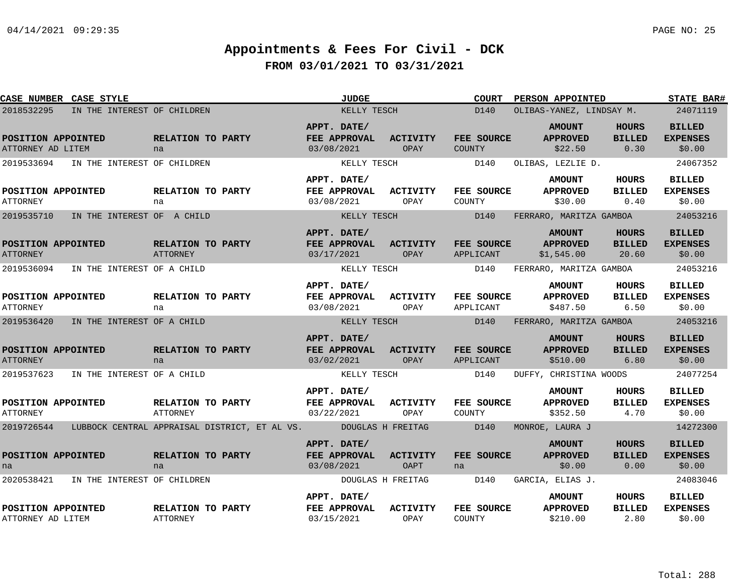# Appointments & Fees For Civil - DCK

## FROM 03/01/2021 TO 03/31/2021

| CASE NUMBER | CASE STYLE | JUDGE | COURT | PERSON APPOINTED | STATE BAR# |
|---|---|---|---|---|---|
| 2018532295 | IN THE INTEREST OF CHILDREN | KELLY TESCH | D140 | OLIBAS-YANEZ, LINDSAY M. | 24071119 |

| POSITION APPOINTED | RELATION TO PARTY | APPT. DATE/ FEE APPROVAL | ACTIVITY | FEE SOURCE | AMOUNT APPROVED | HOURS BILLED | BILLED EXPENSES |
|---|---|---|---|---|---|---|---|
| ATTORNEY AD LITEM | na | 03/08/2021 | OPAY | COUNTY | $22.50 | 0.30 | $0.00 |

| CASE NUMBER | CASE STYLE | JUDGE | COURT | PERSON APPOINTED | STATE BAR# |
|---|---|---|---|---|---|
| 2019533694 | IN THE INTEREST OF CHILDREN | KELLY TESCH | D140 | OLIBAS, LEZLIE D. | 24067352 |

| POSITION APPOINTED | RELATION TO PARTY | APPT. DATE/ FEE APPROVAL | ACTIVITY | FEE SOURCE | AMOUNT APPROVED | HOURS BILLED | BILLED EXPENSES |
|---|---|---|---|---|---|---|---|
| ATTORNEY | na | 03/08/2021 | OPAY | COUNTY | $30.00 | 0.40 | $0.00 |

| CASE NUMBER | CASE STYLE | JUDGE | COURT | PERSON APPOINTED | STATE BAR# |
|---|---|---|---|---|---|
| 2019535710 | IN THE INTEREST OF A CHILD | KELLY TESCH | D140 | FERRARO, MARITZA GAMBOA | 24053216 |

| POSITION APPOINTED | RELATION TO PARTY | APPT. DATE/ FEE APPROVAL | ACTIVITY | FEE SOURCE | AMOUNT APPROVED | HOURS BILLED | BILLED EXPENSES |
|---|---|---|---|---|---|---|---|
| ATTORNEY | ATTORNEY | 03/17/2021 | OPAY | APPLICANT | $1,545.00 | 20.60 | $0.00 |

| CASE NUMBER | CASE STYLE | JUDGE | COURT | PERSON APPOINTED | STATE BAR# |
|---|---|---|---|---|---|
| 2019536094 | IN THE INTEREST OF A CHILD | KELLY TESCH | D140 | FERRARO, MARITZA GAMBOA | 24053216 |

| POSITION APPOINTED | RELATION TO PARTY | APPT. DATE/ FEE APPROVAL | ACTIVITY | FEE SOURCE | AMOUNT APPROVED | HOURS BILLED | BILLED EXPENSES |
|---|---|---|---|---|---|---|---|
| ATTORNEY | na | 03/08/2021 | OPAY | APPLICANT | $487.50 | 6.50 | $0.00 |

| CASE NUMBER | CASE STYLE | JUDGE | COURT | PERSON APPOINTED | STATE BAR# |
|---|---|---|---|---|---|
| 2019536420 | IN THE INTEREST OF A CHILD | KELLY TESCH | D140 | FERRARO, MARITZA GAMBOA | 24053216 |

| POSITION APPOINTED | RELATION TO PARTY | APPT. DATE/ FEE APPROVAL | ACTIVITY | FEE SOURCE | AMOUNT APPROVED | HOURS BILLED | BILLED EXPENSES |
|---|---|---|---|---|---|---|---|
| ATTORNEY | na | 03/02/2021 | OPAY | APPLICANT | $510.00 | 6.80 | $0.00 |

| CASE NUMBER | CASE STYLE | JUDGE | COURT | PERSON APPOINTED | STATE BAR# |
|---|---|---|---|---|---|
| 2019537623 | IN THE INTEREST OF A CHILD | KELLY TESCH | D140 | DUFFY, CHRISTINA WOODS | 24077254 |

| POSITION APPOINTED | RELATION TO PARTY | APPT. DATE/ FEE APPROVAL | ACTIVITY | FEE SOURCE | AMOUNT APPROVED | HOURS BILLED | BILLED EXPENSES |
|---|---|---|---|---|---|---|---|
| ATTORNEY | ATTORNEY | 03/22/2021 | OPAY | COUNTY | $352.50 | 4.70 | $0.00 |

| CASE NUMBER | CASE STYLE | JUDGE | COURT | PERSON APPOINTED | STATE BAR# |
|---|---|---|---|---|---|
| 2019726544 | LUBBOCK CENTRAL APPRAISAL DISTRICT, ET AL VS. | DOUGLAS H FREITAG | D140 | MONROE, LAURA J | 14272300 |

| POSITION APPOINTED | RELATION TO PARTY | APPT. DATE/ FEE APPROVAL | ACTIVITY | FEE SOURCE | AMOUNT APPROVED | HOURS BILLED | BILLED EXPENSES |
|---|---|---|---|---|---|---|---|
| na | na | 03/08/2021 | OAPT | na | $0.00 | 0.00 | $0.00 |

| CASE NUMBER | CASE STYLE | JUDGE | COURT | PERSON APPOINTED | STATE BAR# |
|---|---|---|---|---|---|
| 2020538421 | IN THE INTEREST OF CHILDREN | DOUGLAS H FREITAG | D140 | GARCIA, ELIAS J. | 24083046 |

| POSITION APPOINTED | RELATION TO PARTY | APPT. DATE/ FEE APPROVAL | ACTIVITY | FEE SOURCE | AMOUNT APPROVED | HOURS BILLED | BILLED EXPENSES |
|---|---|---|---|---|---|---|---|
| ATTORNEY AD LITEM | ATTORNEY | 03/15/2021 | OPAY | COUNTY | $210.00 | 2.80 | $0.00 |

Total: 288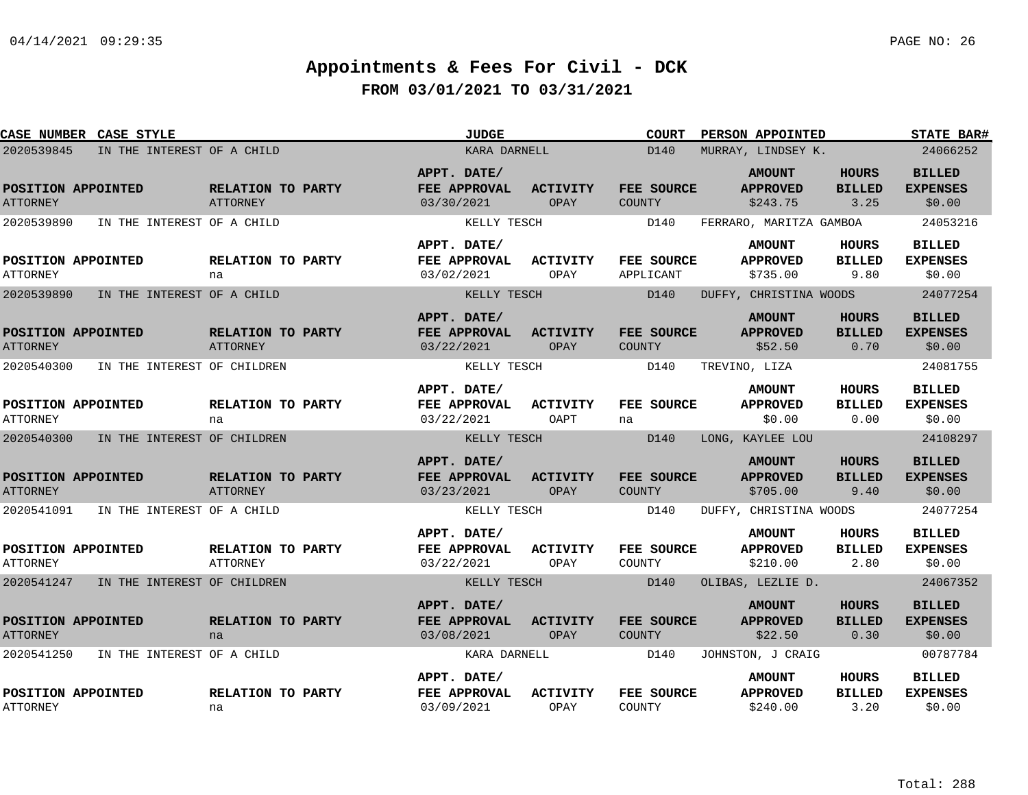# Appointments & Fees For Civil - DCK

## FROM 03/01/2021 TO 03/31/2021

| CASE NUMBER | CASE STYLE | JUDGE | COURT | PERSON APPOINTED | STATE BAR# |
|---|---|---|---|---|---|
| 2020539845 | IN THE INTEREST OF A CHILD | KARA DARNELL | D140 | MURRAY, LINDSEY K. | 24066252 |

| POSITION APPOINTED | RELATION TO PARTY | APPT. DATE/ FEE APPROVAL | ACTIVITY | FEE SOURCE | AMOUNT APPROVED | HOURS BILLED | BILLED EXPENSES |
|---|---|---|---|---|---|---|---|
| ATTORNEY | ATTORNEY | 03/30/2021 | OPAY | COUNTY | $243.75 | 3.25 | $0.00 |

| CASE NUMBER | CASE STYLE | JUDGE | COURT | PERSON APPOINTED | STATE BAR# |
|---|---|---|---|---|---|
| 2020539890 | IN THE INTEREST OF A CHILD | KELLY TESCH | D140 | FERRARO, MARITZA GAMBOA | 24053216 |

| POSITION APPOINTED | RELATION TO PARTY | APPT. DATE/ FEE APPROVAL | ACTIVITY | FEE SOURCE | AMOUNT APPROVED | HOURS BILLED | BILLED EXPENSES |
|---|---|---|---|---|---|---|---|
| ATTORNEY | na | 03/02/2021 | OPAY | APPLICANT | $735.00 | 9.80 | $0.00 |

| CASE NUMBER | CASE STYLE | JUDGE | COURT | PERSON APPOINTED | STATE BAR# |
|---|---|---|---|---|---|
| 2020539890 | IN THE INTEREST OF A CHILD | KELLY TESCH | D140 | DUFFY, CHRISTINA WOODS | 24077254 |

| POSITION APPOINTED | RELATION TO PARTY | APPT. DATE/ FEE APPROVAL | ACTIVITY | FEE SOURCE | AMOUNT APPROVED | HOURS BILLED | BILLED EXPENSES |
|---|---|---|---|---|---|---|---|
| ATTORNEY | ATTORNEY | 03/22/2021 | OPAY | COUNTY | $52.50 | 0.70 | $0.00 |

| CASE NUMBER | CASE STYLE | JUDGE | COURT | PERSON APPOINTED | STATE BAR# |
|---|---|---|---|---|---|
| 2020540300 | IN THE INTEREST OF CHILDREN | KELLY TESCH | D140 | TREVINO, LIZA | 24081755 |

| POSITION APPOINTED | RELATION TO PARTY | APPT. DATE/ FEE APPROVAL | ACTIVITY | FEE SOURCE | AMOUNT APPROVED | HOURS BILLED | BILLED EXPENSES |
|---|---|---|---|---|---|---|---|
| ATTORNEY | na | 03/22/2021 | OAPT | na | $0.00 | 0.00 | $0.00 |

| CASE NUMBER | CASE STYLE | JUDGE | COURT | PERSON APPOINTED | STATE BAR# |
|---|---|---|---|---|---|
| 2020540300 | IN THE INTEREST OF CHILDREN | KELLY TESCH | D140 | LONG, KAYLEE LOU | 24108297 |

| POSITION APPOINTED | RELATION TO PARTY | APPT. DATE/ FEE APPROVAL | ACTIVITY | FEE SOURCE | AMOUNT APPROVED | HOURS BILLED | BILLED EXPENSES |
|---|---|---|---|---|---|---|---|
| ATTORNEY | ATTORNEY | 03/23/2021 | OPAY | COUNTY | $705.00 | 9.40 | $0.00 |

| CASE NUMBER | CASE STYLE | JUDGE | COURT | PERSON APPOINTED | STATE BAR# |
|---|---|---|---|---|---|
| 2020541091 | IN THE INTEREST OF A CHILD | KELLY TESCH | D140 | DUFFY, CHRISTINA WOODS | 24077254 |

| POSITION APPOINTED | RELATION TO PARTY | APPT. DATE/ FEE APPROVAL | ACTIVITY | FEE SOURCE | AMOUNT APPROVED | HOURS BILLED | BILLED EXPENSES |
|---|---|---|---|---|---|---|---|
| ATTORNEY | ATTORNEY | 03/22/2021 | OPAY | COUNTY | $210.00 | 2.80 | $0.00 |

| CASE NUMBER | CASE STYLE | JUDGE | COURT | PERSON APPOINTED | STATE BAR# |
|---|---|---|---|---|---|
| 2020541247 | IN THE INTEREST OF CHILDREN | KELLY TESCH | D140 | OLIBAS, LEZLIE D. | 24067352 |

| POSITION APPOINTED | RELATION TO PARTY | APPT. DATE/ FEE APPROVAL | ACTIVITY | FEE SOURCE | AMOUNT APPROVED | HOURS BILLED | BILLED EXPENSES |
|---|---|---|---|---|---|---|---|
| ATTORNEY | na | 03/08/2021 | OPAY | COUNTY | $22.50 | 0.30 | $0.00 |

| CASE NUMBER | CASE STYLE | JUDGE | COURT | PERSON APPOINTED | STATE BAR# |
|---|---|---|---|---|---|
| 2020541250 | IN THE INTEREST OF A CHILD | KARA DARNELL | D140 | JOHNSTON, J CRAIG | 00787784 |

| POSITION APPOINTED | RELATION TO PARTY | APPT. DATE/ FEE APPROVAL | ACTIVITY | FEE SOURCE | AMOUNT APPROVED | HOURS BILLED | BILLED EXPENSES |
|---|---|---|---|---|---|---|---|
| ATTORNEY | na | 03/09/2021 | OPAY | COUNTY | $240.00 | 3.20 | $0.00 |

Total: 288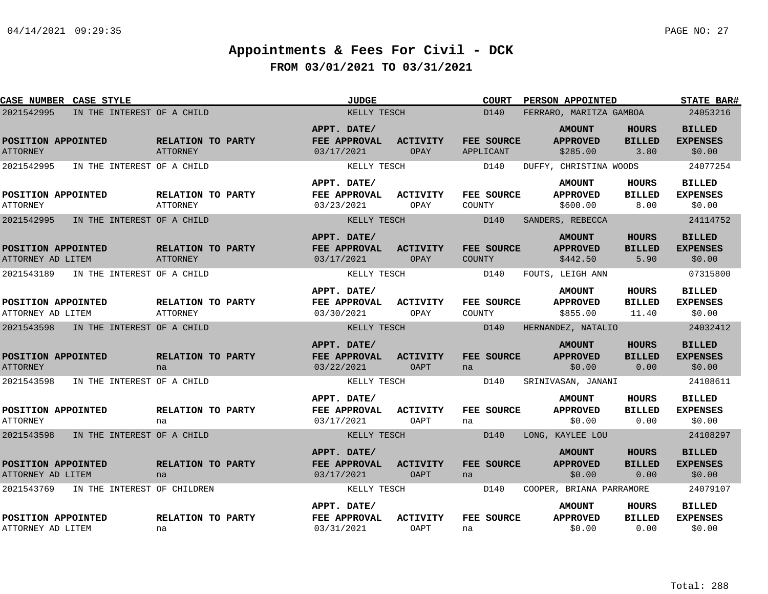# Appointments & Fees For Civil - DCK

## FROM 03/01/2021 TO 03/31/2021

| CASE NUMBER | CASE STYLE | JUDGE | COURT | PERSON APPOINTED | STATE BAR# |
|---|---|---|---|---|---|
| 2021542995 | IN THE INTEREST OF A CHILD | KELLY TESCH | D140 | FERRARO, MARITZA GAMBOA | 24053216 |

| POSITION APPOINTED | RELATION TO PARTY | APPT. DATE/ FEE APPROVAL | ACTIVITY | FEE SOURCE | AMOUNT APPROVED | HOURS BILLED | BILLED EXPENSES |
|---|---|---|---|---|---|---|---|
| ATTORNEY | ATTORNEY | 03/17/2021 | OPAY | APPLICANT | $285.00 | 3.80 | $0.00 |

| CASE NUMBER | CASE STYLE | JUDGE | COURT | PERSON APPOINTED | STATE BAR# |
|---|---|---|---|---|---|
| 2021542995 | IN THE INTEREST OF A CHILD | KELLY TESCH | D140 | DUFFY, CHRISTINA WOODS | 24077254 |

| POSITION APPOINTED | RELATION TO PARTY | APPT. DATE/ FEE APPROVAL | ACTIVITY | FEE SOURCE | AMOUNT APPROVED | HOURS BILLED | BILLED EXPENSES |
|---|---|---|---|---|---|---|---|
| ATTORNEY | ATTORNEY | 03/23/2021 | OPAY | COUNTY | $600.00 | 8.00 | $0.00 |

| CASE NUMBER | CASE STYLE | JUDGE | COURT | PERSON APPOINTED | STATE BAR# |
|---|---|---|---|---|---|
| 2021542995 | IN THE INTEREST OF A CHILD | KELLY TESCH | D140 | SANDERS, REBECCA | 24114752 |

| POSITION APPOINTED | RELATION TO PARTY | APPT. DATE/ FEE APPROVAL | ACTIVITY | FEE SOURCE | AMOUNT APPROVED | HOURS BILLED | BILLED EXPENSES |
|---|---|---|---|---|---|---|---|
| ATTORNEY AD LITEM | ATTORNEY | 03/17/2021 | OPAY | COUNTY | $442.50 | 5.90 | $0.00 |

| CASE NUMBER | CASE STYLE | JUDGE | COURT | PERSON APPOINTED | STATE BAR# |
|---|---|---|---|---|---|
| 2021543189 | IN THE INTEREST OF A CHILD | KELLY TESCH | D140 | FOUTS, LEIGH ANN | 07315800 |

| POSITION APPOINTED | RELATION TO PARTY | APPT. DATE/ FEE APPROVAL | ACTIVITY | FEE SOURCE | AMOUNT APPROVED | HOURS BILLED | BILLED EXPENSES |
|---|---|---|---|---|---|---|---|
| ATTORNEY AD LITEM | ATTORNEY | 03/30/2021 | OPAY | COUNTY | $855.00 | 11.40 | $0.00 |

| CASE NUMBER | CASE STYLE | JUDGE | COURT | PERSON APPOINTED | STATE BAR# |
|---|---|---|---|---|---|
| 2021543598 | IN THE INTEREST OF A CHILD | KELLY TESCH | D140 | HERNANDEZ, NATALIO | 24032412 |

| POSITION APPOINTED | RELATION TO PARTY | APPT. DATE/ FEE APPROVAL | ACTIVITY | FEE SOURCE | AMOUNT APPROVED | HOURS BILLED | BILLED EXPENSES |
|---|---|---|---|---|---|---|---|
| ATTORNEY | na | 03/22/2021 | OAPT | na | $0.00 | 0.00 | $0.00 |

| CASE NUMBER | CASE STYLE | JUDGE | COURT | PERSON APPOINTED | STATE BAR# |
|---|---|---|---|---|---|
| 2021543598 | IN THE INTEREST OF A CHILD | KELLY TESCH | D140 | SRINIVASAN, JANANI | 24108611 |

| POSITION APPOINTED | RELATION TO PARTY | APPT. DATE/ FEE APPROVAL | ACTIVITY | FEE SOURCE | AMOUNT APPROVED | HOURS BILLED | BILLED EXPENSES |
|---|---|---|---|---|---|---|---|
| ATTORNEY | na | 03/17/2021 | OAPT | na | $0.00 | 0.00 | $0.00 |

| CASE NUMBER | CASE STYLE | JUDGE | COURT | PERSON APPOINTED | STATE BAR# |
|---|---|---|---|---|---|
| 2021543598 | IN THE INTEREST OF A CHILD | KELLY TESCH | D140 | LONG, KAYLEE LOU | 24108297 |

| POSITION APPOINTED | RELATION TO PARTY | APPT. DATE/ FEE APPROVAL | ACTIVITY | FEE SOURCE | AMOUNT APPROVED | HOURS BILLED | BILLED EXPENSES |
|---|---|---|---|---|---|---|---|
| ATTORNEY AD LITEM | na | 03/17/2021 | OAPT | na | $0.00 | 0.00 | $0.00 |

| CASE NUMBER | CASE STYLE | JUDGE | COURT | PERSON APPOINTED | STATE BAR# |
|---|---|---|---|---|---|
| 2021543769 | IN THE INTEREST OF CHILDREN | KELLY TESCH | D140 | COOPER, BRIANA PARRAMORE | 24079107 |

| POSITION APPOINTED | RELATION TO PARTY | APPT. DATE/ FEE APPROVAL | ACTIVITY | FEE SOURCE | AMOUNT APPROVED | HOURS BILLED | BILLED EXPENSES |
|---|---|---|---|---|---|---|---|
| ATTORNEY AD LITEM | na | 03/31/2021 | OAPT | na | $0.00 | 0.00 | $0.00 |

Total: 288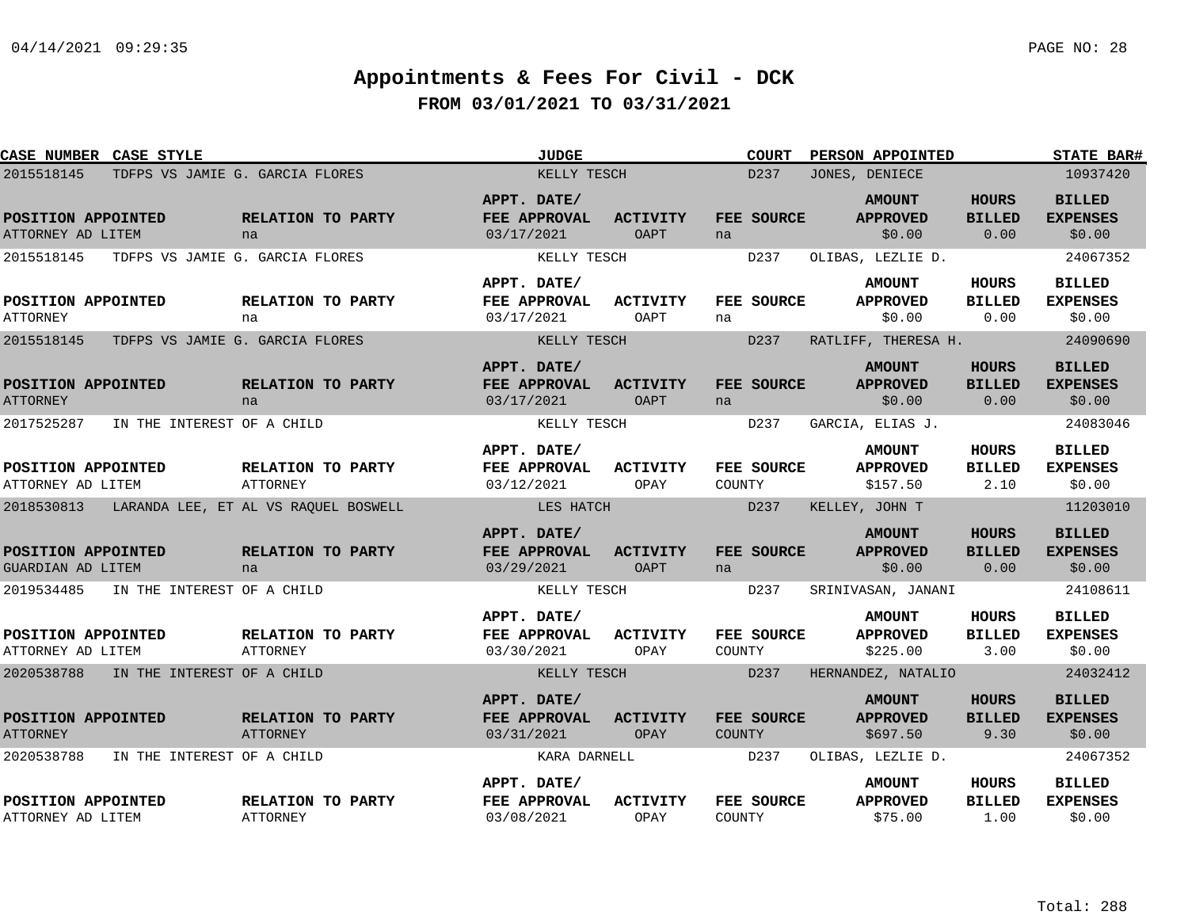# Appointments & Fees For Civil - DCK

## FROM 03/01/2021 TO 03/31/2021

| CASE NUMBER | CASE STYLE | JUDGE | COURT | PERSON APPOINTED | STATE BAR# |
|---|---|---|---|---|---|
| POSITION APPOINTED | RELATION TO PARTY | APPT. DATE/ FEE APPROVAL | ACTIVITY | FEE SOURCE | AMOUNT APPROVED | HOURS BILLED | BILLED EXPENSES |

| CASE NUMBER | CASE STYLE | JUDGE | COURT | PERSON APPOINTED | STATE BAR# | POSITION APPOINTED | RELATION TO PARTY | APPT. DATE/ FEE APPROVAL | ACTIVITY | FEE SOURCE | AMOUNT APPROVED | HOURS BILLED | BILLED EXPENSES |
|---|---|---|---|---|---|---|---|---|---|---|---|---|---|
| 2015518145 | TDFPS VS JAMIE G. GARCIA FLORES | KELLY TESCH | D237 | JONES, DENIECE | 10937420 | ATTORNEY AD LITEM | na | 03/17/2021 | OAPT | na | $0.00 | 0.00 | $0.00 |
| 2015518145 | TDFPS VS JAMIE G. GARCIA FLORES | KELLY TESCH | D237 | OLIBAS, LEZLIE D. | 24067352 | ATTORNEY | na | 03/17/2021 | OAPT | na | $0.00 | 0.00 | $0.00 |
| 2015518145 | TDFPS VS JAMIE G. GARCIA FLORES | KELLY TESCH | D237 | RATLIFF, THERESA H. | 24090690 | ATTORNEY | na | 03/17/2021 | OAPT | na | $0.00 | 0.00 | $0.00 |
| 2017525287 | IN THE INTEREST OF A CHILD | KELLY TESCH | D237 | GARCIA, ELIAS J. | 24083046 | ATTORNEY AD LITEM | ATTORNEY | 03/12/2021 | OPAY | COUNTY | $157.50 | 2.10 | $0.00 |
| 2018530813 | LARANDA LEE, ET AL VS RAQUEL BOSWELL | LES HATCH | D237 | KELLEY, JOHN T | 11203010 | GUARDIAN AD LITEM | na | 03/29/2021 | OAPT | na | $0.00 | 0.00 | $0.00 |
| 2019534485 | IN THE INTEREST OF A CHILD | KELLY TESCH | D237 | SRINIVASAN, JANANI | 24108611 | ATTORNEY AD LITEM | ATTORNEY | 03/30/2021 | OPAY | COUNTY | $225.00 | 3.00 | $0.00 |
| 2020538788 | IN THE INTEREST OF A CHILD | KELLY TESCH | D237 | HERNANDEZ, NATALIO | 24032412 | ATTORNEY | ATTORNEY | 03/31/2021 | OPAY | COUNTY | $697.50 | 9.30 | $0.00 |
| 2020538788 | IN THE INTEREST OF A CHILD | KARA DARNELL | D237 | OLIBAS, LEZLIE D. | 24067352 | ATTORNEY AD LITEM | ATTORNEY | 03/08/2021 | OPAY | COUNTY | $75.00 | 1.00 | $0.00 |

Total: 288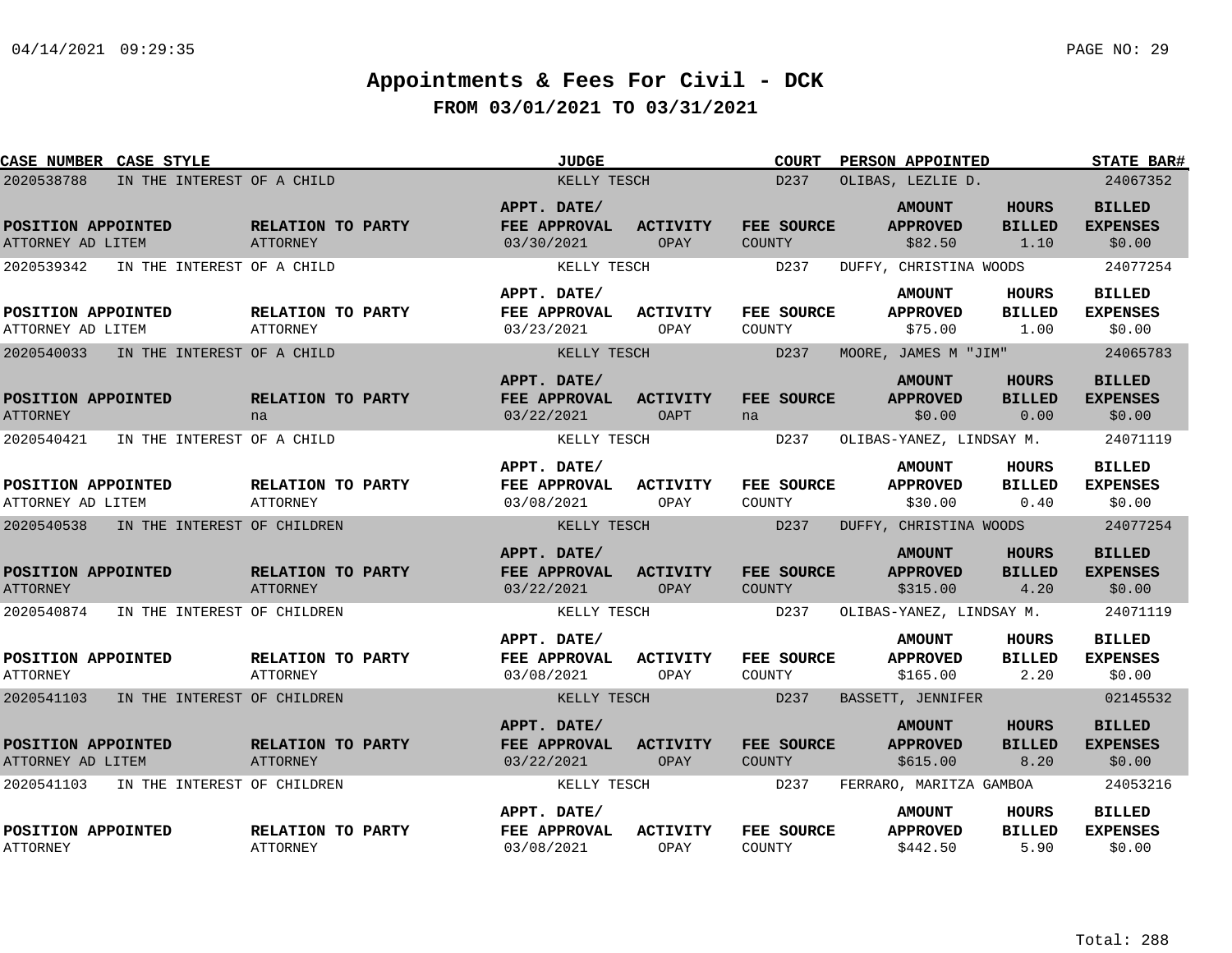# Appointments & Fees For Civil - DCK

## FROM 03/01/2021 TO 03/31/2021

| CASE NUMBER | CASE STYLE | JUDGE | COURT | PERSON APPOINTED | STATE BAR# |
|---|---|---|---|---|---|
| 2020538788 | IN THE INTEREST OF A CHILD | KELLY TESCH | D237 | OLIBAS, LEZLIE D. | 24067352 |

| POSITION APPOINTED | RELATION TO PARTY | APPT. DATE/ FEE APPROVAL | ACTIVITY | FEE SOURCE | AMOUNT APPROVED | HOURS BILLED | BILLED EXPENSES |
|---|---|---|---|---|---|---|---|
| ATTORNEY AD LITEM | ATTORNEY | 03/30/2021 | OPAY | COUNTY | $82.50 | 1.10 | $0.00 |

| CASE NUMBER | CASE STYLE | JUDGE | COURT | PERSON APPOINTED | STATE BAR# |
|---|---|---|---|---|---|
| 2020539342 | IN THE INTEREST OF A CHILD | KELLY TESCH | D237 | DUFFY, CHRISTINA WOODS | 24077254 |

| POSITION APPOINTED | RELATION TO PARTY | APPT. DATE/ FEE APPROVAL | ACTIVITY | FEE SOURCE | AMOUNT APPROVED | HOURS BILLED | BILLED EXPENSES |
|---|---|---|---|---|---|---|---|
| ATTORNEY AD LITEM | ATTORNEY | 03/23/2021 | OPAY | COUNTY | $75.00 | 1.00 | $0.00 |

| CASE NUMBER | CASE STYLE | JUDGE | COURT | PERSON APPOINTED | STATE BAR# |
|---|---|---|---|---|---|
| 2020540033 | IN THE INTEREST OF A CHILD | KELLY TESCH | D237 | MOORE, JAMES M "JIM" | 24065783 |

| POSITION APPOINTED | RELATION TO PARTY | APPT. DATE/ FEE APPROVAL | ACTIVITY | FEE SOURCE | AMOUNT APPROVED | HOURS BILLED | BILLED EXPENSES |
|---|---|---|---|---|---|---|---|
| ATTORNEY | na | 03/22/2021 | OAPT | na | $0.00 | 0.00 | $0.00 |

| CASE NUMBER | CASE STYLE | JUDGE | COURT | PERSON APPOINTED | STATE BAR# |
|---|---|---|---|---|---|
| 2020540421 | IN THE INTEREST OF A CHILD | KELLY TESCH | D237 | OLIBAS-YANEZ, LINDSAY M. | 24071119 |

| POSITION APPOINTED | RELATION TO PARTY | APPT. DATE/ FEE APPROVAL | ACTIVITY | FEE SOURCE | AMOUNT APPROVED | HOURS BILLED | BILLED EXPENSES |
|---|---|---|---|---|---|---|---|
| ATTORNEY AD LITEM | ATTORNEY | 03/08/2021 | OPAY | COUNTY | $30.00 | 0.40 | $0.00 |

| CASE NUMBER | CASE STYLE | JUDGE | COURT | PERSON APPOINTED | STATE BAR# |
|---|---|---|---|---|---|
| 2020540538 | IN THE INTEREST OF CHILDREN | KELLY TESCH | D237 | DUFFY, CHRISTINA WOODS | 24077254 |

| POSITION APPOINTED | RELATION TO PARTY | APPT. DATE/ FEE APPROVAL | ACTIVITY | FEE SOURCE | AMOUNT APPROVED | HOURS BILLED | BILLED EXPENSES |
|---|---|---|---|---|---|---|---|
| ATTORNEY | ATTORNEY | 03/22/2021 | OPAY | COUNTY | $315.00 | 4.20 | $0.00 |

| CASE NUMBER | CASE STYLE | JUDGE | COURT | PERSON APPOINTED | STATE BAR# |
|---|---|---|---|---|---|
| 2020540874 | IN THE INTEREST OF CHILDREN | KELLY TESCH | D237 | OLIBAS-YANEZ, LINDSAY M. | 24071119 |

| POSITION APPOINTED | RELATION TO PARTY | APPT. DATE/ FEE APPROVAL | ACTIVITY | FEE SOURCE | AMOUNT APPROVED | HOURS BILLED | BILLED EXPENSES |
|---|---|---|---|---|---|---|---|
| ATTORNEY | ATTORNEY | 03/08/2021 | OPAY | COUNTY | $165.00 | 2.20 | $0.00 |

| CASE NUMBER | CASE STYLE | JUDGE | COURT | PERSON APPOINTED | STATE BAR# |
|---|---|---|---|---|---|
| 2020541103 | IN THE INTEREST OF CHILDREN | KELLY TESCH | D237 | BASSETT, JENNIFER | 02145532 |

| POSITION APPOINTED | RELATION TO PARTY | APPT. DATE/ FEE APPROVAL | ACTIVITY | FEE SOURCE | AMOUNT APPROVED | HOURS BILLED | BILLED EXPENSES |
|---|---|---|---|---|---|---|---|
| ATTORNEY AD LITEM | ATTORNEY | 03/22/2021 | OPAY | COUNTY | $615.00 | 8.20 | $0.00 |

| CASE NUMBER | CASE STYLE | JUDGE | COURT | PERSON APPOINTED | STATE BAR# |
|---|---|---|---|---|---|
| 2020541103 | IN THE INTEREST OF CHILDREN | KELLY TESCH | D237 | FERRARO, MARITZA GAMBOA | 24053216 |

| POSITION APPOINTED | RELATION TO PARTY | APPT. DATE/ FEE APPROVAL | ACTIVITY | FEE SOURCE | AMOUNT APPROVED | HOURS BILLED | BILLED EXPENSES |
|---|---|---|---|---|---|---|---|
| ATTORNEY | ATTORNEY | 03/08/2021 | OPAY | COUNTY | $442.50 | 5.90 | $0.00 |

Total: 288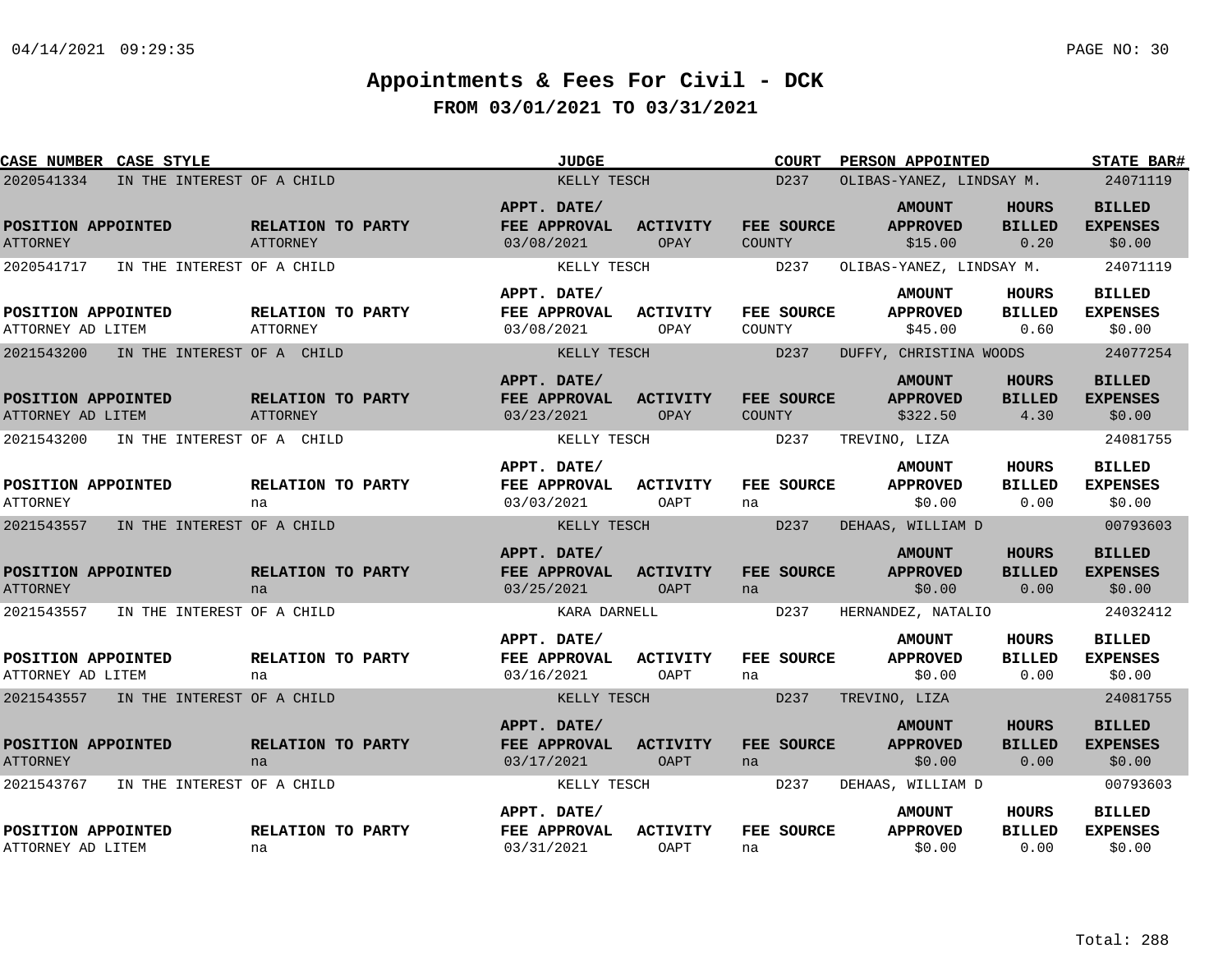# Appointments & Fees For Civil - DCK

## FROM 03/01/2021 TO 03/31/2021

| CASE NUMBER | CASE STYLE | JUDGE | COURT | PERSON APPOINTED | STATE BAR# |
|---|---|---|---|---|---|
| 2020541334 | IN THE INTEREST OF A CHILD | KELLY TESCH | D237 | OLIBAS-YANEZ, LINDSAY M. | 24071119 |

| POSITION APPOINTED | RELATION TO PARTY | APPT. DATE/ FEE APPROVAL | ACTIVITY | FEE SOURCE | AMOUNT APPROVED | HOURS BILLED | BILLED EXPENSES |
|---|---|---|---|---|---|---|---|
| ATTORNEY | ATTORNEY | 03/08/2021 | OPAY | COUNTY | $15.00 | 0.20 | $0.00 |

| CASE NUMBER | CASE STYLE | JUDGE | COURT | PERSON APPOINTED | STATE BAR# |
|---|---|---|---|---|---|
| 2020541717 | IN THE INTEREST OF A CHILD | KELLY TESCH | D237 | OLIBAS-YANEZ, LINDSAY M. | 24071119 |

| POSITION APPOINTED | RELATION TO PARTY | APPT. DATE/ FEE APPROVAL | ACTIVITY | FEE SOURCE | AMOUNT APPROVED | HOURS BILLED | BILLED EXPENSES |
|---|---|---|---|---|---|---|---|
| ATTORNEY AD LITEM | ATTORNEY | 03/08/2021 | OPAY | COUNTY | $45.00 | 0.60 | $0.00 |

| CASE NUMBER | CASE STYLE | JUDGE | COURT | PERSON APPOINTED | STATE BAR# |
|---|---|---|---|---|---|
| 2021543200 | IN THE INTEREST OF A CHILD | KELLY TESCH | D237 | DUFFY, CHRISTINA WOODS | 24077254 |

| POSITION APPOINTED | RELATION TO PARTY | APPT. DATE/ FEE APPROVAL | ACTIVITY | FEE SOURCE | AMOUNT APPROVED | HOURS BILLED | BILLED EXPENSES |
|---|---|---|---|---|---|---|---|
| ATTORNEY AD LITEM | ATTORNEY | 03/23/2021 | OPAY | COUNTY | $322.50 | 4.30 | $0.00 |

| CASE NUMBER | CASE STYLE | JUDGE | COURT | PERSON APPOINTED | STATE BAR# |
|---|---|---|---|---|---|
| 2021543200 | IN THE INTEREST OF A CHILD | KELLY TESCH | D237 | TREVINO, LIZA | 24081755 |

| POSITION APPOINTED | RELATION TO PARTY | APPT. DATE/ FEE APPROVAL | ACTIVITY | FEE SOURCE | AMOUNT APPROVED | HOURS BILLED | BILLED EXPENSES |
|---|---|---|---|---|---|---|---|
| ATTORNEY | na | 03/03/2021 | OAPT | na | $0.00 | 0.00 | $0.00 |

| CASE NUMBER | CASE STYLE | JUDGE | COURT | PERSON APPOINTED | STATE BAR# |
|---|---|---|---|---|---|
| 2021543557 | IN THE INTEREST OF A CHILD | KELLY TESCH | D237 | DEHAAS, WILLIAM D | 00793603 |

| POSITION APPOINTED | RELATION TO PARTY | APPT. DATE/ FEE APPROVAL | ACTIVITY | FEE SOURCE | AMOUNT APPROVED | HOURS BILLED | BILLED EXPENSES |
|---|---|---|---|---|---|---|---|
| ATTORNEY | na | 03/25/2021 | OAPT | na | $0.00 | 0.00 | $0.00 |

| CASE NUMBER | CASE STYLE | JUDGE | COURT | PERSON APPOINTED | STATE BAR# |
|---|---|---|---|---|---|
| 2021543557 | IN THE INTEREST OF A CHILD | KARA DARNELL | D237 | HERNANDEZ, NATALIO | 24032412 |

| POSITION APPOINTED | RELATION TO PARTY | APPT. DATE/ FEE APPROVAL | ACTIVITY | FEE SOURCE | AMOUNT APPROVED | HOURS BILLED | BILLED EXPENSES |
|---|---|---|---|---|---|---|---|
| ATTORNEY AD LITEM | na | 03/16/2021 | OAPT | na | $0.00 | 0.00 | $0.00 |

| CASE NUMBER | CASE STYLE | JUDGE | COURT | PERSON APPOINTED | STATE BAR# |
|---|---|---|---|---|---|
| 2021543557 | IN THE INTEREST OF A CHILD | KELLY TESCH | D237 | TREVINO, LIZA | 24081755 |

| POSITION APPOINTED | RELATION TO PARTY | APPT. DATE/ FEE APPROVAL | ACTIVITY | FEE SOURCE | AMOUNT APPROVED | HOURS BILLED | BILLED EXPENSES |
|---|---|---|---|---|---|---|---|
| ATTORNEY | na | 03/17/2021 | OAPT | na | $0.00 | 0.00 | $0.00 |

| CASE NUMBER | CASE STYLE | JUDGE | COURT | PERSON APPOINTED | STATE BAR# |
|---|---|---|---|---|---|
| 2021543767 | IN THE INTEREST OF A CHILD | KELLY TESCH | D237 | DEHAAS, WILLIAM D | 00793603 |

| POSITION APPOINTED | RELATION TO PARTY | APPT. DATE/ FEE APPROVAL | ACTIVITY | FEE SOURCE | AMOUNT APPROVED | HOURS BILLED | BILLED EXPENSES |
|---|---|---|---|---|---|---|---|
| ATTORNEY AD LITEM | na | 03/31/2021 | OAPT | na | $0.00 | 0.00 | $0.00 |

Total: 288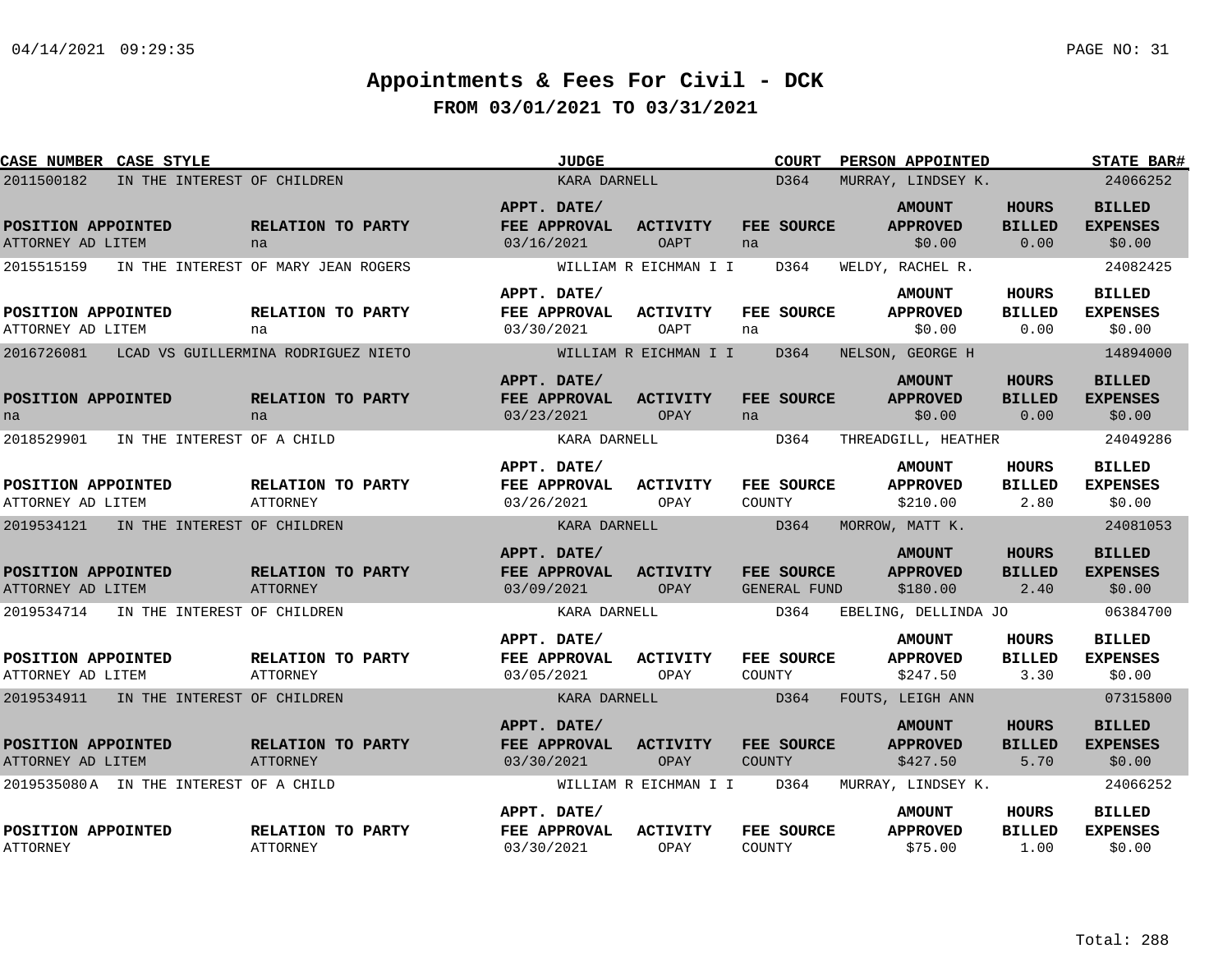# Appointments & Fees For Civil - DCK

## FROM 03/01/2021 TO 03/31/2021

| CASE NUMBER | CASE STYLE | JUDGE | COURT | PERSON APPOINTED | STATE BAR# |
|---|---|---|---|---|---|
| 2011500182 | IN THE INTEREST OF CHILDREN | KARA DARNELL | D364 | MURRAY, LINDSEY K. | 24066252 |

| POSITION APPOINTED | RELATION TO PARTY | APPT. DATE/ FEE APPROVAL | ACTIVITY | FEE SOURCE | AMOUNT APPROVED | HOURS BILLED | BILLED EXPENSES |
|---|---|---|---|---|---|---|---|
| ATTORNEY AD LITEM | na | 03/16/2021 | OAPT | na | $0.00 | 0.00 | $0.00 |

| CASE NUMBER | CASE STYLE | JUDGE | COURT | PERSON APPOINTED | STATE BAR# |
|---|---|---|---|---|---|
| 2015515159 | IN THE INTEREST OF MARY JEAN ROGERS | WILLIAM R EICHMAN I I | D364 | WELDY, RACHEL R. | 24082425 |

| POSITION APPOINTED | RELATION TO PARTY | APPT. DATE/ FEE APPROVAL | ACTIVITY | FEE SOURCE | AMOUNT APPROVED | HOURS BILLED | BILLED EXPENSES |
|---|---|---|---|---|---|---|---|
| ATTORNEY AD LITEM | na | 03/30/2021 | OAPT | na | $0.00 | 0.00 | $0.00 |

| CASE NUMBER | CASE STYLE | JUDGE | COURT | PERSON APPOINTED | STATE BAR# |
|---|---|---|---|---|---|
| 2016726081 | LCAD VS GUILLERMINA RODRIGUEZ NIETO | WILLIAM R EICHMAN I I | D364 | NELSON, GEORGE H | 14894000 |

| POSITION APPOINTED | RELATION TO PARTY | APPT. DATE/ FEE APPROVAL | ACTIVITY | FEE SOURCE | AMOUNT APPROVED | HOURS BILLED | BILLED EXPENSES |
|---|---|---|---|---|---|---|---|
| na | na | 03/23/2021 | OPAY | na | $0.00 | 0.00 | $0.00 |

| CASE NUMBER | CASE STYLE | JUDGE | COURT | PERSON APPOINTED | STATE BAR# |
|---|---|---|---|---|---|
| 2018529901 | IN THE INTEREST OF A CHILD | KARA DARNELL | D364 | THREADGILL, HEATHER | 24049286 |

| POSITION APPOINTED | RELATION TO PARTY | APPT. DATE/ FEE APPROVAL | ACTIVITY | FEE SOURCE | AMOUNT APPROVED | HOURS BILLED | BILLED EXPENSES |
|---|---|---|---|---|---|---|---|
| ATTORNEY AD LITEM | ATTORNEY | 03/26/2021 | OPAY | COUNTY | $210.00 | 2.80 | $0.00 |

| CASE NUMBER | CASE STYLE | JUDGE | COURT | PERSON APPOINTED | STATE BAR# |
|---|---|---|---|---|---|
| 2019534121 | IN THE INTEREST OF CHILDREN | KARA DARNELL | D364 | MORROW, MATT K. | 24081053 |

| POSITION APPOINTED | RELATION TO PARTY | APPT. DATE/ FEE APPROVAL | ACTIVITY | FEE SOURCE | AMOUNT APPROVED | HOURS BILLED | BILLED EXPENSES |
|---|---|---|---|---|---|---|---|
| ATTORNEY AD LITEM | ATTORNEY | 03/09/2021 | OPAY | GENERAL FUND | $180.00 | 2.40 | $0.00 |

| CASE NUMBER | CASE STYLE | JUDGE | COURT | PERSON APPOINTED | STATE BAR# |
|---|---|---|---|---|---|
| 2019534714 | IN THE INTEREST OF CHILDREN | KARA DARNELL | D364 | EBELING, DELLINDA JO | 06384700 |

| POSITION APPOINTED | RELATION TO PARTY | APPT. DATE/ FEE APPROVAL | ACTIVITY | FEE SOURCE | AMOUNT APPROVED | HOURS BILLED | BILLED EXPENSES |
|---|---|---|---|---|---|---|---|
| ATTORNEY AD LITEM | ATTORNEY | 03/05/2021 | OPAY | COUNTY | $247.50 | 3.30 | $0.00 |

| CASE NUMBER | CASE STYLE | JUDGE | COURT | PERSON APPOINTED | STATE BAR# |
|---|---|---|---|---|---|
| 2019534911 | IN THE INTEREST OF CHILDREN | KARA DARNELL | D364 | FOUTS, LEIGH ANN | 07315800 |

| POSITION APPOINTED | RELATION TO PARTY | APPT. DATE/ FEE APPROVAL | ACTIVITY | FEE SOURCE | AMOUNT APPROVED | HOURS BILLED | BILLED EXPENSES |
|---|---|---|---|---|---|---|---|
| ATTORNEY AD LITEM | ATTORNEY | 03/30/2021 | OPAY | COUNTY | $427.50 | 5.70 | $0.00 |

| CASE NUMBER | CASE STYLE | JUDGE | COURT | PERSON APPOINTED | STATE BAR# |
|---|---|---|---|---|---|
| 2019535080A | IN THE INTEREST OF A CHILD | WILLIAM R EICHMAN I I | D364 | MURRAY, LINDSEY K. | 24066252 |

| POSITION APPOINTED | RELATION TO PARTY | APPT. DATE/ FEE APPROVAL | ACTIVITY | FEE SOURCE | AMOUNT APPROVED | HOURS BILLED | BILLED EXPENSES |
|---|---|---|---|---|---|---|---|
| ATTORNEY | ATTORNEY | 03/30/2021 | OPAY | COUNTY | $75.00 | 1.00 | $0.00 |

Total: 288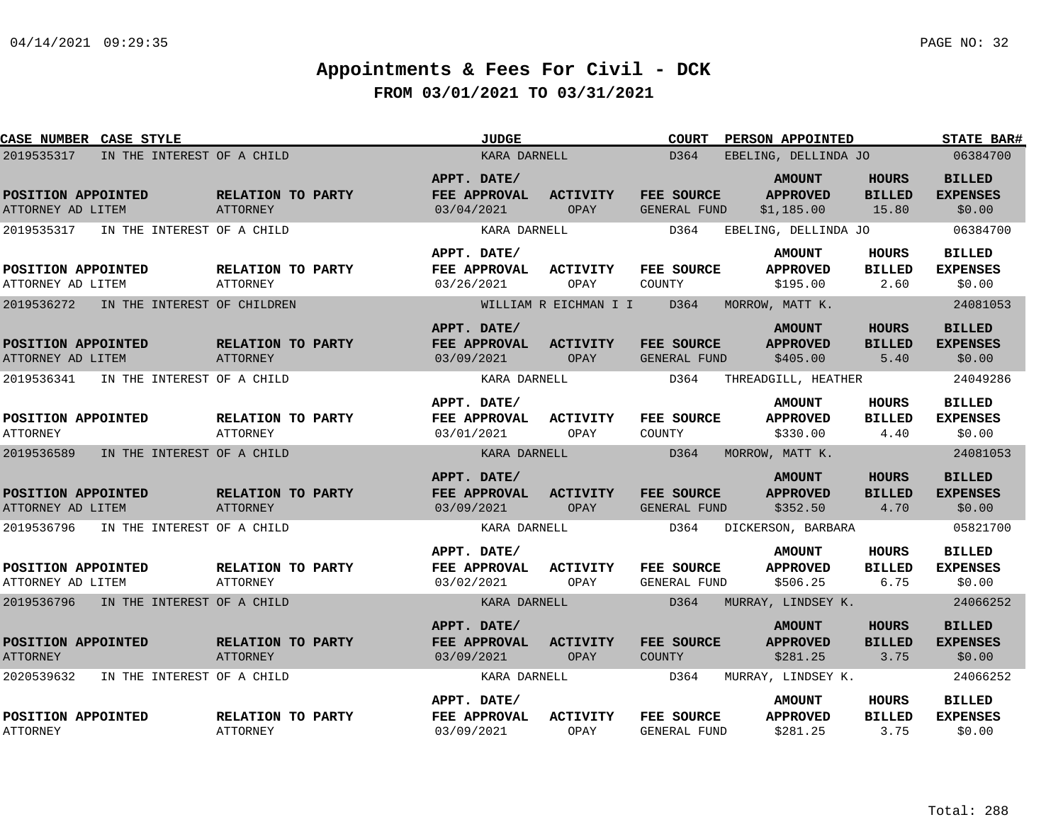# Appointments & Fees For Civil - DCK

## FROM 03/01/2021 TO 03/31/2021

| CASE NUMBER | CASE STYLE | JUDGE | COURT | PERSON APPOINTED | STATE BAR# |
|---|---|---|---|---|---|
| POSITION APPOINTED | RELATION TO PARTY | APPT. DATE/ FEE APPROVAL | ACTIVITY | FEE SOURCE | AMOUNT APPROVED | HOURS BILLED | BILLED EXPENSES |

| CASE NUMBER | CASE STYLE | JUDGE | COURT | PERSON APPOINTED | STATE BAR# | POSITION APPOINTED | RELATION TO PARTY | APPT. DATE/ FEE APPROVAL | ACTIVITY | FEE SOURCE | AMOUNT APPROVED | HOURS BILLED | BILLED EXPENSES |
|---|---|---|---|---|---|---|---|---|---|---|---|---|---|
| 2019535317 | IN THE INTEREST OF A CHILD | KARA DARNELL | D364 | EBELING, DELLINDA JO | 06384700 | ATTORNEY AD LITEM | ATTORNEY | 03/04/2021 | OPAY | GENERAL FUND | $1,185.00 | 15.80 | $0.00 |
| 2019535317 | IN THE INTEREST OF A CHILD | KARA DARNELL | D364 | EBELING, DELLINDA JO | 06384700 | ATTORNEY AD LITEM | ATTORNEY | 03/26/2021 | OPAY | COUNTY | $195.00 | 2.60 | $0.00 |
| 2019536272 | IN THE INTEREST OF CHILDREN | WILLIAM R EICHMAN I I | D364 | MORROW, MATT K. | 24081053 | ATTORNEY AD LITEM | ATTORNEY | 03/09/2021 | OPAY | GENERAL FUND | $405.00 | 5.40 | $0.00 |
| 2019536341 | IN THE INTEREST OF A CHILD | KARA DARNELL | D364 | THREADGILL, HEATHER | 24049286 | ATTORNEY | ATTORNEY | 03/01/2021 | OPAY | COUNTY | $330.00 | 4.40 | $0.00 |
| 2019536589 | IN THE INTEREST OF A CHILD | KARA DARNELL | D364 | MORROW, MATT K. | 24081053 | ATTORNEY AD LITEM | ATTORNEY | 03/09/2021 | OPAY | GENERAL FUND | $352.50 | 4.70 | $0.00 |
| 2019536796 | IN THE INTEREST OF A CHILD | KARA DARNELL | D364 | DICKERSON, BARBARA | 05821700 | ATTORNEY AD LITEM | ATTORNEY | 03/02/2021 | OPAY | GENERAL FUND | $506.25 | 6.75 | $0.00 |
| 2019536796 | IN THE INTEREST OF A CHILD | KARA DARNELL | D364 | MURRAY, LINDSEY K. | 24066252 | ATTORNEY | ATTORNEY | 03/09/2021 | OPAY | COUNTY | $281.25 | 3.75 | $0.00 |
| 2020539632 | IN THE INTEREST OF A CHILD | KARA DARNELL | D364 | MURRAY, LINDSEY K. | 24066252 | ATTORNEY | ATTORNEY | 03/09/2021 | OPAY | GENERAL FUND | $281.25 | 3.75 | $0.00 |

Total: 288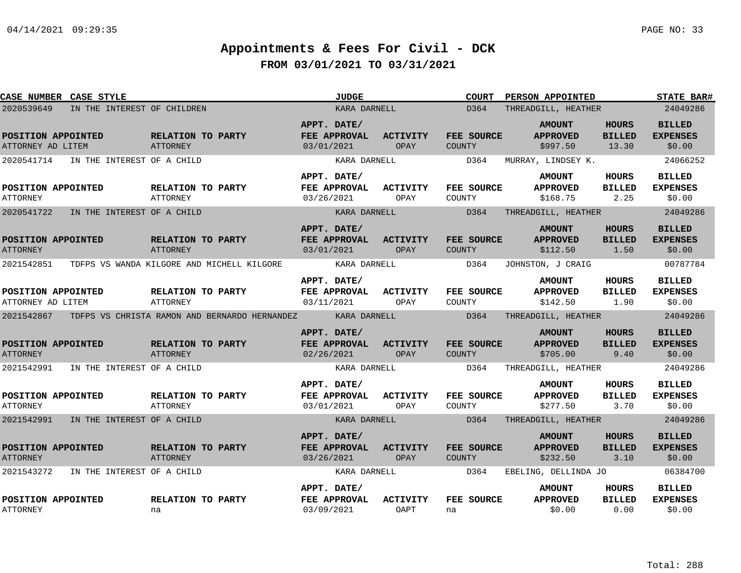# Appointments & Fees For Civil - DCK

## FROM 03/01/2021 TO 03/31/2021

| CASE NUMBER | CASE STYLE | JUDGE | COURT | PERSON APPOINTED | STATE BAR# |
|---|---|---|---|---|---|
| 2020539649 | IN THE INTEREST OF CHILDREN | KARA DARNELL | D364 | THREADGILL, HEATHER | 24049286 |

| POSITION APPOINTED | RELATION TO PARTY | APPT. DATE/ FEE APPROVAL | ACTIVITY | FEE SOURCE | AMOUNT APPROVED | HOURS BILLED | BILLED EXPENSES |
|---|---|---|---|---|---|---|---|
| ATTORNEY AD LITEM | ATTORNEY | 03/01/2021 | OPAY | COUNTY | $997.50 | 13.30 | $0.00 |

| CASE NUMBER | CASE STYLE | JUDGE | COURT | PERSON APPOINTED | STATE BAR# |
|---|---|---|---|---|---|
| 2020541714 | IN THE INTEREST OF A CHILD | KARA DARNELL | D364 | MURRAY, LINDSEY K. | 24066252 |

| POSITION APPOINTED | RELATION TO PARTY | APPT. DATE/ FEE APPROVAL | ACTIVITY | FEE SOURCE | AMOUNT APPROVED | HOURS BILLED | BILLED EXPENSES |
|---|---|---|---|---|---|---|---|
| ATTORNEY | ATTORNEY | 03/26/2021 | OPAY | COUNTY | $168.75 | 2.25 | $0.00 |

| CASE NUMBER | CASE STYLE | JUDGE | COURT | PERSON APPOINTED | STATE BAR# |
|---|---|---|---|---|---|
| 2020541722 | IN THE INTEREST OF A CHILD | KARA DARNELL | D364 | THREADGILL, HEATHER | 24049286 |

| POSITION APPOINTED | RELATION TO PARTY | APPT. DATE/ FEE APPROVAL | ACTIVITY | FEE SOURCE | AMOUNT APPROVED | HOURS BILLED | BILLED EXPENSES |
|---|---|---|---|---|---|---|---|
| ATTORNEY | ATTORNEY | 03/01/2021 | OPAY | COUNTY | $112.50 | 1.50 | $0.00 |

| CASE NUMBER | CASE STYLE | JUDGE | COURT | PERSON APPOINTED | STATE BAR# |
|---|---|---|---|---|---|
| 2021542851 | TDFPS VS WANDA KILGORE AND MICHELL KILGORE | KARA DARNELL | D364 | JOHNSTON, J CRAIG | 00787784 |

| POSITION APPOINTED | RELATION TO PARTY | APPT. DATE/ FEE APPROVAL | ACTIVITY | FEE SOURCE | AMOUNT APPROVED | HOURS BILLED | BILLED EXPENSES |
|---|---|---|---|---|---|---|---|
| ATTORNEY AD LITEM | ATTORNEY | 03/11/2021 | OPAY | COUNTY | $142.50 | 1.90 | $0.00 |

| CASE NUMBER | CASE STYLE | JUDGE | COURT | PERSON APPOINTED | STATE BAR# |
|---|---|---|---|---|---|
| 2021542867 | TDFPS VS CHRISTA RAMON AND BERNARDO HERNANDEZ | KARA DARNELL | D364 | THREADGILL, HEATHER | 24049286 |

| POSITION APPOINTED | RELATION TO PARTY | APPT. DATE/ FEE APPROVAL | ACTIVITY | FEE SOURCE | AMOUNT APPROVED | HOURS BILLED | BILLED EXPENSES |
|---|---|---|---|---|---|---|---|
| ATTORNEY | ATTORNEY | 02/26/2021 | OPAY | COUNTY | $705.00 | 9.40 | $0.00 |

| CASE NUMBER | CASE STYLE | JUDGE | COURT | PERSON APPOINTED | STATE BAR# |
|---|---|---|---|---|---|
| 2021542991 | IN THE INTEREST OF A CHILD | KARA DARNELL | D364 | THREADGILL, HEATHER | 24049286 |

| POSITION APPOINTED | RELATION TO PARTY | APPT. DATE/ FEE APPROVAL | ACTIVITY | FEE SOURCE | AMOUNT APPROVED | HOURS BILLED | BILLED EXPENSES |
|---|---|---|---|---|---|---|---|
| ATTORNEY | ATTORNEY | 03/01/2021 | OPAY | COUNTY | $277.50 | 3.70 | $0.00 |

| CASE NUMBER | CASE STYLE | JUDGE | COURT | PERSON APPOINTED | STATE BAR# |
|---|---|---|---|---|---|
| 2021542991 | IN THE INTEREST OF A CHILD | KARA DARNELL | D364 | THREADGILL, HEATHER | 24049286 |

| POSITION APPOINTED | RELATION TO PARTY | APPT. DATE/ FEE APPROVAL | ACTIVITY | FEE SOURCE | AMOUNT APPROVED | HOURS BILLED | BILLED EXPENSES |
|---|---|---|---|---|---|---|---|
| ATTORNEY | ATTORNEY | 03/26/2021 | OPAY | COUNTY | $232.50 | 3.10 | $0.00 |

| CASE NUMBER | CASE STYLE | JUDGE | COURT | PERSON APPOINTED | STATE BAR# |
|---|---|---|---|---|---|
| 2021543272 | IN THE INTEREST OF A CHILD | KARA DARNELL | D364 | EBELING, DELLINDA JO | 06384700 |

| POSITION APPOINTED | RELATION TO PARTY | APPT. DATE/ FEE APPROVAL | ACTIVITY | FEE SOURCE | AMOUNT APPROVED | HOURS BILLED | BILLED EXPENSES |
|---|---|---|---|---|---|---|---|
| ATTORNEY | na | 03/09/2021 | OAPT | na | $0.00 | 0.00 | $0.00 |

Total: 288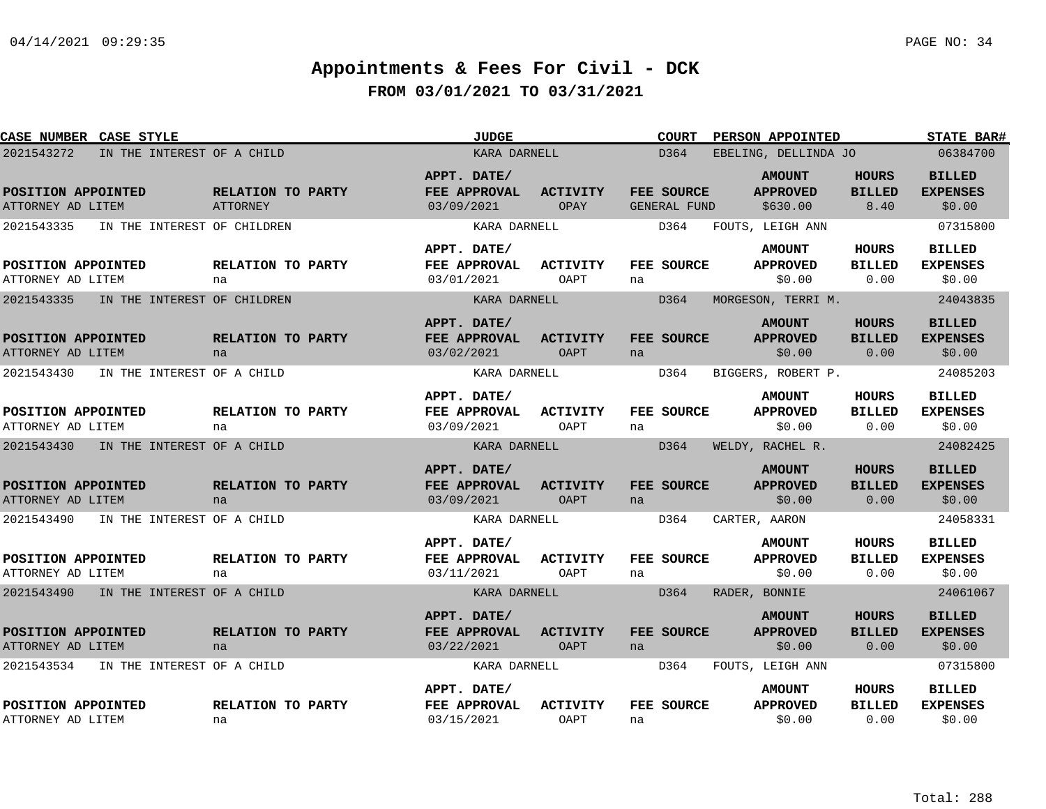# Appointments & Fees For Civil - DCK

## FROM 03/01/2021 TO 03/31/2021

| CASE NUMBER | CASE STYLE | JUDGE | COURT | PERSON APPOINTED | STATE BAR# |
|---|---|---|---|---|---|
| 2021543272 | IN THE INTEREST OF A CHILD | KARA DARNELL | D364 | EBELING, DELLINDA JO | 06384700 |

| POSITION APPOINTED | RELATION TO PARTY | APPT. DATE/ FEE APPROVAL | ACTIVITY | FEE SOURCE | AMOUNT APPROVED | HOURS BILLED | BILLED EXPENSES |
|---|---|---|---|---|---|---|---|
| ATTORNEY AD LITEM | ATTORNEY | 03/09/2021 | OPAY | GENERAL FUND | $630.00 | 8.40 | $0.00 |

| CASE NUMBER | CASE STYLE | JUDGE | COURT | PERSON APPOINTED | STATE BAR# |
|---|---|---|---|---|---|
| 2021543335 | IN THE INTEREST OF CHILDREN | KARA DARNELL | D364 | FOUTS, LEIGH ANN | 07315800 |

| POSITION APPOINTED | RELATION TO PARTY | APPT. DATE/ FEE APPROVAL | ACTIVITY | FEE SOURCE | AMOUNT APPROVED | HOURS BILLED | BILLED EXPENSES |
|---|---|---|---|---|---|---|---|
| ATTORNEY AD LITEM | na | 03/01/2021 | OAPT | na | $0.00 | 0.00 | $0.00 |

| CASE NUMBER | CASE STYLE | JUDGE | COURT | PERSON APPOINTED | STATE BAR# |
|---|---|---|---|---|---|
| 2021543335 | IN THE INTEREST OF CHILDREN | KARA DARNELL | D364 | MORGESON, TERRI M. | 24043835 |

| POSITION APPOINTED | RELATION TO PARTY | APPT. DATE/ FEE APPROVAL | ACTIVITY | FEE SOURCE | AMOUNT APPROVED | HOURS BILLED | BILLED EXPENSES |
|---|---|---|---|---|---|---|---|
| ATTORNEY AD LITEM | na | 03/02/2021 | OAPT | na | $0.00 | 0.00 | $0.00 |

| CASE NUMBER | CASE STYLE | JUDGE | COURT | PERSON APPOINTED | STATE BAR# |
|---|---|---|---|---|---|
| 2021543430 | IN THE INTEREST OF A CHILD | KARA DARNELL | D364 | BIGGERS, ROBERT P. | 24085203 |

| POSITION APPOINTED | RELATION TO PARTY | APPT. DATE/ FEE APPROVAL | ACTIVITY | FEE SOURCE | AMOUNT APPROVED | HOURS BILLED | BILLED EXPENSES |
|---|---|---|---|---|---|---|---|
| ATTORNEY AD LITEM | na | 03/09/2021 | OAPT | na | $0.00 | 0.00 | $0.00 |

| CASE NUMBER | CASE STYLE | JUDGE | COURT | PERSON APPOINTED | STATE BAR# |
|---|---|---|---|---|---|
| 2021543430 | IN THE INTEREST OF A CHILD | KARA DARNELL | D364 | WELDY, RACHEL R. | 24082425 |

| POSITION APPOINTED | RELATION TO PARTY | APPT. DATE/ FEE APPROVAL | ACTIVITY | FEE SOURCE | AMOUNT APPROVED | HOURS BILLED | BILLED EXPENSES |
|---|---|---|---|---|---|---|---|
| ATTORNEY AD LITEM | na | 03/09/2021 | OAPT | na | $0.00 | 0.00 | $0.00 |

| CASE NUMBER | CASE STYLE | JUDGE | COURT | PERSON APPOINTED | STATE BAR# |
|---|---|---|---|---|---|
| 2021543490 | IN THE INTEREST OF A CHILD | KARA DARNELL | D364 | CARTER, AARON | 24058331 |

| POSITION APPOINTED | RELATION TO PARTY | APPT. DATE/ FEE APPROVAL | ACTIVITY | FEE SOURCE | AMOUNT APPROVED | HOURS BILLED | BILLED EXPENSES |
|---|---|---|---|---|---|---|---|
| ATTORNEY AD LITEM | na | 03/11/2021 | OAPT | na | $0.00 | 0.00 | $0.00 |

| CASE NUMBER | CASE STYLE | JUDGE | COURT | PERSON APPOINTED | STATE BAR# |
|---|---|---|---|---|---|
| 2021543490 | IN THE INTEREST OF A CHILD | KARA DARNELL | D364 | RADER, BONNIE | 24061067 |

| POSITION APPOINTED | RELATION TO PARTY | APPT. DATE/ FEE APPROVAL | ACTIVITY | FEE SOURCE | AMOUNT APPROVED | HOURS BILLED | BILLED EXPENSES |
|---|---|---|---|---|---|---|---|
| ATTORNEY AD LITEM | na | 03/22/2021 | OAPT | na | $0.00 | 0.00 | $0.00 |

| CASE NUMBER | CASE STYLE | JUDGE | COURT | PERSON APPOINTED | STATE BAR# |
|---|---|---|---|---|---|
| 2021543534 | IN THE INTEREST OF A CHILD | KARA DARNELL | D364 | FOUTS, LEIGH ANN | 07315800 |

| POSITION APPOINTED | RELATION TO PARTY | APPT. DATE/ FEE APPROVAL | ACTIVITY | FEE SOURCE | AMOUNT APPROVED | HOURS BILLED | BILLED EXPENSES |
|---|---|---|---|---|---|---|---|
| ATTORNEY AD LITEM | na | 03/15/2021 | OAPT | na | $0.00 | 0.00 | $0.00 |

Total: 288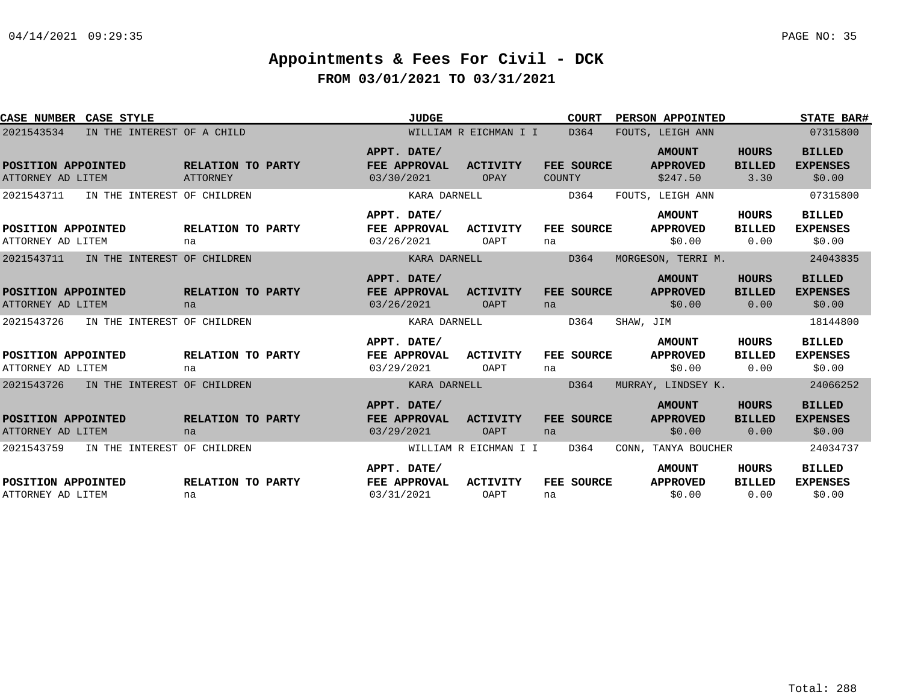# Appointments & Fees For Civil - DCK

## FROM 03/01/2021 TO 03/31/2021

| CASE NUMBER | CASE STYLE | JUDGE | COURT | PERSON APPOINTED | STATE BAR# |
|---|---|---|---|---|---|
| 2021543534 | IN THE INTEREST OF A CHILD | WILLIAM R EICHMAN I I | D364 | FOUTS, LEIGH ANN | 07315800 |

| POSITION APPOINTED | RELATION TO PARTY | APPT. DATE/ FEE APPROVAL | ACTIVITY | FEE SOURCE | AMOUNT APPROVED | HOURS BILLED | BILLED EXPENSES |
|---|---|---|---|---|---|---|---|
| ATTORNEY AD LITEM | ATTORNEY | 03/30/2021 | OPAY | COUNTY | $247.50 | 3.30 | $0.00 |

| CASE NUMBER | CASE STYLE | JUDGE | COURT | PERSON APPOINTED | STATE BAR# |
|---|---|---|---|---|---|
| 2021543711 | IN THE INTEREST OF CHILDREN | KARA DARNELL | D364 | FOUTS, LEIGH ANN | 07315800 |

| POSITION APPOINTED | RELATION TO PARTY | APPT. DATE/ FEE APPROVAL | ACTIVITY | FEE SOURCE | AMOUNT APPROVED | HOURS BILLED | BILLED EXPENSES |
|---|---|---|---|---|---|---|---|
| ATTORNEY AD LITEM | na | 03/26/2021 | OAPT | na | $0.00 | 0.00 | $0.00 |

| CASE NUMBER | CASE STYLE | JUDGE | COURT | PERSON APPOINTED | STATE BAR# |
|---|---|---|---|---|---|
| 2021543711 | IN THE INTEREST OF CHILDREN | KARA DARNELL | D364 | MORGESON, TERRI M. | 24043835 |

| POSITION APPOINTED | RELATION TO PARTY | APPT. DATE/ FEE APPROVAL | ACTIVITY | FEE SOURCE | AMOUNT APPROVED | HOURS BILLED | BILLED EXPENSES |
|---|---|---|---|---|---|---|---|
| ATTORNEY AD LITEM | na | 03/26/2021 | OAPT | na | $0.00 | 0.00 | $0.00 |

| CASE NUMBER | CASE STYLE | JUDGE | COURT | PERSON APPOINTED | STATE BAR# |
|---|---|---|---|---|---|
| 2021543726 | IN THE INTEREST OF CHILDREN | KARA DARNELL | D364 | SHAW, JIM | 18144800 |

| POSITION APPOINTED | RELATION TO PARTY | APPT. DATE/ FEE APPROVAL | ACTIVITY | FEE SOURCE | AMOUNT APPROVED | HOURS BILLED | BILLED EXPENSES |
|---|---|---|---|---|---|---|---|
| ATTORNEY AD LITEM | na | 03/29/2021 | OAPT | na | $0.00 | 0.00 | $0.00 |

| CASE NUMBER | CASE STYLE | JUDGE | COURT | PERSON APPOINTED | STATE BAR# |
|---|---|---|---|---|---|
| 2021543726 | IN THE INTEREST OF CHILDREN | KARA DARNELL | D364 | MURRAY, LINDSEY K. | 24066252 |

| POSITION APPOINTED | RELATION TO PARTY | APPT. DATE/ FEE APPROVAL | ACTIVITY | FEE SOURCE | AMOUNT APPROVED | HOURS BILLED | BILLED EXPENSES |
|---|---|---|---|---|---|---|---|
| ATTORNEY AD LITEM | na | 03/29/2021 | OAPT | na | $0.00 | 0.00 | $0.00 |

| CASE NUMBER | CASE STYLE | JUDGE | COURT | PERSON APPOINTED | STATE BAR# |
|---|---|---|---|---|---|
| 2021543759 | IN THE INTEREST OF CHILDREN | WILLIAM R EICHMAN I I | D364 | CONN, TANYA BOUCHER | 24034737 |

| POSITION APPOINTED | RELATION TO PARTY | APPT. DATE/ FEE APPROVAL | ACTIVITY | FEE SOURCE | AMOUNT APPROVED | HOURS BILLED | BILLED EXPENSES |
|---|---|---|---|---|---|---|---|
| ATTORNEY AD LITEM | na | 03/31/2021 | OAPT | na | $0.00 | 0.00 | $0.00 |

Total: 288